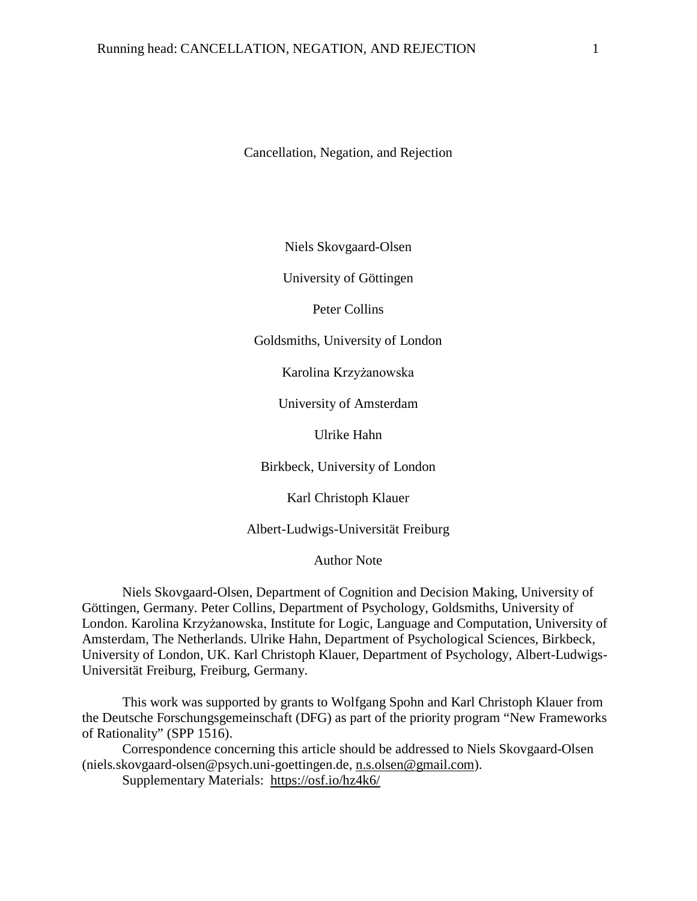# Cancellation, Negation, and Rejection

Niels Skovgaard-Olsen

University of Göttingen

Peter Collins

Goldsmiths, University of London

Karolina Krzyżanowska

University of Amsterdam

Ulrike Hahn

Birkbeck, University of London

Karl Christoph Klauer

Albert-Ludwigs-Universität Freiburg

Author Note

Niels Skovgaard-Olsen, Department of Cognition and Decision Making, University of Göttingen, Germany. Peter Collins, Department of Psychology, Goldsmiths, University of London. Karolina Krzyżanowska, Institute for Logic, Language and Computation, University of Amsterdam, The Netherlands. Ulrike Hahn, Department of Psychological Sciences, Birkbeck, University of London, UK. Karl Christoph Klauer, Department of Psychology, Albert-Ludwigs-Universität Freiburg, Freiburg, Germany.

This work was supported by grants to Wolfgang Spohn and Karl Christoph Klauer from the Deutsche Forschungsgemeinschaft (DFG) as part of the priority program "New Frameworks of Rationality" (SPP 1516).

Correspondence concerning this article should be addressed to Niels Skovgaard-Olsen (niels.skovgaard-olsen@psych.uni-goettingen.de, n.s.olsen@gmail.com).

Supplementary Materials: https://osf.io/hz4k6/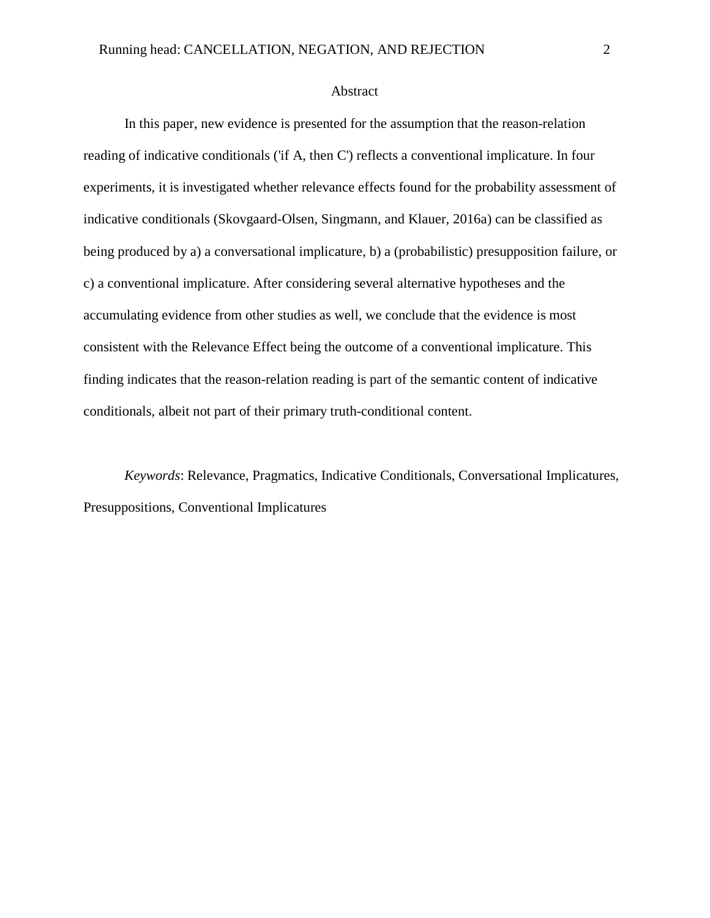# Abstract

In this paper, new evidence is presented for the assumption that the reason-relation reading of indicative conditionals ('if A, then C') reflects a conventional implicature. In four experiments, it is investigated whether relevance effects found for the probability assessment of indicative conditionals (Skovgaard-Olsen, Singmann, and Klauer, 2016a) can be classified as being produced by a) a conversational implicature, b) a (probabilistic) presupposition failure, or c) a conventional implicature. After considering several alternative hypotheses and the accumulating evidence from other studies as well, we conclude that the evidence is most consistent with the Relevance Effect being the outcome of a conventional implicature. This finding indicates that the reason-relation reading is part of the semantic content of indicative conditionals, albeit not part of their primary truth-conditional content.

*Keywords*: Relevance, Pragmatics, Indicative Conditionals, Conversational Implicatures, Presuppositions, Conventional Implicatures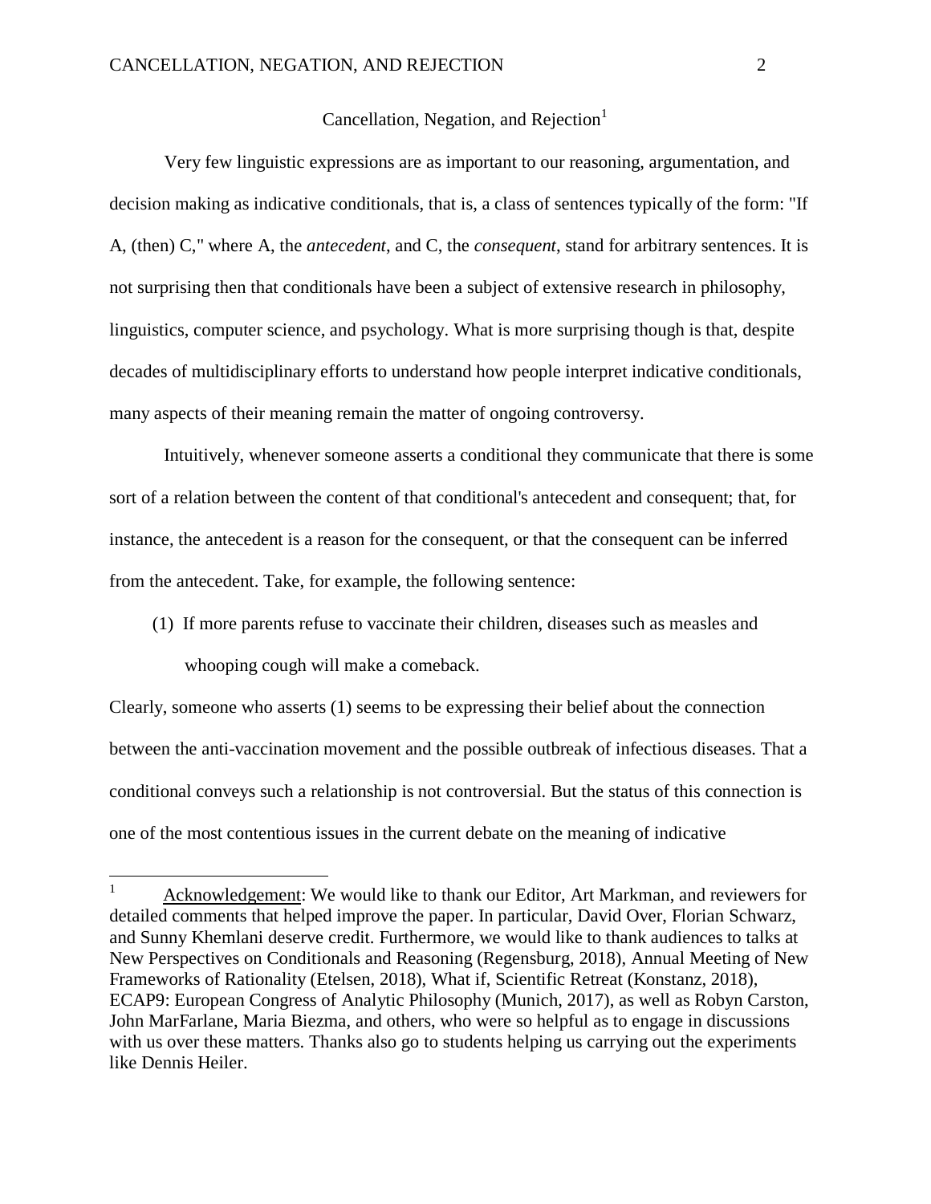Cancellation, Negation, and Rejection[1]

Very few linguistic expressions are as important to our reasoning, argumentation, and decision making as indicative conditionals, that is, a class of sentences typically of the form: "If A, (then) C," where A, the *antecedent*, and C, the *consequent*, stand for arbitrary sentences. It is not surprising then that conditionals have been a subject of extensive research in philosophy, linguistics, computer science, and psychology. What is more surprising though is that, despite decades of multidisciplinary efforts to understand how people interpret indicative conditionals, many aspects of their meaning remain the matter of ongoing controversy.

Intuitively, whenever someone asserts a conditional they communicate that there is some sort of a relation between the content of that conditional's antecedent and consequent; that, for instance, the antecedent is a reason for the consequent, or that the consequent can be inferred from the antecedent. Take, for example, the following sentence:

(1) If more parents refuse to vaccinate their children, diseases such as measles and whooping cough will make a comeback.

Clearly, someone who asserts (1) seems to be expressing their belief about the connection between the anti-vaccination movement and the possible outbreak of infectious diseases. That a conditional conveys such a relationship is not controversial. But the status of this connection is one of the most contentious issues in the current debate on the meaning of indicative

[1] Acknowledgement: We would like to thank our Editor, Art Markman, and reviewers for detailed comments that helped improve the paper. In particular, David Over, Florian Schwarz, and Sunny Khemlani deserve credit. Furthermore, we would like to thank audiences to talks at New Perspectives on Conditionals and Reasoning (Regensburg, 2018), Annual Meeting of New Frameworks of Rationality (Etelsen, 2018), What if, Scientific Retreat (Konstanz, 2018), ECAP9: European Congress of Analytic Philosophy (Munich, 2017), as well as Robyn Carston, John MarFarlane, Maria Biezma, and others, who were so helpful as to engage in discussions with us over these matters. Thanks also go to students helping us carrying out the experiments like Dennis Heiler.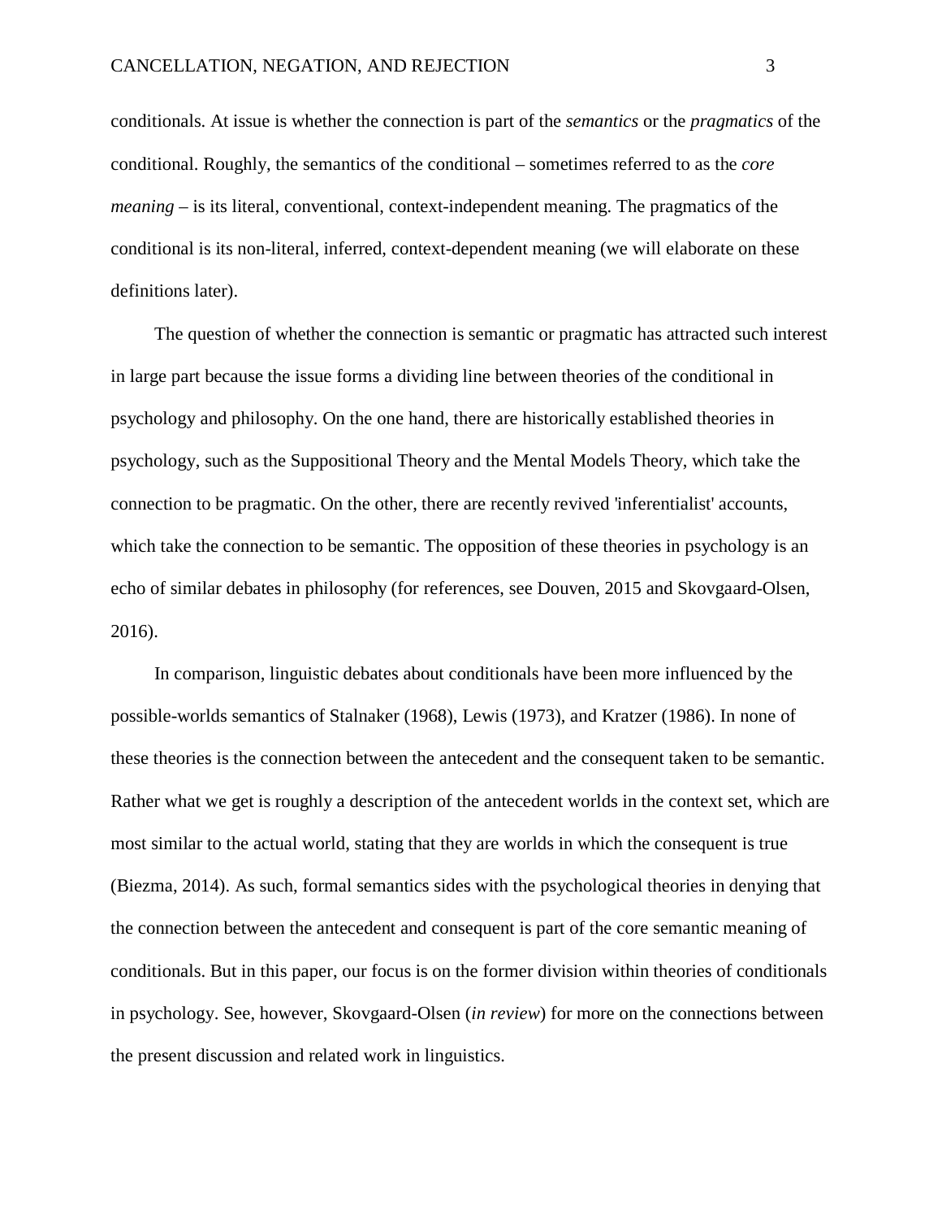conditionals. At issue is whether the connection is part of the *semantics* or the *pragmatics* of the conditional. Roughly, the semantics of the conditional – sometimes referred to as the *core meaning* – is its literal, conventional, context-independent meaning. The pragmatics of the conditional is its non-literal, inferred, context-dependent meaning (we will elaborate on these definitions later).

The question of whether the connection is semantic or pragmatic has attracted such interest in large part because the issue forms a dividing line between theories of the conditional in psychology and philosophy. On the one hand, there are historically established theories in psychology, such as the Suppositional Theory and the Mental Models Theory, which take the connection to be pragmatic. On the other, there are recently revived 'inferentialist' accounts, which take the connection to be semantic. The opposition of these theories in psychology is an echo of similar debates in philosophy (for references, see Douven, 2015 and Skovgaard-Olsen, 2016).

In comparison, linguistic debates about conditionals have been more influenced by the possible-worlds semantics of Stalnaker (1968), Lewis (1973), and Kratzer (1986). In none of these theories is the connection between the antecedent and the consequent taken to be semantic. Rather what we get is roughly a description of the antecedent worlds in the context set, which are most similar to the actual world, stating that they are worlds in which the consequent is true (Biezma, 2014). As such, formal semantics sides with the psychological theories in denying that the connection between the antecedent and consequent is part of the core semantic meaning of conditionals. But in this paper, our focus is on the former division within theories of conditionals in psychology. See, however, Skovgaard-Olsen (*in review*) for more on the connections between the present discussion and related work in linguistics.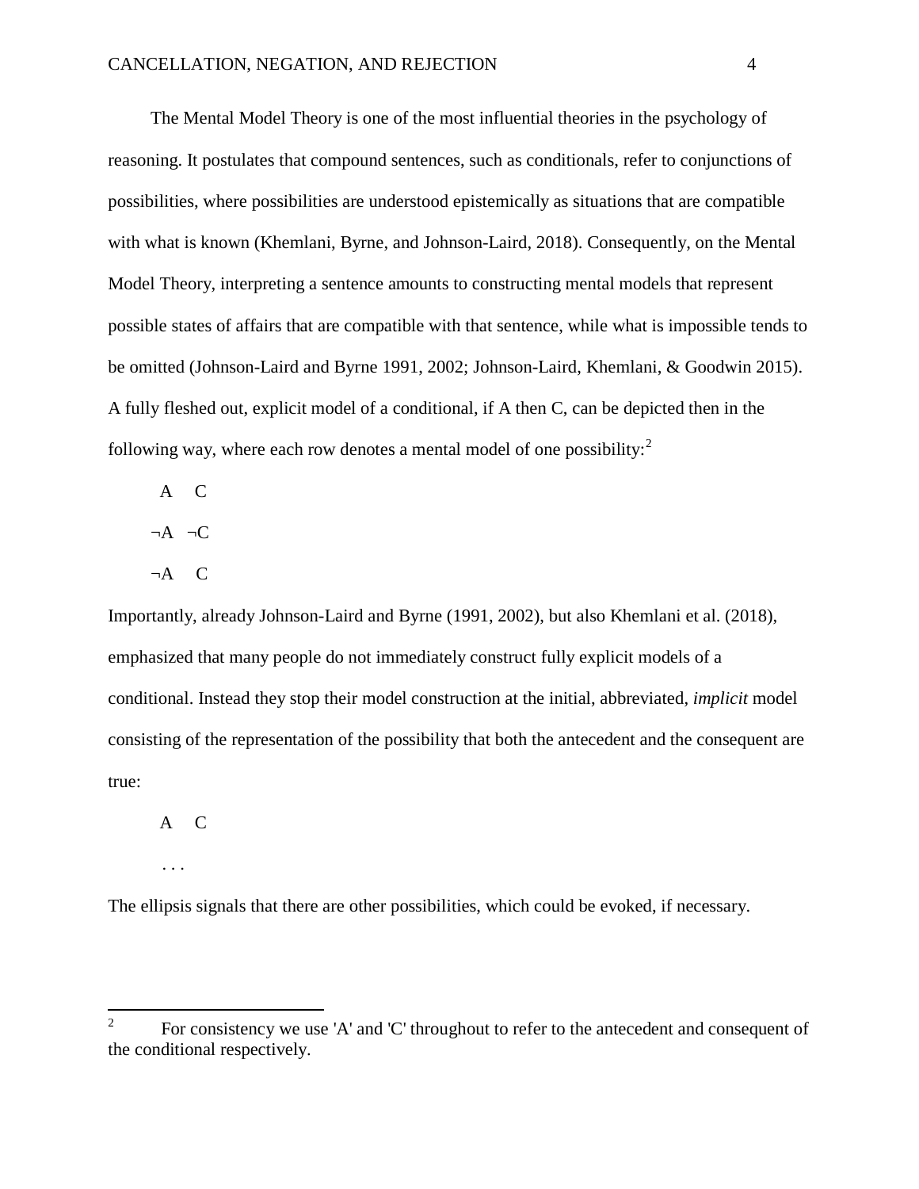The Mental Model Theory is one of the most influential theories in the psychology of reasoning. It postulates that compound sentences, such as conditionals, refer to conjunctions of possibilities, where possibilities are understood epistemically as situations that are compatible with what is known (Khemlani, Byrne, and Johnson-Laird, 2018). Consequently, on the Mental Model Theory, interpreting a sentence amounts to constructing mental models that represent possible states of affairs that are compatible with that sentence, while what is impossible tends to be omitted (Johnson-Laird and Byrne 1991, 2002; Johnson-Laird, Khemlani, & Goodwin 2015). A fully fleshed out, explicit model of a conditional, if A then C, can be depicted then in the following way, where each row denotes a mental model of one possibility:[2]

$$
\begin{array}{cc}
A & C \\
\neg A & \neg C \\
\neg A & C
\end{array}
$$

Importantly, already Johnson-Laird and Byrne (1991, 2002), but also Khemlani et al. (2018), emphasized that many people do not immediately construct fully explicit models of a conditional. Instead they stop their model construction at the initial, abbreviated, *implicit* model consisting of the representation of the possibility that both the antecedent and the consequent are true:

$$
\begin{array}{cc}
A & C \\
\ldots &
\end{array}
$$

The ellipsis signals that there are other possibilities, which could be evoked, if necessary.

---

[2] For consistency we use 'A' and 'C' throughout to refer to the antecedent and consequent of the conditional respectively.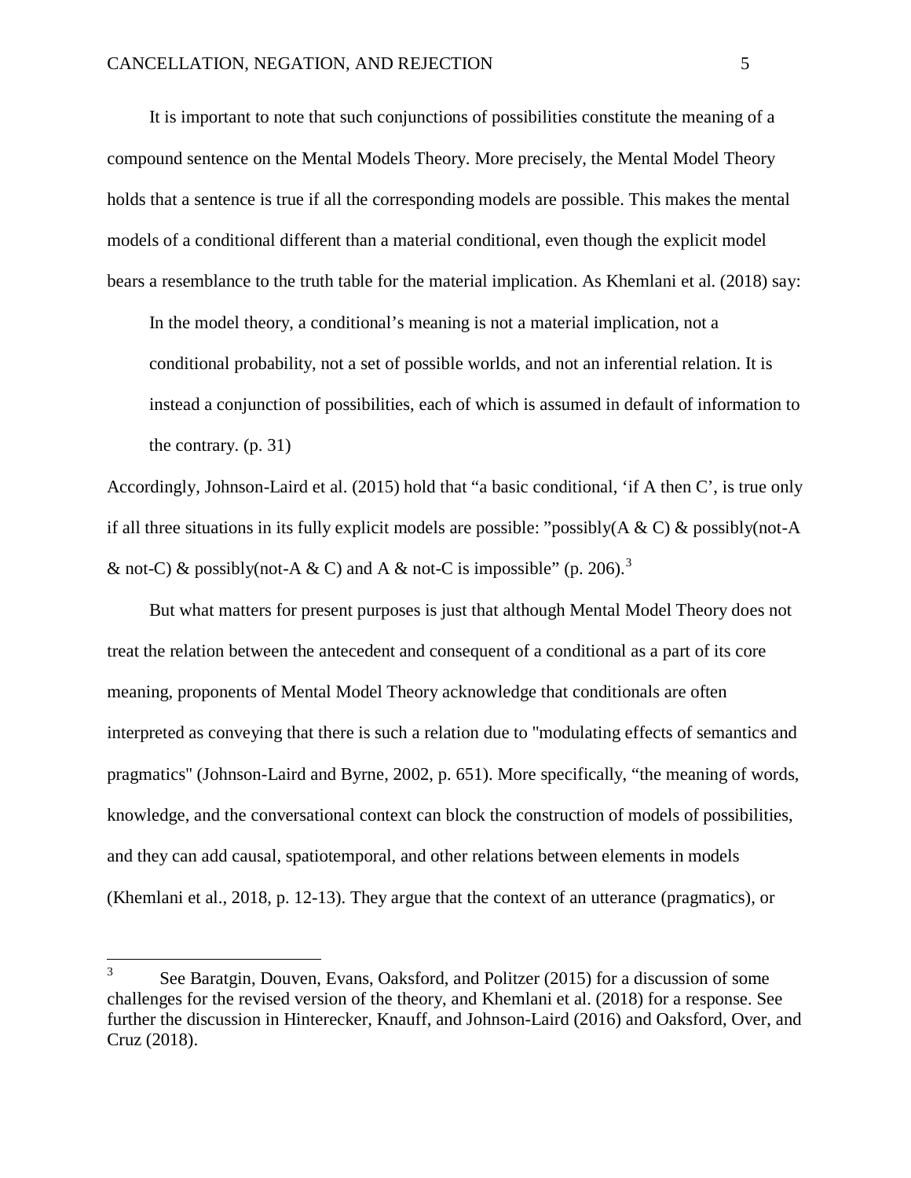It is important to note that such conjunctions of possibilities constitute the meaning of a compound sentence on the Mental Models Theory. More precisely, the Mental Model Theory holds that a sentence is true if all the corresponding models are possible. This makes the mental models of a conditional different than a material conditional, even though the explicit model bears a resemblance to the truth table for the material implication. As Khemlani et al. (2018) say:

> In the model theory, a conditional's meaning is not a material implication, not a conditional probability, not a set of possible worlds, and not an inferential relation. It is instead a conjunction of possibilities, each of which is assumed in default of information to the contrary. (p. 31)

Accordingly, Johnson-Laird et al. (2015) hold that "a basic conditional, 'if A then C', is true only if all three situations in its fully explicit models are possible: "possibly(A & C) & possibly(not-A & not-C) & possibly(not-A & C) and A & not-C is impossible" (p. 206).[3]

But what matters for present purposes is just that although Mental Model Theory does not treat the relation between the antecedent and consequent of a conditional as a part of its core meaning, proponents of Mental Model Theory acknowledge that conditionals are often interpreted as conveying that there is such a relation due to "modulating effects of semantics and pragmatics" (Johnson-Laird and Byrne, 2002, p. 651). More specifically, "the meaning of words, knowledge, and the conversational context can block the construction of models of possibilities, and they can add causal, spatiotemporal, and other relations between elements in models (Khemlani et al., 2018, p. 12-13). They argue that the context of an utterance (pragmatics), or

[3] See Baratgin, Douven, Evans, Oaksford, and Politzer (2015) for a discussion of some challenges for the revised version of the theory, and Khemlani et al. (2018) for a response. See further the discussion in Hinterecker, Knauff, and Johnson-Laird (2016) and Oaksford, Over, and Cruz (2018).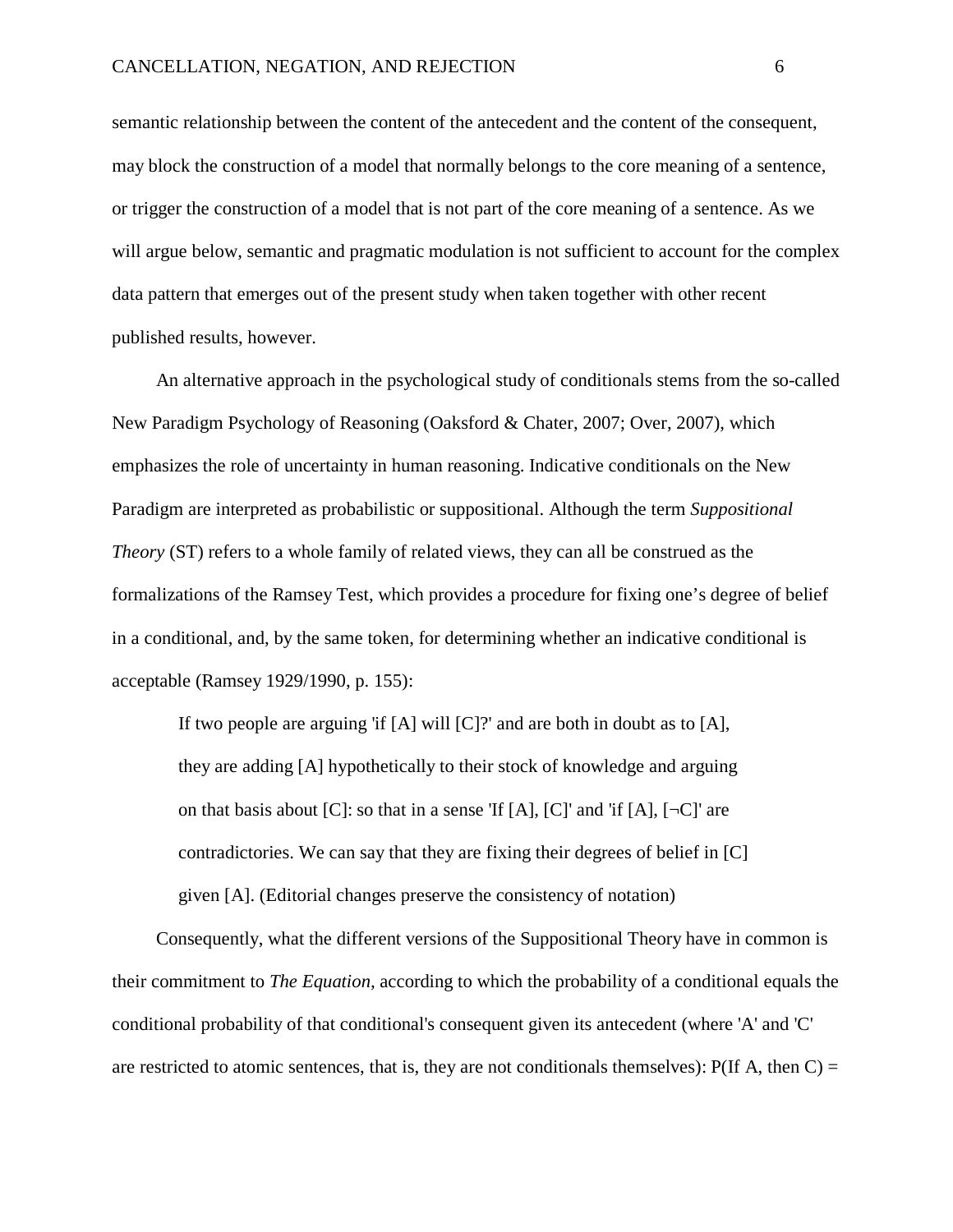semantic relationship between the content of the antecedent and the content of the consequent, may block the construction of a model that normally belongs to the core meaning of a sentence, or trigger the construction of a model that is not part of the core meaning of a sentence. As we will argue below, semantic and pragmatic modulation is not sufficient to account for the complex data pattern that emerges out of the present study when taken together with other recent published results, however.

An alternative approach in the psychological study of conditionals stems from the so-called New Paradigm Psychology of Reasoning (Oaksford & Chater, 2007; Over, 2007), which emphasizes the role of uncertainty in human reasoning. Indicative conditionals on the New Paradigm are interpreted as probabilistic or suppositional. Although the term *Suppositional Theory* (ST) refers to a whole family of related views, they can all be construed as the formalizations of the Ramsey Test, which provides a procedure for fixing one's degree of belief in a conditional, and, by the same token, for determining whether an indicative conditional is acceptable (Ramsey 1929/1990, p. 155):

> If two people are arguing 'if [A] will [C]?' and are both in doubt as to [A], they are adding [A] hypothetically to their stock of knowledge and arguing on that basis about [C]: so that in a sense 'If [A], [C]' and 'if [A], [¬C]' are contradictories. We can say that they are fixing their degrees of belief in [C] given [A]. (Editorial changes preserve the consistency of notation)

Consequently, what the different versions of the Suppositional Theory have in common is their commitment to *The Equation*, according to which the probability of a conditional equals the conditional probability of that conditional's consequent given its antecedent (where 'A' and 'C' are restricted to atomic sentences, that is, they are not conditionals themselves): P(If A, then C) =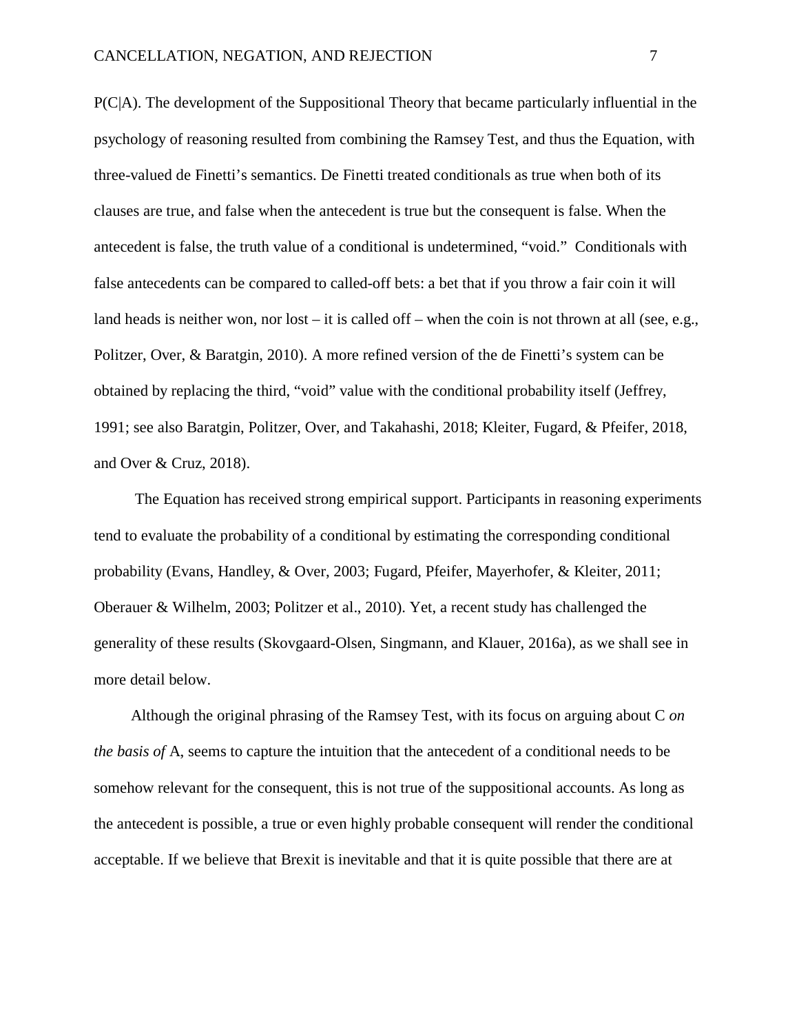$P(C|A)$. The development of the Suppositional Theory that became particularly influential in the psychology of reasoning resulted from combining the Ramsey Test, and thus the Equation, with three-valued de Finetti's semantics. De Finetti treated conditionals as true when both of its clauses are true, and false when the antecedent is true but the consequent is false. When the antecedent is false, the truth value of a conditional is undetermined, "void." Conditionals with false antecedents can be compared to called-off bets: a bet that if you throw a fair coin it will land heads is neither won, nor lost – it is called off – when the coin is not thrown at all (see, e.g., Politzer, Over, & Baratgin, 2010). A more refined version of the de Finetti's system can be obtained by replacing the third, "void" value with the conditional probability itself (Jeffrey, 1991; see also Baratgin, Politzer, Over, and Takahashi, 2018; Kleiter, Fugard, & Pfeifer, 2018, and Over & Cruz, 2018).

The Equation has received strong empirical support. Participants in reasoning experiments tend to evaluate the probability of a conditional by estimating the corresponding conditional probability (Evans, Handley, & Over, 2003; Fugard, Pfeifer, Mayerhofer, & Kleiter, 2011; Oberauer & Wilhelm, 2003; Politzer et al., 2010). Yet, a recent study has challenged the generality of these results (Skovgaard-Olsen, Singmann, and Klauer, 2016a), as we shall see in more detail below.

Although the original phrasing of the Ramsey Test, with its focus on arguing about C *on the basis of* A, seems to capture the intuition that the antecedent of a conditional needs to be somehow relevant for the consequent, this is not true of the suppositional accounts. As long as the antecedent is possible, a true or even highly probable consequent will render the conditional acceptable. If we believe that Brexit is inevitable and that it is quite possible that there are at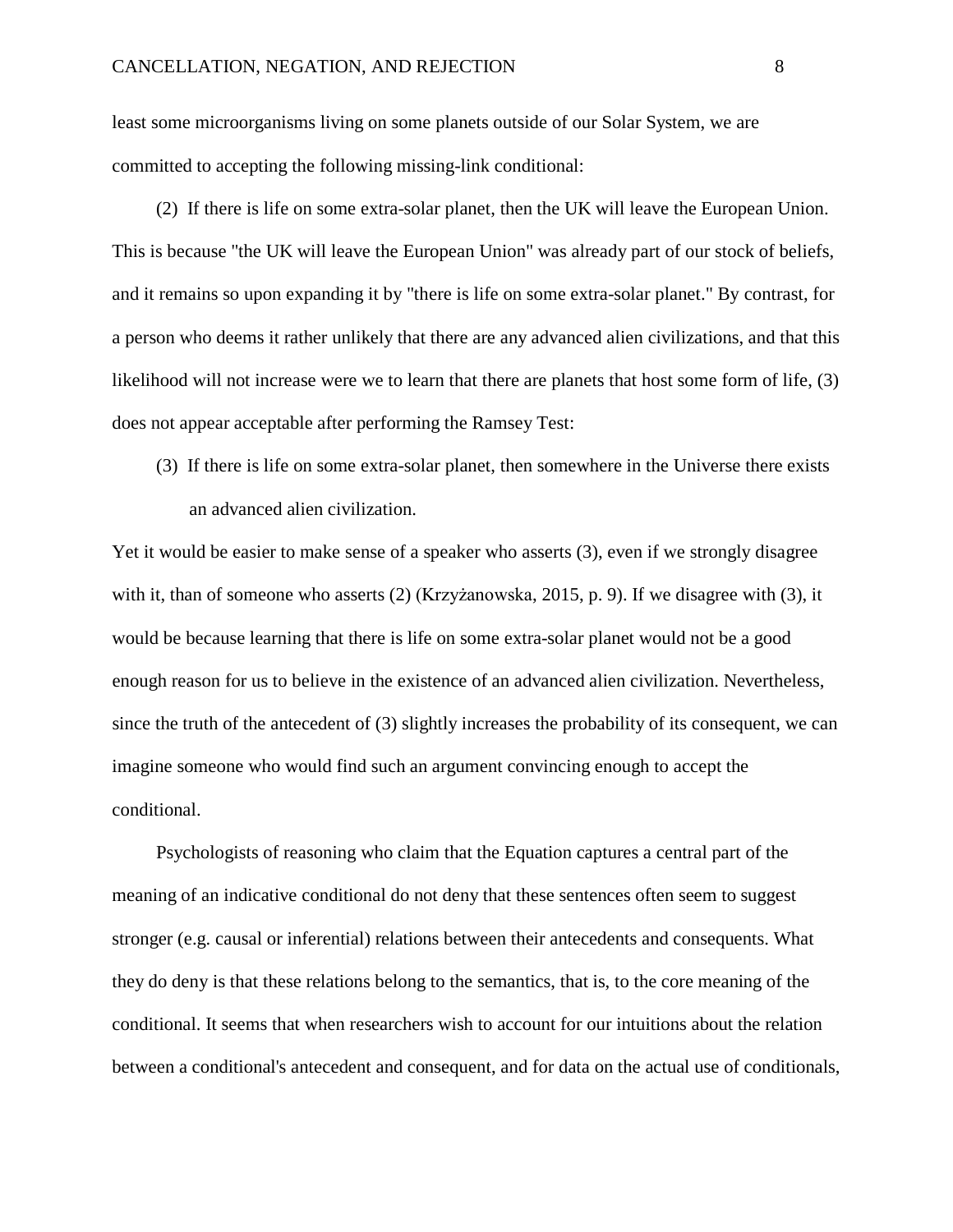least some microorganisms living on some planets outside of our Solar System, we are committed to accepting the following missing-link conditional:

(2) If there is life on some extra-solar planet, then the UK will leave the European Union.

This is because "the UK will leave the European Union" was already part of our stock of beliefs, and it remains so upon expanding it by "there is life on some extra-solar planet." By contrast, for a person who deems it rather unlikely that there are any advanced alien civilizations, and that this likelihood will not increase were we to learn that there are planets that host some form of life, (3) does not appear acceptable after performing the Ramsey Test:

(3) If there is life on some extra-solar planet, then somewhere in the Universe there exists an advanced alien civilization.

Yet it would be easier to make sense of a speaker who asserts (3), even if we strongly disagree with it, than of someone who asserts (2) (Krzyżanowska, 2015, p. 9). If we disagree with (3), it would be because learning that there is life on some extra-solar planet would not be a good enough reason for us to believe in the existence of an advanced alien civilization. Nevertheless, since the truth of the antecedent of (3) slightly increases the probability of its consequent, we can imagine someone who would find such an argument convincing enough to accept the conditional.

Psychologists of reasoning who claim that the Equation captures a central part of the meaning of an indicative conditional do not deny that these sentences often seem to suggest stronger (e.g. causal or inferential) relations between their antecedents and consequents. What they do deny is that these relations belong to the semantics, that is, to the core meaning of the conditional. It seems that when researchers wish to account for our intuitions about the relation between a conditional's antecedent and consequent, and for data on the actual use of conditionals,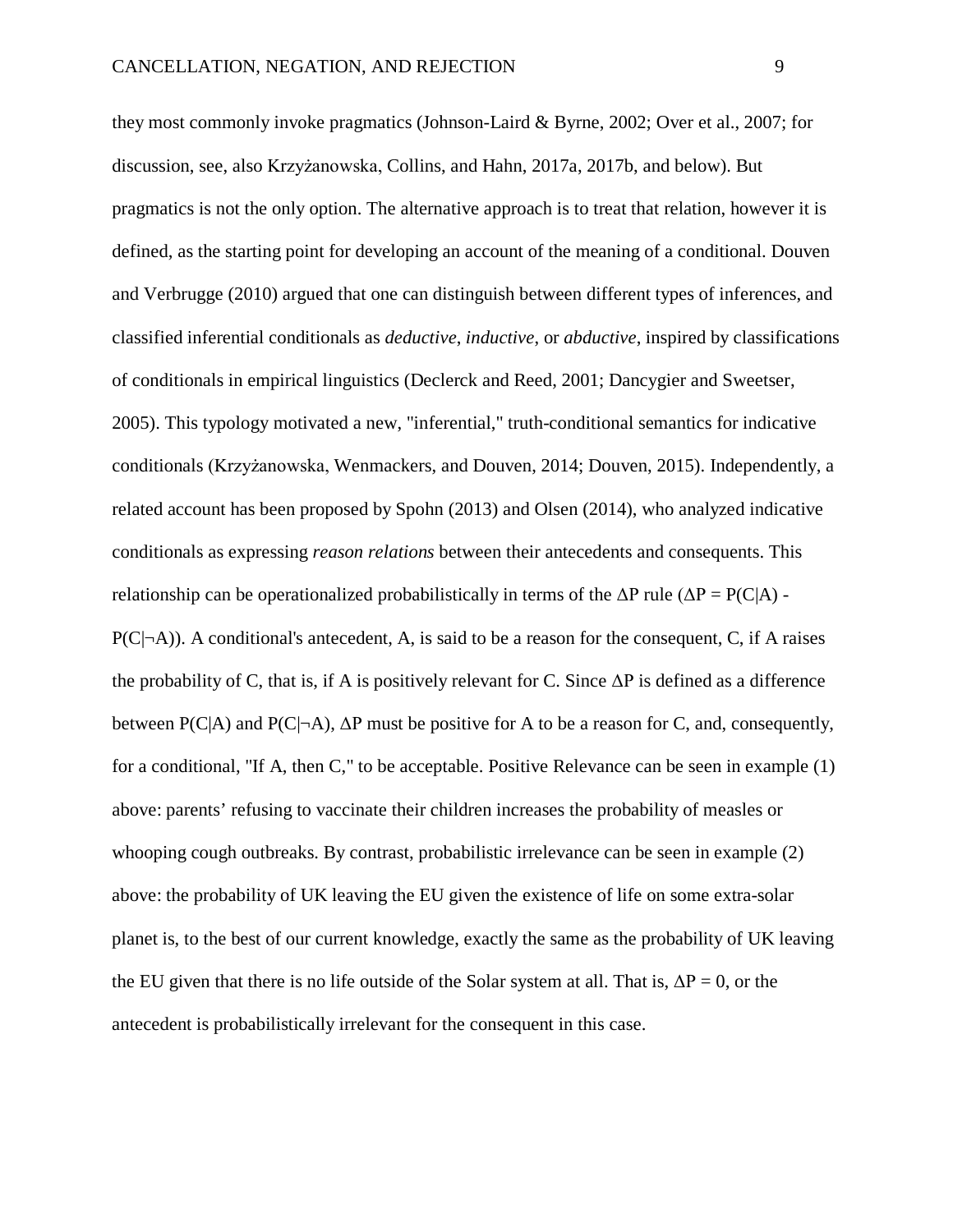they most commonly invoke pragmatics (Johnson-Laird & Byrne, 2002; Over et al., 2007; for discussion, see, also Krzyżanowska, Collins, and Hahn, 2017a, 2017b, and below). But pragmatics is not the only option. The alternative approach is to treat that relation, however it is defined, as the starting point for developing an account of the meaning of a conditional. Douven and Verbrugge (2010) argued that one can distinguish between different types of inferences, and classified inferential conditionals as *deductive*, *inductive*, or *abductive*, inspired by classifications of conditionals in empirical linguistics (Declerck and Reed, 2001; Dancygier and Sweetser, 2005). This typology motivated a new, "inferential," truth-conditional semantics for indicative conditionals (Krzyżanowska, Wenmackers, and Douven, 2014; Douven, 2015). Independently, a related account has been proposed by Spohn (2013) and Olsen (2014), who analyzed indicative conditionals as expressing *reason relations* between their antecedents and consequents. This relationship can be operationalized probabilistically in terms of the $\Delta P$ rule ($\Delta P = P(C|A) - P(C|\neg A)$). A conditional's antecedent, A, is said to be a reason for the consequent, C, if A raises the probability of C, that is, if A is positively relevant for C. Since $\Delta P$ is defined as a difference between $P(C|A)$ and $P(C|\neg A)$, $\Delta P$ must be positive for A to be a reason for C, and, consequently, for a conditional, "If A, then C," to be acceptable. Positive Relevance can be seen in example (1) above: parents' refusing to vaccinate their children increases the probability of measles or whooping cough outbreaks. By contrast, probabilistic irrelevance can be seen in example (2) above: the probability of UK leaving the EU given the existence of life on some extra-solar planet is, to the best of our current knowledge, exactly the same as the probability of UK leaving the EU given that there is no life outside of the Solar system at all. That is, $\Delta P = 0$, or the antecedent is probabilistically irrelevant for the consequent in this case.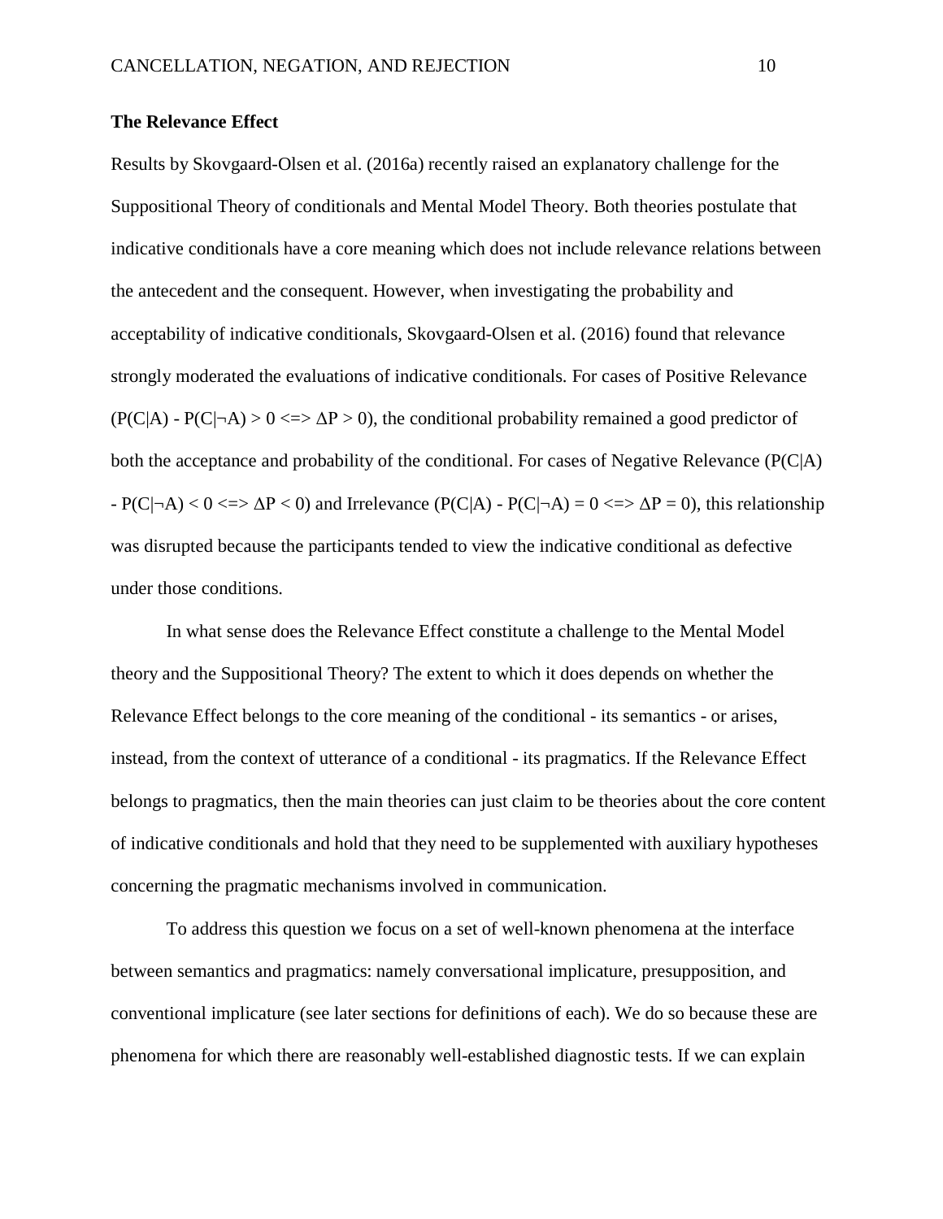### The Relevance Effect

Results by Skovgaard-Olsen et al. (2016a) recently raised an explanatory challenge for the Suppositional Theory of conditionals and Mental Model Theory. Both theories postulate that indicative conditionals have a core meaning which does not include relevance relations between the antecedent and the consequent. However, when investigating the probability and acceptability of indicative conditionals, Skovgaard-Olsen et al. (2016) found that relevance strongly moderated the evaluations of indicative conditionals. For cases of Positive Relevance ($P(C|A) - P(C|\neg A) > 0 \iff \Delta P > 0$), the conditional probability remained a good predictor of both the acceptance and probability of the conditional. For cases of Negative Relevance ($P(C|A) - P(C|\neg A) < 0 \iff \Delta P < 0$) and Irrelevance ($P(C|A) - P(C|\neg A) = 0 \iff \Delta P = 0$), this relationship was disrupted because the participants tended to view the indicative conditional as defective under those conditions.

In what sense does the Relevance Effect constitute a challenge to the Mental Model theory and the Suppositional Theory? The extent to which it does depends on whether the Relevance Effect belongs to the core meaning of the conditional - its semantics - or arises, instead, from the context of utterance of a conditional - its pragmatics. If the Relevance Effect belongs to pragmatics, then the main theories can just claim to be theories about the core content of indicative conditionals and hold that they need to be supplemented with auxiliary hypotheses concerning the pragmatic mechanisms involved in communication.

To address this question we focus on a set of well-known phenomena at the interface between semantics and pragmatics: namely conversational implicature, presupposition, and conventional implicature (see later sections for definitions of each). We do so because these are phenomena for which there are reasonably well-established diagnostic tests. If we can explain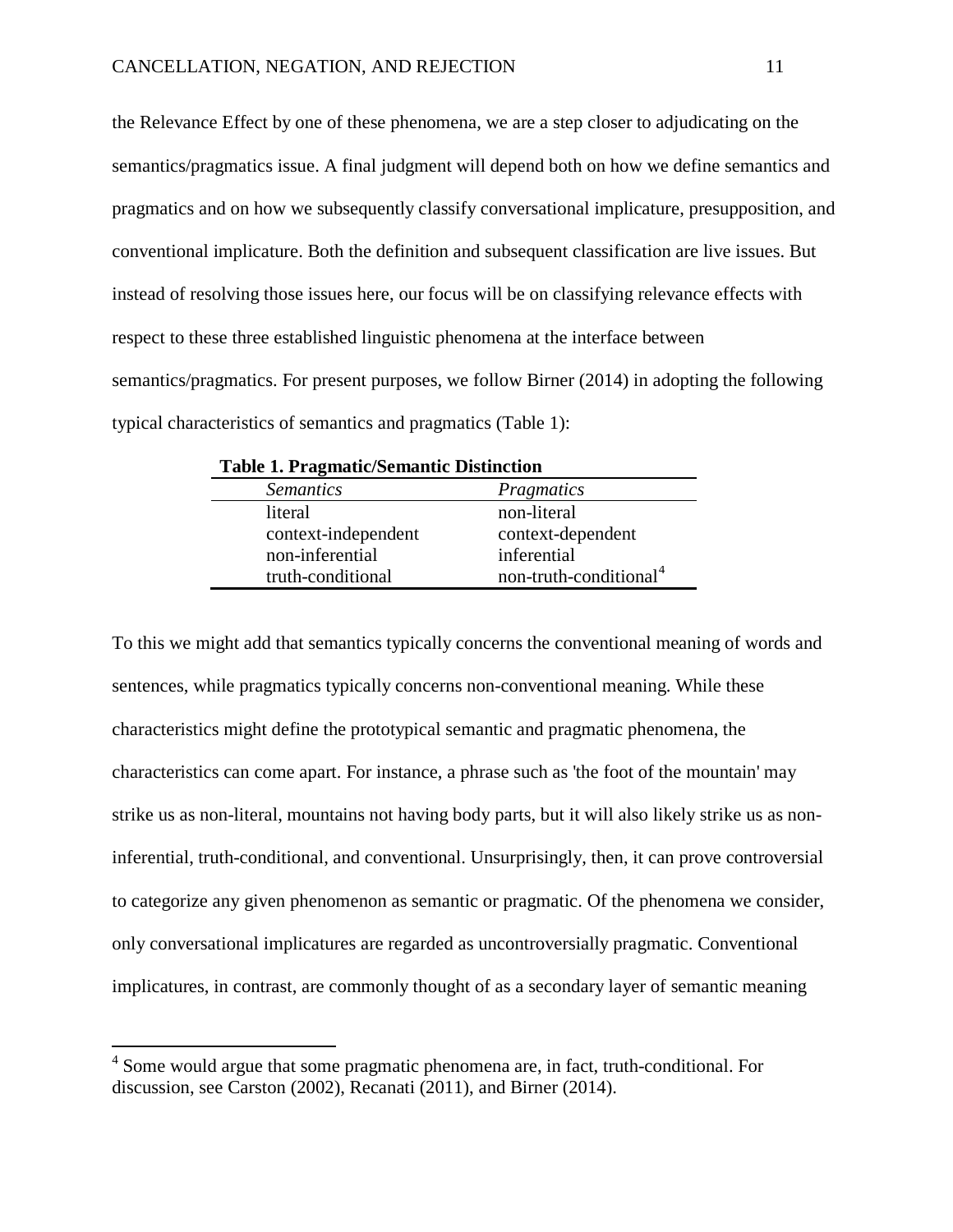the Relevance Effect by one of these phenomena, we are a step closer to adjudicating on the semantics/pragmatics issue. A final judgment will depend both on how we define semantics and pragmatics and on how we subsequently classify conversational implicature, presupposition, and conventional implicature. Both the definition and subsequent classification are live issues. But instead of resolving those issues here, our focus will be on classifying relevance effects with respect to these three established linguistic phenomena at the interface between semantics/pragmatics. For present purposes, we follow Birner (2014) in adopting the following typical characteristics of semantics and pragmatics (Table 1):

**Table 1. Pragmatic/Semantic Distinction**

| *Semantics* | *Pragmatics* |
|---|---|
| literal | non-literal |
| context-independent | context-dependent |
| non-inferential | inferential |
| truth-conditional | non-truth-conditional[4] |

To this we might add that semantics typically concerns the conventional meaning of words and sentences, while pragmatics typically concerns non-conventional meaning. While these characteristics might define the prototypical semantic and pragmatic phenomena, the characteristics can come apart. For instance, a phrase such as 'the foot of the mountain' may strike us as non-literal, mountains not having body parts, but it will also likely strike us as non-inferential, truth-conditional, and conventional. Unsurprisingly, then, it can prove controversial to categorize any given phenomenon as semantic or pragmatic. Of the phenomena we consider, only conversational implicatures are regarded as uncontroversially pragmatic. Conventional implicatures, in contrast, are commonly thought of as a secondary layer of semantic meaning

[4] Some would argue that some pragmatic phenomena are, in fact, truth-conditional. For discussion, see Carston (2002), Recanati (2011), and Birner (2014).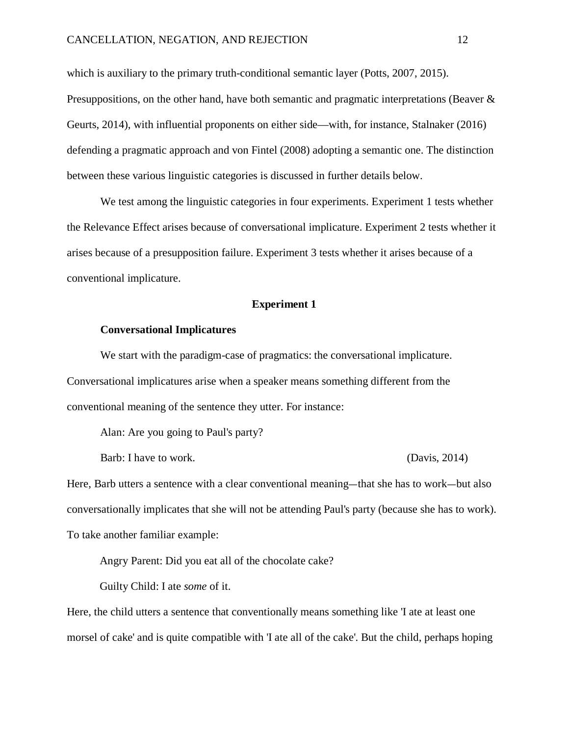which is auxiliary to the primary truth-conditional semantic layer (Potts, 2007, 2015). Presuppositions, on the other hand, have both semantic and pragmatic interpretations (Beaver & Geurts, 2014), with influential proponents on either side—with, for instance, Stalnaker (2016) defending a pragmatic approach and von Fintel (2008) adopting a semantic one. The distinction between these various linguistic categories is discussed in further details below.

We test among the linguistic categories in four experiments. Experiment 1 tests whether the Relevance Effect arises because of conversational implicature. Experiment 2 tests whether it arises because of a presupposition failure. Experiment 3 tests whether it arises because of a conventional implicature.

## Experiment 1

### Conversational Implicatures

We start with the paradigm-case of pragmatics: the conversational implicature. Conversational implicatures arise when a speaker means something different from the conventional meaning of the sentence they utter. For instance:

Alan: Are you going to Paul's party?

Barb: I have to work. (Davis, 2014)

Here, Barb utters a sentence with a clear conventional meaning—that she has to work—but also conversationally implicates that she will not be attending Paul's party (because she has to work). To take another familiar example:

Angry Parent: Did you eat all of the chocolate cake?

Guilty Child: I ate *some* of it.

Here, the child utters a sentence that conventionally means something like 'I ate at least one morsel of cake' and is quite compatible with 'I ate all of the cake'. But the child, perhaps hoping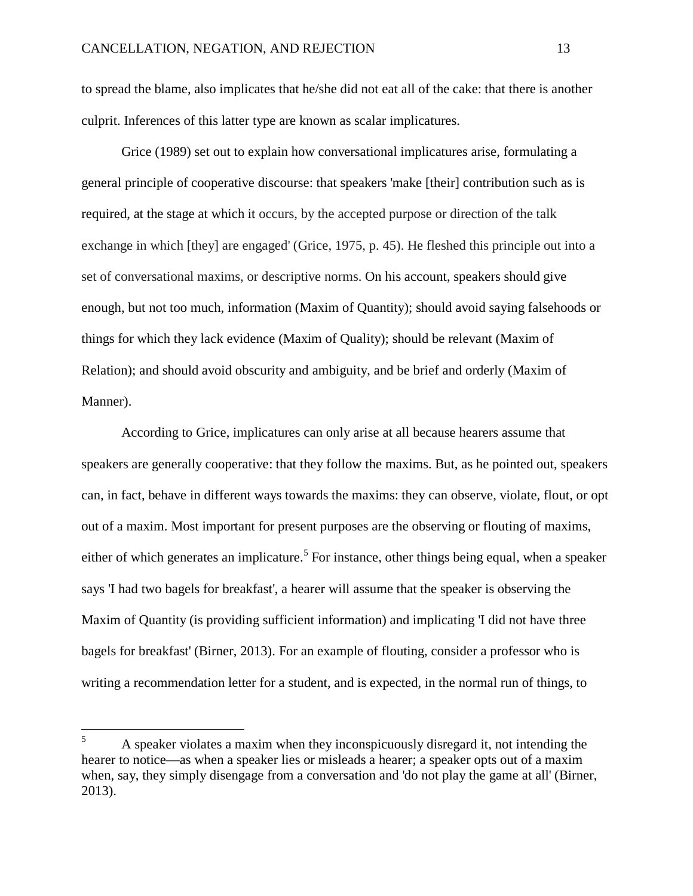to spread the blame, also implicates that he/she did not eat all of the cake: that there is another culprit. Inferences of this latter type are known as scalar implicatures.

Grice (1989) set out to explain how conversational implicatures arise, formulating a general principle of cooperative discourse: that speakers 'make [their] contribution such as is required, at the stage at which it occurs, by the accepted purpose or direction of the talk exchange in which [they] are engaged' (Grice, 1975, p. 45). He fleshed this principle out into a set of conversational maxims, or descriptive norms. On his account, speakers should give enough, but not too much, information (Maxim of Quantity); should avoid saying falsehoods or things for which they lack evidence (Maxim of Quality); should be relevant (Maxim of Relation); and should avoid obscurity and ambiguity, and be brief and orderly (Maxim of Manner).

According to Grice, implicatures can only arise at all because hearers assume that speakers are generally cooperative: that they follow the maxims. But, as he pointed out, speakers can, in fact, behave in different ways towards the maxims: they can observe, violate, flout, or opt out of a maxim. Most important for present purposes are the observing or flouting of maxims, either of which generates an implicature.[5] For instance, other things being equal, when a speaker says 'I had two bagels for breakfast', a hearer will assume that the speaker is observing the Maxim of Quantity (is providing sufficient information) and implicating 'I did not have three bagels for breakfast' (Birner, 2013). For an example of flouting, consider a professor who is writing a recommendation letter for a student, and is expected, in the normal run of things, to

[5] A speaker violates a maxim when they inconspicuously disregard it, not intending the hearer to notice—as when a speaker lies or misleads a hearer; a speaker opts out of a maxim when, say, they simply disengage from a conversation and 'do not play the game at all' (Birner, 2013).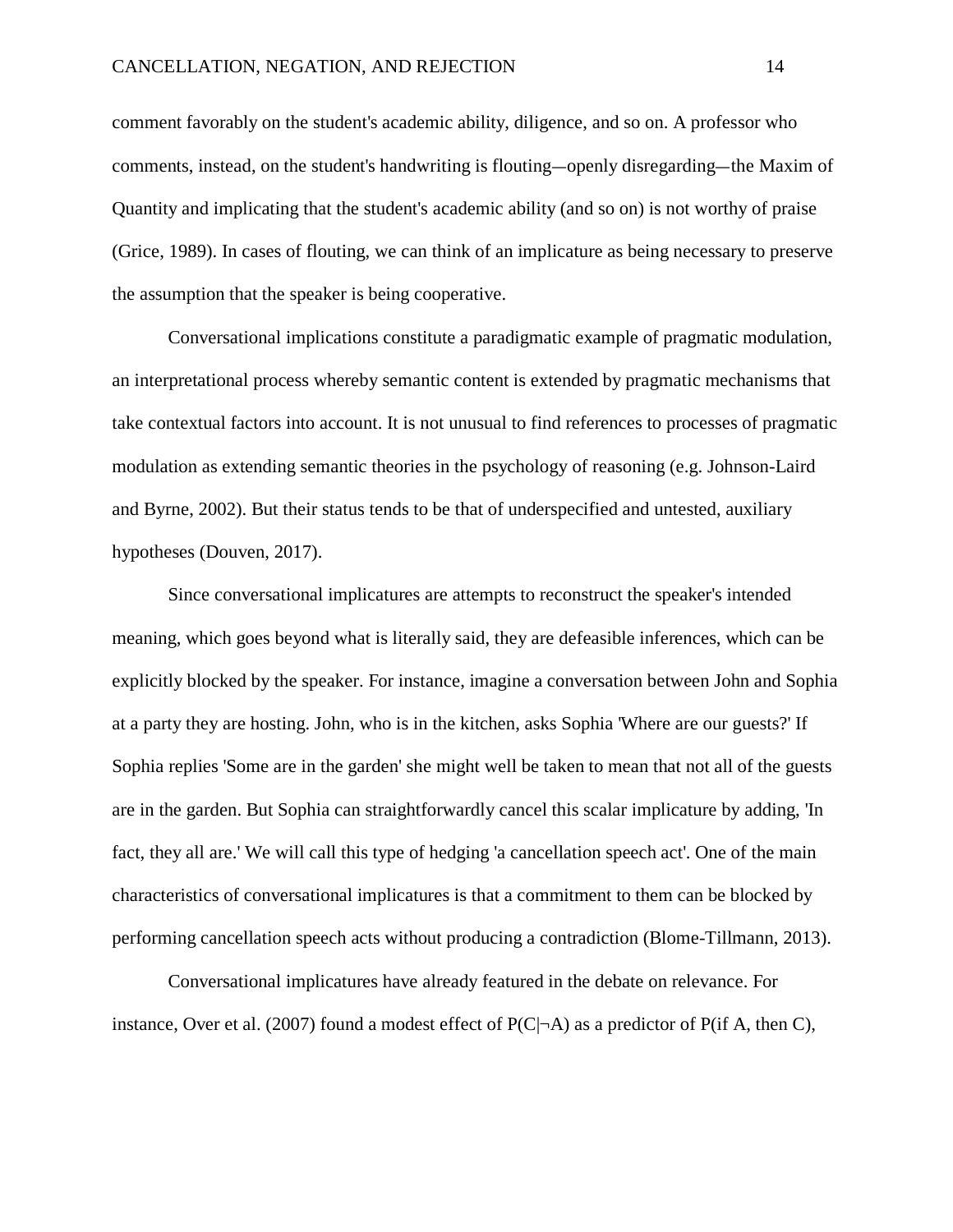comment favorably on the student's academic ability, diligence, and so on. A professor who comments, instead, on the student's handwriting is flouting—openly disregarding—the Maxim of Quantity and implicating that the student's academic ability (and so on) is not worthy of praise (Grice, 1989). In cases of flouting, we can think of an implicature as being necessary to preserve the assumption that the speaker is being cooperative.

Conversational implications constitute a paradigmatic example of pragmatic modulation, an interpretational process whereby semantic content is extended by pragmatic mechanisms that take contextual factors into account. It is not unusual to find references to processes of pragmatic modulation as extending semantic theories in the psychology of reasoning (e.g. Johnson-Laird and Byrne, 2002). But their status tends to be that of underspecified and untested, auxiliary hypotheses (Douven, 2017).

Since conversational implicatures are attempts to reconstruct the speaker's intended meaning, which goes beyond what is literally said, they are defeasible inferences, which can be explicitly blocked by the speaker. For instance, imagine a conversation between John and Sophia at a party they are hosting. John, who is in the kitchen, asks Sophia 'Where are our guests?' If Sophia replies 'Some are in the garden' she might well be taken to mean that not all of the guests are in the garden. But Sophia can straightforwardly cancel this scalar implicature by adding, 'In fact, they all are.' We will call this type of hedging 'a cancellation speech act'. One of the main characteristics of conversational implicatures is that a commitment to them can be blocked by performing cancellation speech acts without producing a contradiction (Blome-Tillmann, 2013).

Conversational implicatures have already featured in the debate on relevance. For instance, Over et al. (2007) found a modest effect of $P(C|\neg A)$ as a predictor of P(if A, then C),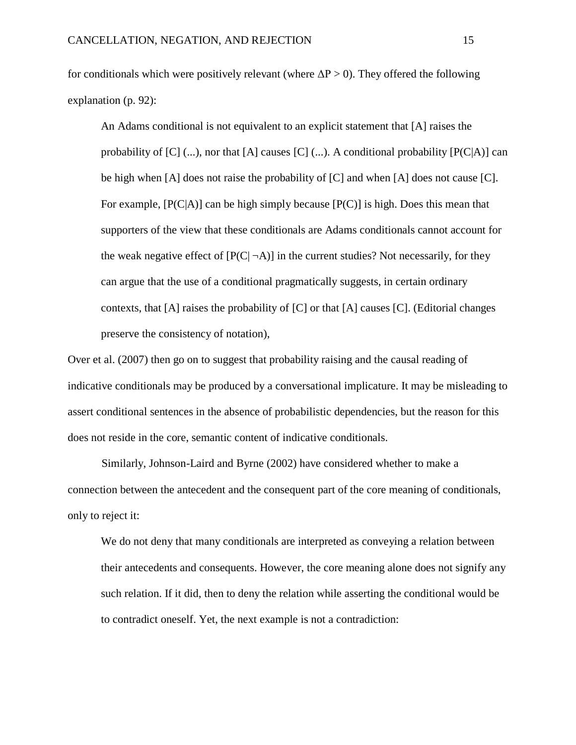for conditionals which were positively relevant (where $\Delta P > 0$). They offered the following explanation (p. 92):

> An Adams conditional is not equivalent to an explicit statement that [A] raises the probability of [C] (...), nor that [A] causes [C] (...). A conditional probability [$P(C|A)$] can be high when [A] does not raise the probability of [C] and when [A] does not cause [C]. For example, [$P(C|A)$] can be high simply because [$P(C)$] is high. Does this mean that supporters of the view that these conditionals are Adams conditionals cannot account for the weak negative effect of [$P(C|\neg A)$] in the current studies? Not necessarily, for they can argue that the use of a conditional pragmatically suggests, in certain ordinary contexts, that [A] raises the probability of [C] or that [A] causes [C]. (Editorial changes preserve the consistency of notation),

Over et al. (2007) then go on to suggest that probability raising and the causal reading of indicative conditionals may be produced by a conversational implicature. It may be misleading to assert conditional sentences in the absence of probabilistic dependencies, but the reason for this does not reside in the core, semantic content of indicative conditionals.

Similarly, Johnson-Laird and Byrne (2002) have considered whether to make a connection between the antecedent and the consequent part of the core meaning of conditionals, only to reject it:

> We do not deny that many conditionals are interpreted as conveying a relation between their antecedents and consequents. However, the core meaning alone does not signify any such relation. If it did, then to deny the relation while asserting the conditional would be to contradict oneself. Yet, the next example is not a contradiction: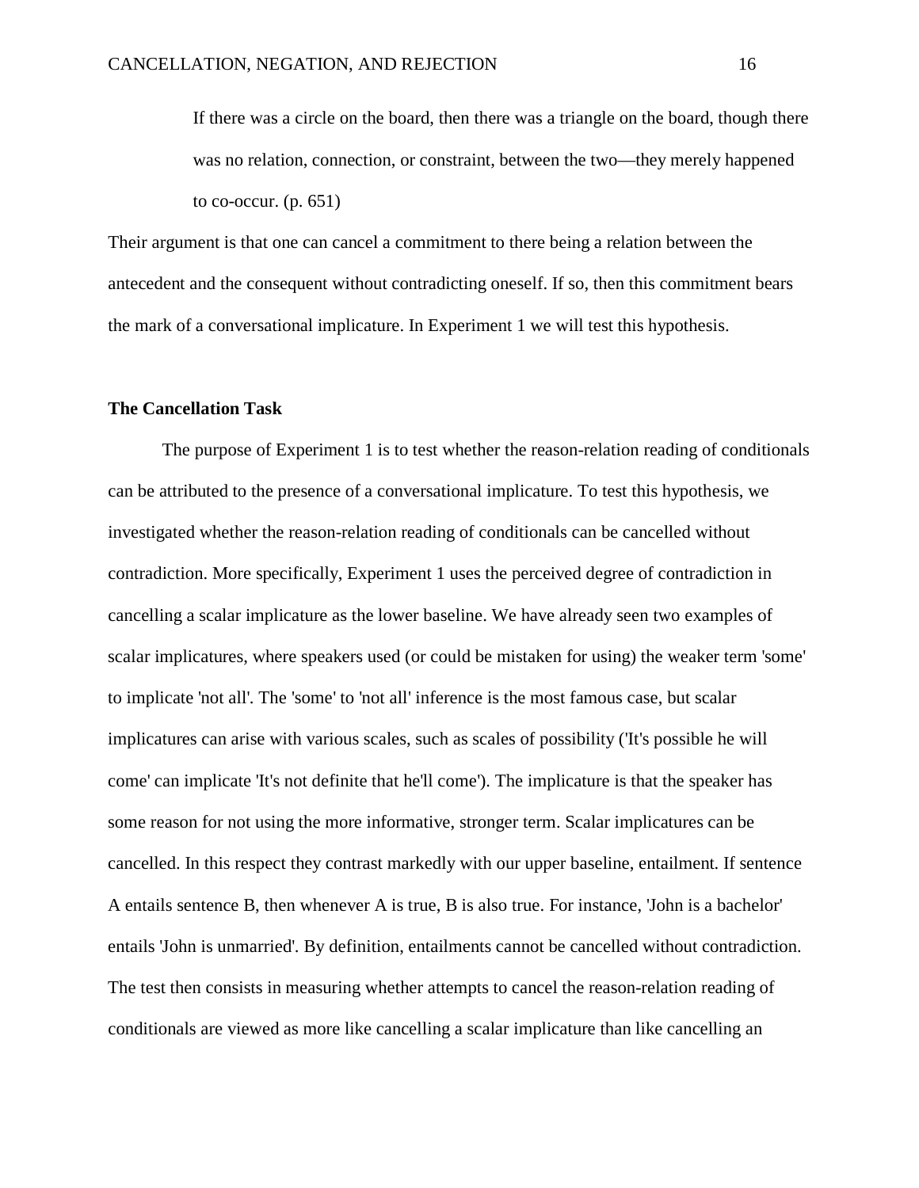> If there was a circle on the board, then there was a triangle on the board, though there was no relation, connection, or constraint, between the two—they merely happened to co-occur. (p. 651)

Their argument is that one can cancel a commitment to there being a relation between the antecedent and the consequent without contradicting oneself. If so, then this commitment bears the mark of a conversational implicature. In Experiment 1 we will test this hypothesis.

**The Cancellation Task**

The purpose of Experiment 1 is to test whether the reason-relation reading of conditionals can be attributed to the presence of a conversational implicature. To test this hypothesis, we investigated whether the reason-relation reading of conditionals can be cancelled without contradiction. More specifically, Experiment 1 uses the perceived degree of contradiction in cancelling a scalar implicature as the lower baseline. We have already seen two examples of scalar implicatures, where speakers used (or could be mistaken for using) the weaker term 'some' to implicate 'not all'. The 'some' to 'not all' inference is the most famous case, but scalar implicatures can arise with various scales, such as scales of possibility ('It's possible he will come' can implicate 'It's not definite that he'll come'). The implicature is that the speaker has some reason for not using the more informative, stronger term. Scalar implicatures can be cancelled. In this respect they contrast markedly with our upper baseline, entailment. If sentence A entails sentence B, then whenever A is true, B is also true. For instance, 'John is a bachelor' entails 'John is unmarried'. By definition, entailments cannot be cancelled without contradiction. The test then consists in measuring whether attempts to cancel the reason-relation reading of conditionals are viewed as more like cancelling a scalar implicature than like cancelling an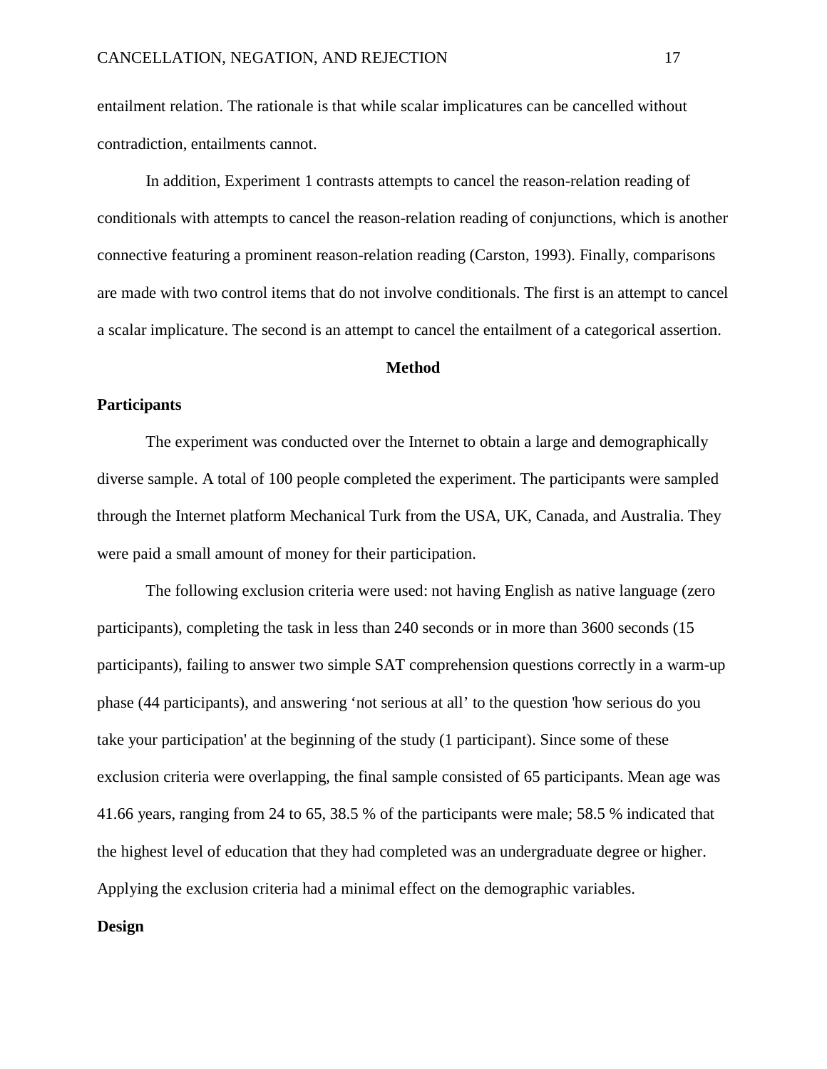entailment relation. The rationale is that while scalar implicatures can be cancelled without contradiction, entailments cannot.

In addition, Experiment 1 contrasts attempts to cancel the reason-relation reading of conditionals with attempts to cancel the reason-relation reading of conjunctions, which is another connective featuring a prominent reason-relation reading (Carston, 1993). Finally, comparisons are made with two control items that do not involve conditionals. The first is an attempt to cancel a scalar implicature. The second is an attempt to cancel the entailment of a categorical assertion.

## Method

### Participants

The experiment was conducted over the Internet to obtain a large and demographically diverse sample. A total of 100 people completed the experiment. The participants were sampled through the Internet platform Mechanical Turk from the USA, UK, Canada, and Australia. They were paid a small amount of money for their participation.

The following exclusion criteria were used: not having English as native language (zero participants), completing the task in less than 240 seconds or in more than 3600 seconds (15 participants), failing to answer two simple SAT comprehension questions correctly in a warm-up phase (44 participants), and answering ‘not serious at all’ to the question 'how serious do you take your participation' at the beginning of the study (1 participant). Since some of these exclusion criteria were overlapping, the final sample consisted of 65 participants. Mean age was 41.66 years, ranging from 24 to 65, 38.5 % of the participants were male; 58.5 % indicated that the highest level of education that they had completed was an undergraduate degree or higher. Applying the exclusion criteria had a minimal effect on the demographic variables.

### Design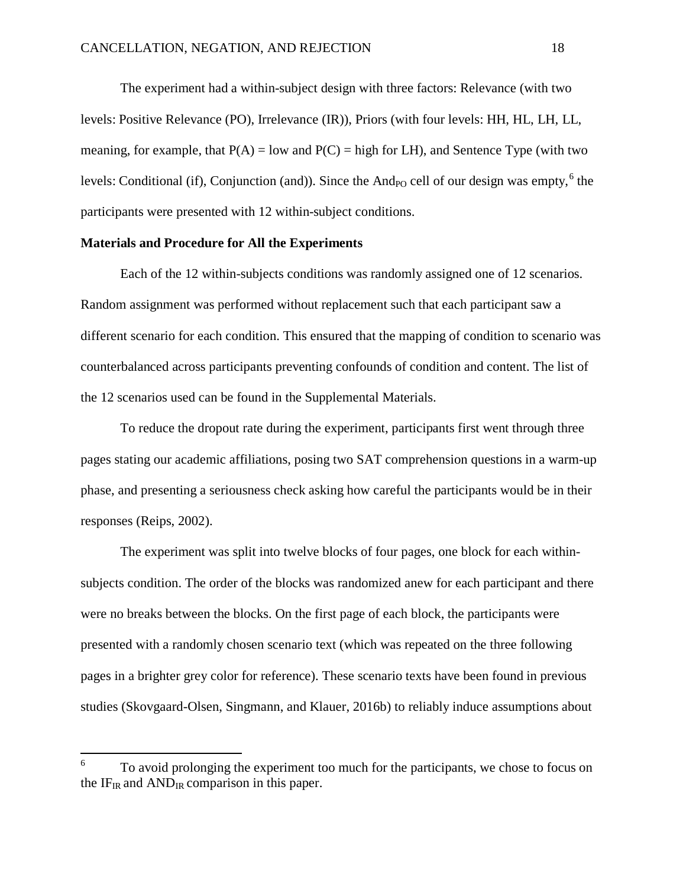The experiment had a within-subject design with three factors: Relevance (with two levels: Positive Relevance (PO), Irrelevance (IR)), Priors (with four levels: HH, HL, LH, LL, meaning, for example, that P(A) = low and P(C) = high for LH), and Sentence Type (with two levels: Conditional (if), Conjunction (and)). Since the $And_{PO}$ cell of our design was empty,[6] the participants were presented with 12 within-subject conditions.

**Materials and Procedure for All the Experiments**

Each of the 12 within-subjects conditions was randomly assigned one of 12 scenarios. Random assignment was performed without replacement such that each participant saw a different scenario for each condition. This ensured that the mapping of condition to scenario was counterbalanced across participants preventing confounds of condition and content. The list of the 12 scenarios used can be found in the Supplemental Materials.

To reduce the dropout rate during the experiment, participants first went through three pages stating our academic affiliations, posing two SAT comprehension questions in a warm-up phase, and presenting a seriousness check asking how careful the participants would be in their responses (Reips, 2002).

The experiment was split into twelve blocks of four pages, one block for each within-subjects condition. The order of the blocks was randomized anew for each participant and there were no breaks between the blocks. On the first page of each block, the participants were presented with a randomly chosen scenario text (which was repeated on the three following pages in a brighter grey color for reference). These scenario texts have been found in previous studies (Skovgaard-Olsen, Singmann, and Klauer, 2016b) to reliably induce assumptions about

---

[6] To avoid prolonging the experiment too much for the participants, we chose to focus on the $IF_{IR}$ and $AND_{IR}$ comparison in this paper.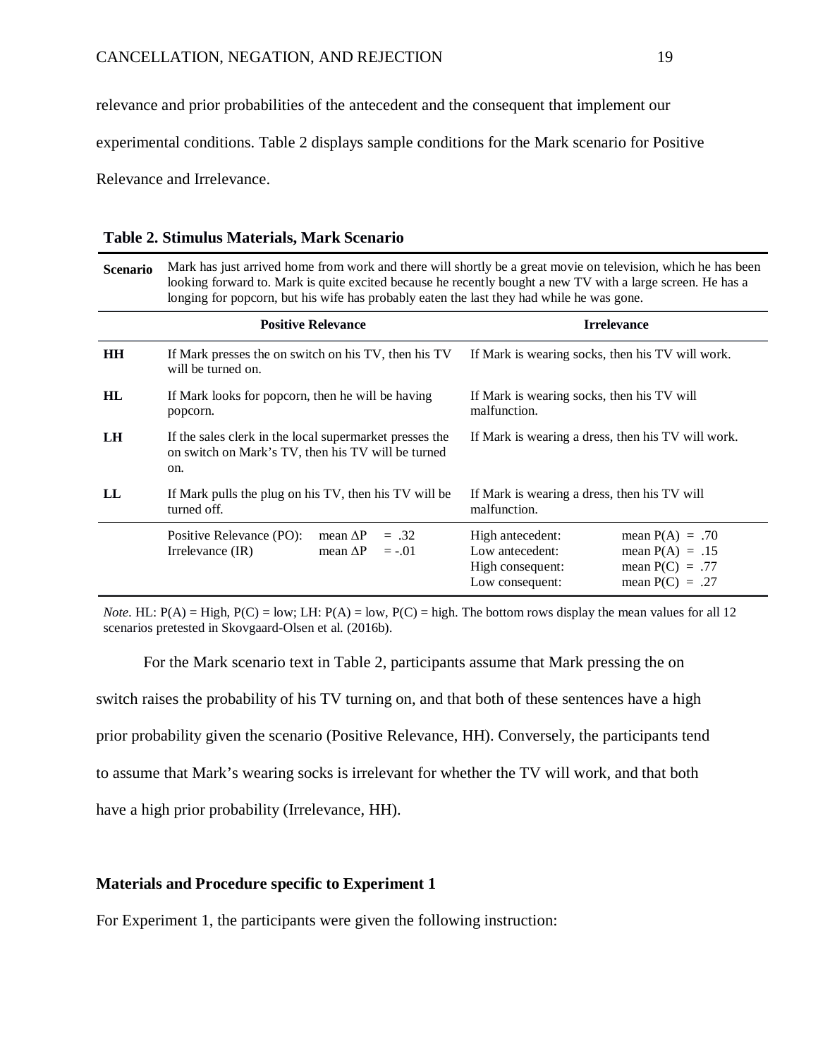relevance and prior probabilities of the antecedent and the consequent that implement our experimental conditions. Table 2 displays sample conditions for the Mark scenario for Positive Relevance and Irrelevance.

**Table 2. Stimulus Materials, Mark Scenario**

| | | |
|---|---|---|
| **Scenario** | Mark has just arrived home from work and there will shortly be a great movie on television, which he has been looking forward to. Mark is quite excited because he recently bought a new TV with a large screen. He has a longing for popcorn, but his wife has probably eaten the last they had while he was gone. | |
| | **Positive Relevance** | **Irrelevance** |
| **HH** | If Mark presses the on switch on his TV, then his TV will be turned on. | If Mark is wearing socks, then his TV will work. |
| **HL** | If Mark looks for popcorn, then he will be having popcorn. | If Mark is wearing socks, then his TV will malfunction. |
| **LH** | If the sales clerk in the local supermarket presses the on switch on Mark's TV, then his TV will be turned on. | If Mark is wearing a dress, then his TV will work. |
| **LL** | If Mark pulls the plug on his TV, then his TV will be turned off. | If Mark is wearing a dress, then his TV will malfunction. |
| | Positive Relevance (PO): mean $\Delta P$ = .32<br>Irrelevance (IR) mean $\Delta P$ = -.01 | High antecedent: mean P(A) = .70<br>Low antecedent: mean P(A) = .15<br>High consequent: mean P(C) = .77<br>Low consequent: mean P(C) = .27 |

*Note*. HL: P(A) = High, P(C) = low; LH: P(A) = low, P(C) = high. The bottom rows display the mean values for all 12 scenarios pretested in Skovgaard-Olsen et al. (2016b).

For the Mark scenario text in Table 2, participants assume that Mark pressing the on switch raises the probability of his TV turning on, and that both of these sentences have a high prior probability given the scenario (Positive Relevance, HH). Conversely, the participants tend to assume that Mark's wearing socks is irrelevant for whether the TV will work, and that both have a high prior probability (Irrelevance, HH).

### Materials and Procedure specific to Experiment 1

For Experiment 1, the participants were given the following instruction: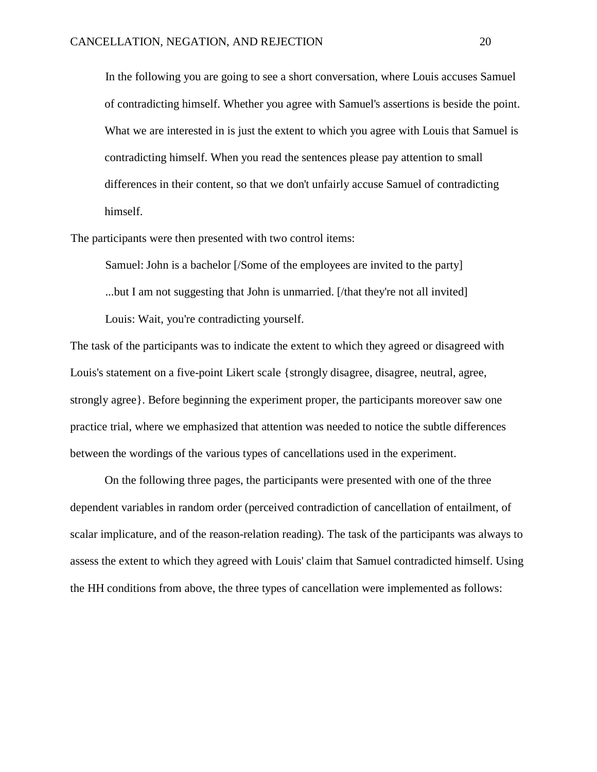In the following you are going to see a short conversation, where Louis accuses Samuel of contradicting himself. Whether you agree with Samuel's assertions is beside the point. What we are interested in is just the extent to which you agree with Louis that Samuel is contradicting himself. When you read the sentences please pay attention to small differences in their content, so that we don't unfairly accuse Samuel of contradicting himself.

The participants were then presented with two control items:

> Samuel: John is a bachelor [/Some of the employees are invited to the party]
>
> ...but I am not suggesting that John is unmarried. [/that they're not all invited]
>
> Louis: Wait, you're contradicting yourself.

The task of the participants was to indicate the extent to which they agreed or disagreed with Louis's statement on a five-point Likert scale {strongly disagree, disagree, neutral, agree, strongly agree}. Before beginning the experiment proper, the participants moreover saw one practice trial, where we emphasized that attention was needed to notice the subtle differences between the wordings of the various types of cancellations used in the experiment.

On the following three pages, the participants were presented with one of the three dependent variables in random order (perceived contradiction of cancellation of entailment, of scalar implicature, and of the reason-relation reading). The task of the participants was always to assess the extent to which they agreed with Louis' claim that Samuel contradicted himself. Using the HH conditions from above, the three types of cancellation were implemented as follows: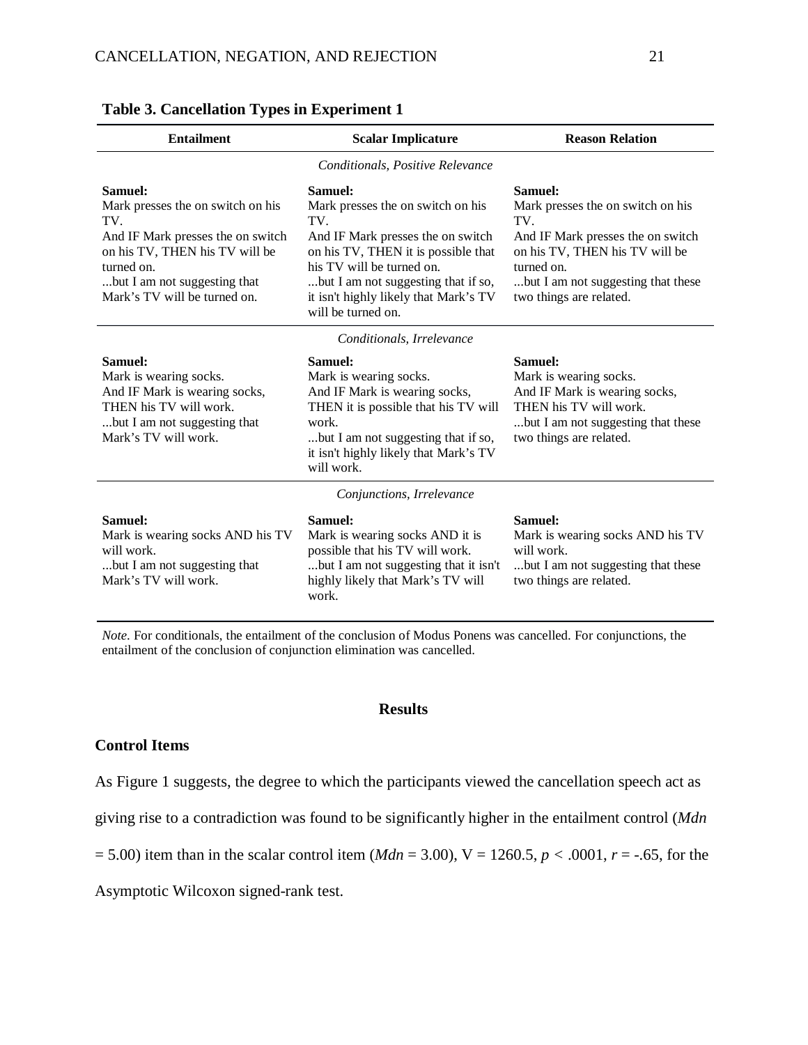**Table 3. Cancellation Types in Experiment 1**

| Entailment | Scalar Implicature | Reason Relation |
|---|---|---|
| *Conditionals, Positive Relevance* | | |
| **Samuel:** Mark presses the on switch on his TV. And IF Mark presses the on switch on his TV, THEN his TV will be turned on. ...but I am not suggesting that Mark's TV will be turned on. | **Samuel:** Mark presses the on switch on his TV. And IF Mark presses the on switch on his TV, THEN it is possible that his TV will be turned on. ...but I am not suggesting that if so, it isn't highly likely that Mark's TV will be turned on. | **Samuel:** Mark presses the on switch on his TV. And IF Mark presses the on switch on his TV, THEN his TV will be turned on. ...but I am not suggesting that these two things are related. |
| *Conditionals, Irrelevance* | | |
| **Samuel:** Mark is wearing socks. And IF Mark is wearing socks, THEN his TV will work. ...but I am not suggesting that Mark's TV will work. | **Samuel:** Mark is wearing socks. And IF Mark is wearing socks, THEN it is possible that his TV will work. ...but I am not suggesting that if so, it isn't highly likely that Mark's TV will work. | **Samuel:** Mark is wearing socks. And IF Mark is wearing socks, THEN his TV will work. ...but I am not suggesting that these two things are related. |
| *Conjunctions, Irrelevance* | | |
| **Samuel:** Mark is wearing socks AND his TV will work. ...but I am not suggesting that Mark's TV will work. | **Samuel:** Mark is wearing socks AND it is possible that his TV will work. ...but I am not suggesting that it isn't highly likely that Mark's TV will work. | **Samuel:** Mark is wearing socks AND his TV will work. ...but I am not suggesting that these two things are related. |

*Note*. For conditionals, the entailment of the conclusion of Modus Ponens was cancelled. For conjunctions, the entailment of the conclusion of conjunction elimination was cancelled.

## Results

### Control Items

As Figure 1 suggests, the degree to which the participants viewed the cancellation speech act as giving rise to a contradiction was found to be significantly higher in the entailment control (*Mdn* = 5.00) item than in the scalar control item (*Mdn* = 3.00), V = 1260.5, $p < .0001$, $r = -.65$, for the Asymptotic Wilcoxon signed-rank test.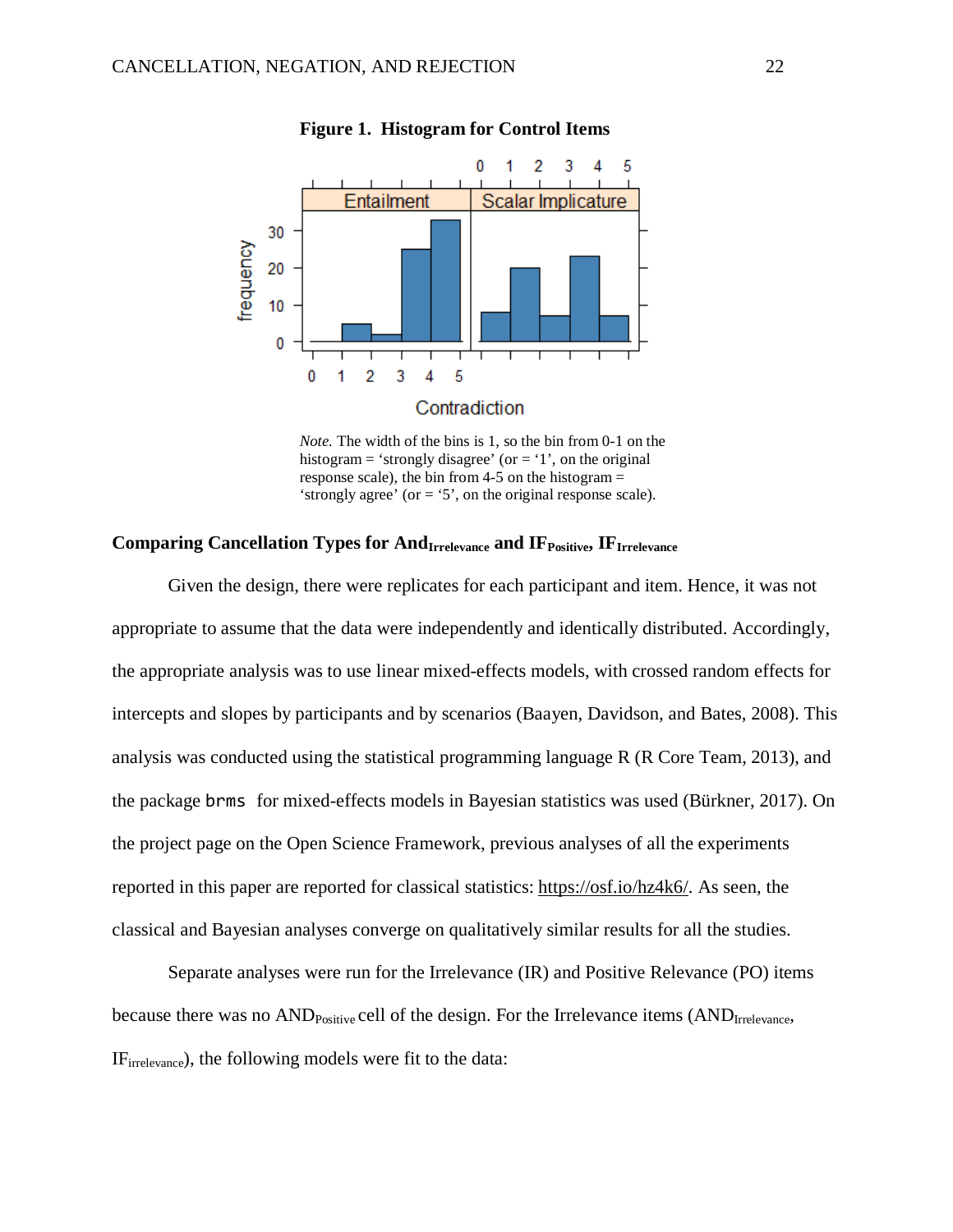**Figure 1. Histogram for Control Items**

Entailment

Scalar Implicature

frequency

0 10 20 30

0 1 2 3 4 5

Contradiction

*Note.* The width of the bins is 1, so the bin from 0-1 on the histogram = 'strongly disagree' (or = '1', on the original response scale), the bin from 4-5 on the histogram = 'strongly agree' (or = '5', on the original response scale).

### Comparing Cancellation Types for And$_{Irrelevance}$ and IF$_{Positive}$, IF$_{Irrelevance}$

Given the design, there were replicates for each participant and item. Hence, it was not appropriate to assume that the data were independently and identically distributed. Accordingly, the appropriate analysis was to use linear mixed-effects models, with crossed random effects for intercepts and slopes by participants and by scenarios (Baayen, Davidson, and Bates, 2008). This analysis was conducted using the statistical programming language R (R Core Team, 2013), and the package `brms` for mixed-effects models in Bayesian statistics was used (Bürkner, 2017). On the project page on the Open Science Framework, previous analyses of all the experiments reported in this paper are reported for classical statistics: https://osf.io/hz4k6/. As seen, the classical and Bayesian analyses converge on qualitatively similar results for all the studies.

Separate analyses were run for the Irrelevance (IR) and Positive Relevance (PO) items because there was no AND$_{Positive}$ cell of the design. For the Irrelevance items (AND$_{Irrelevance}$, IF$_{irrelevance}$), the following models were fit to the data: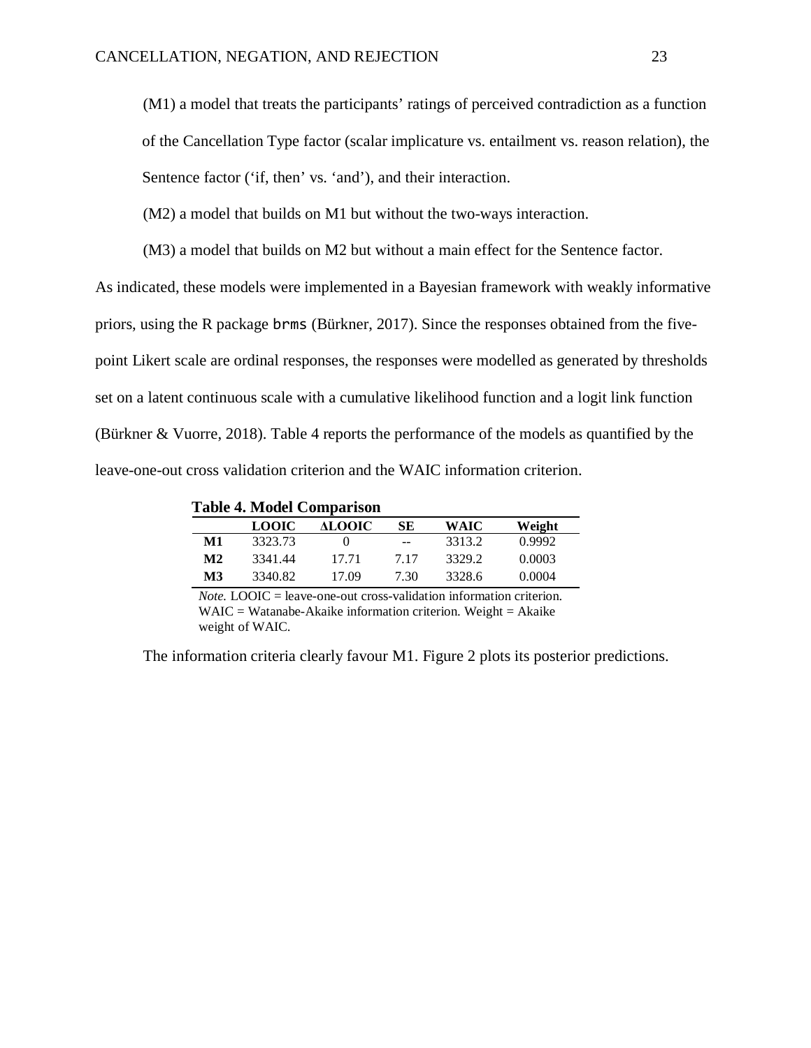(M1) a model that treats the participants' ratings of perceived contradiction as a function of the Cancellation Type factor (scalar implicature vs. entailment vs. reason relation), the Sentence factor ('if, then' vs. 'and'), and their interaction.

(M2) a model that builds on M1 but without the two-ways interaction.

(M3) a model that builds on M2 but without a main effect for the Sentence factor.

As indicated, these models were implemented in a Bayesian framework with weakly informative priors, using the R package `brms` (Bürkner, 2017). Since the responses obtained from the five-point Likert scale are ordinal responses, the responses were modelled as generated by thresholds set on a latent continuous scale with a cumulative likelihood function and a logit link function (Bürkner & Vuorre, 2018). Table 4 reports the performance of the models as quantified by the leave-one-out cross validation criterion and the WAIC information criterion.

**Table 4. Model Comparison**

| | LOOIC | ΔLOOIC | SE | WAIC | Weight |
|---|---|---|---|---|---|
| **M1** | 3323.73 | 0 | -- | 3313.2 | 0.9992 |
| **M2** | 3341.44 | 17.71 | 7.17 | 3329.2 | 0.0003 |
| **M3** | 3340.82 | 17.09 | 7.30 | 3328.6 | 0.0004 |

*Note.* LOOIC = leave-one-out cross-validation information criterion. WAIC = Watanabe-Akaike information criterion. Weight = Akaike weight of WAIC.

The information criteria clearly favour M1. Figure 2 plots its posterior predictions.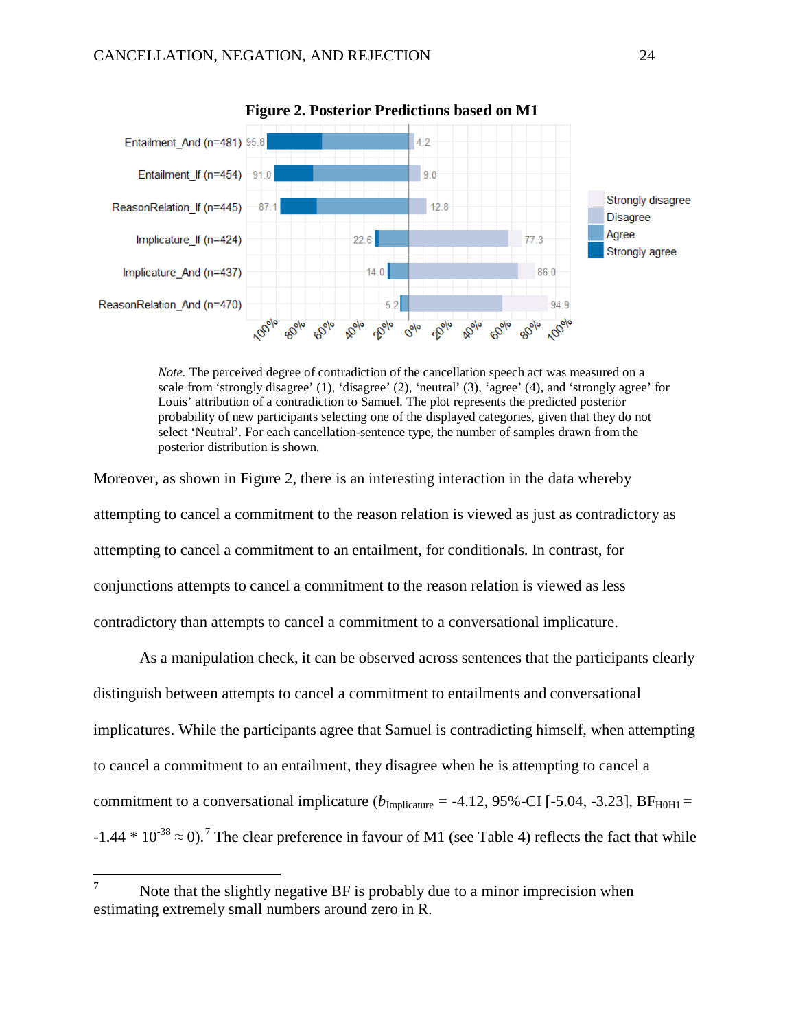**Figure 2. Posterior Predictions based on M1**

Entailment_And (n=481) 95.8 4.2

Entailment_If (n=454) 91.0 9.0

ReasonRelation_If (n=445) 87.1 12.8

Implicature_If (n=424) 22.6 77.3

Implicature_And (n=437) 14.0 86.0

ReasonRelation_And (n=470) 5.2 94.9

100% 80% 60% 40% 20% 0% 20% 40% 60% 80% 100%

Strongly disagree
Disagree
Agree
Strongly agree

*Note.* The perceived degree of contradiction of the cancellation speech act was measured on a scale from 'strongly disagree' (1), 'disagree' (2), 'neutral' (3), 'agree' (4), and 'strongly agree' for Louis' attribution of a contradiction to Samuel. The plot represents the predicted posterior probability of new participants selecting one of the displayed categories, given that they do not select 'Neutral'. For each cancellation-sentence type, the number of samples drawn from the posterior distribution is shown.

Moreover, as shown in Figure 2, there is an interesting interaction in the data whereby attempting to cancel a commitment to the reason relation is viewed as just as contradictory as attempting to cancel a commitment to an entailment, for conditionals. In contrast, for conjunctions attempts to cancel a commitment to the reason relation is viewed as less contradictory than attempts to cancel a commitment to a conversational implicature.

As a manipulation check, it can be observed across sentences that the participants clearly distinguish between attempts to cancel a commitment to entailments and conversational implicatures. While the participants agree that Samuel is contradicting himself, when attempting to cancel a commitment to an entailment, they disagree when he is attempting to cancel a commitment to a conversational implicature ($b_{\text{Implicature}}$ = -4.12, 95%-CI [-5.04, -3.23], $BF_{H0H1}$ = $-1.44 * 10^{-38} \approx 0$).[7] The clear preference in favour of M1 (see Table 4) reflects the fact that while

[7] Note that the slightly negative BF is probably due to a minor imprecision when estimating extremely small numbers around zero in R.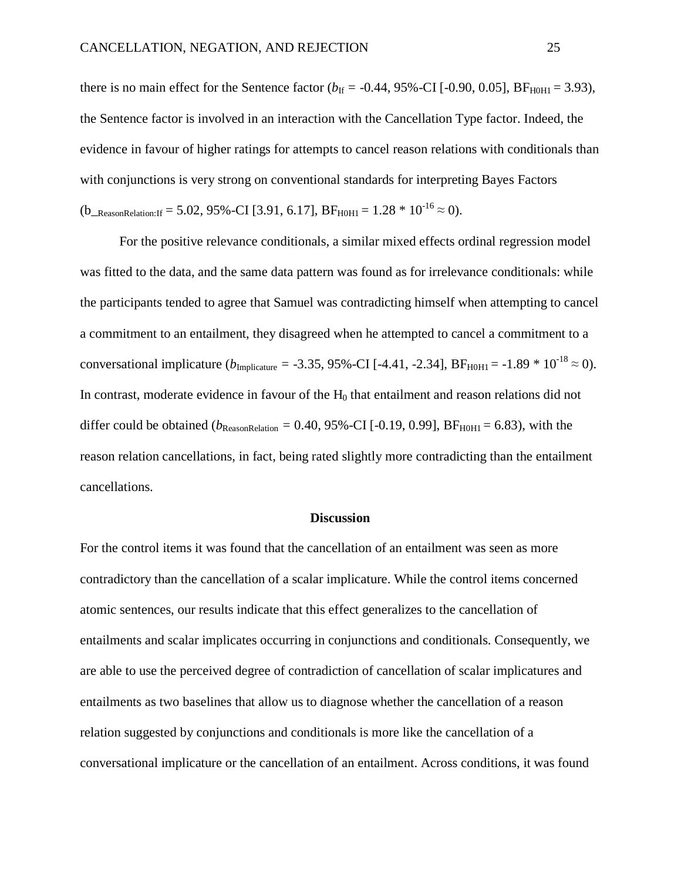there is no main effect for the Sentence factor ($b_{\text{If}}$ = -0.44, 95%-CI [-0.90, 0.05], $\text{BF}_{\text{H0H1}}$ = 3.93), the Sentence factor is involved in an interaction with the Cancellation Type factor. Indeed, the evidence in favour of higher ratings for attempts to cancel reason relations with conditionals than with conjunctions is very strong on conventional standards for interpreting Bayes Factors ($\text{b}_{\text{\_ReasonRelation:If}}$ = 5.02, 95%-CI [3.91, 6.17], $\text{BF}_{\text{H0H1}} = 1.28 * 10^{-16} \approx 0$).

For the positive relevance conditionals, a similar mixed effects ordinal regression model was fitted to the data, and the same data pattern was found as for irrelevance conditionals: while the participants tended to agree that Samuel was contradicting himself when attempting to cancel a commitment to an entailment, they disagreed when he attempted to cancel a commitment to a conversational implicature ($b_{\text{Implicature}}$ = -3.35, 95%-CI [-4.41, -2.34], $\text{BF}_{\text{H0H1}} = -1.89 * 10^{-18} \approx 0$). In contrast, moderate evidence in favour of the $\text{H}_0$ that entailment and reason relations did not differ could be obtained ($b_{\text{ReasonRelation}}$ = 0.40, 95%-CI [-0.19, 0.99], $\text{BF}_{\text{H0H1}}$ = 6.83), with the reason relation cancellations, in fact, being rated slightly more contradicting than the entailment cancellations.

## Discussion

For the control items it was found that the cancellation of an entailment was seen as more contradictory than the cancellation of a scalar implicature. While the control items concerned atomic sentences, our results indicate that this effect generalizes to the cancellation of entailments and scalar implicates occurring in conjunctions and conditionals. Consequently, we are able to use the perceived degree of contradiction of cancellation of scalar implicatures and entailments as two baselines that allow us to diagnose whether the cancellation of a reason relation suggested by conjunctions and conditionals is more like the cancellation of a conversational implicature or the cancellation of an entailment. Across conditions, it was found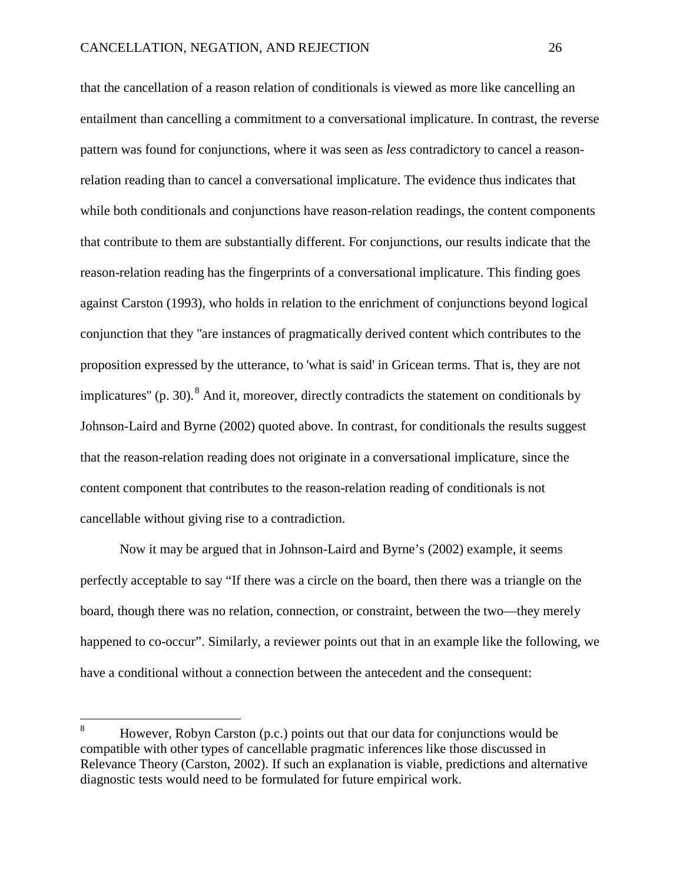that the cancellation of a reason relation of conditionals is viewed as more like cancelling an entailment than cancelling a commitment to a conversational implicature. In contrast, the reverse pattern was found for conjunctions, where it was seen as *less* contradictory to cancel a reason-relation reading than to cancel a conversational implicature. The evidence thus indicates that while both conditionals and conjunctions have reason-relation readings, the content components that contribute to them are substantially different. For conjunctions, our results indicate that the reason-relation reading has the fingerprints of a conversational implicature. This finding goes against Carston (1993), who holds in relation to the enrichment of conjunctions beyond logical conjunction that they "are instances of pragmatically derived content which contributes to the proposition expressed by the utterance, to 'what is said' in Gricean terms. That is, they are not implicatures" (p. 30).[8] And it, moreover, directly contradicts the statement on conditionals by Johnson-Laird and Byrne (2002) quoted above. In contrast, for conditionals the results suggest that the reason-relation reading does not originate in a conversational implicature, since the content component that contributes to the reason-relation reading of conditionals is not cancellable without giving rise to a contradiction.

Now it may be argued that in Johnson-Laird and Byrne's (2002) example, it seems perfectly acceptable to say "If there was a circle on the board, then there was a triangle on the board, though there was no relation, connection, or constraint, between the two—they merely happened to co-occur". Similarly, a reviewer points out that in an example like the following, we have a conditional without a connection between the antecedent and the consequent:

[8] However, Robyn Carston (p.c.) points out that our data for conjunctions would be compatible with other types of cancellable pragmatic inferences like those discussed in Relevance Theory (Carston, 2002). If such an explanation is viable, predictions and alternative diagnostic tests would need to be formulated for future empirical work.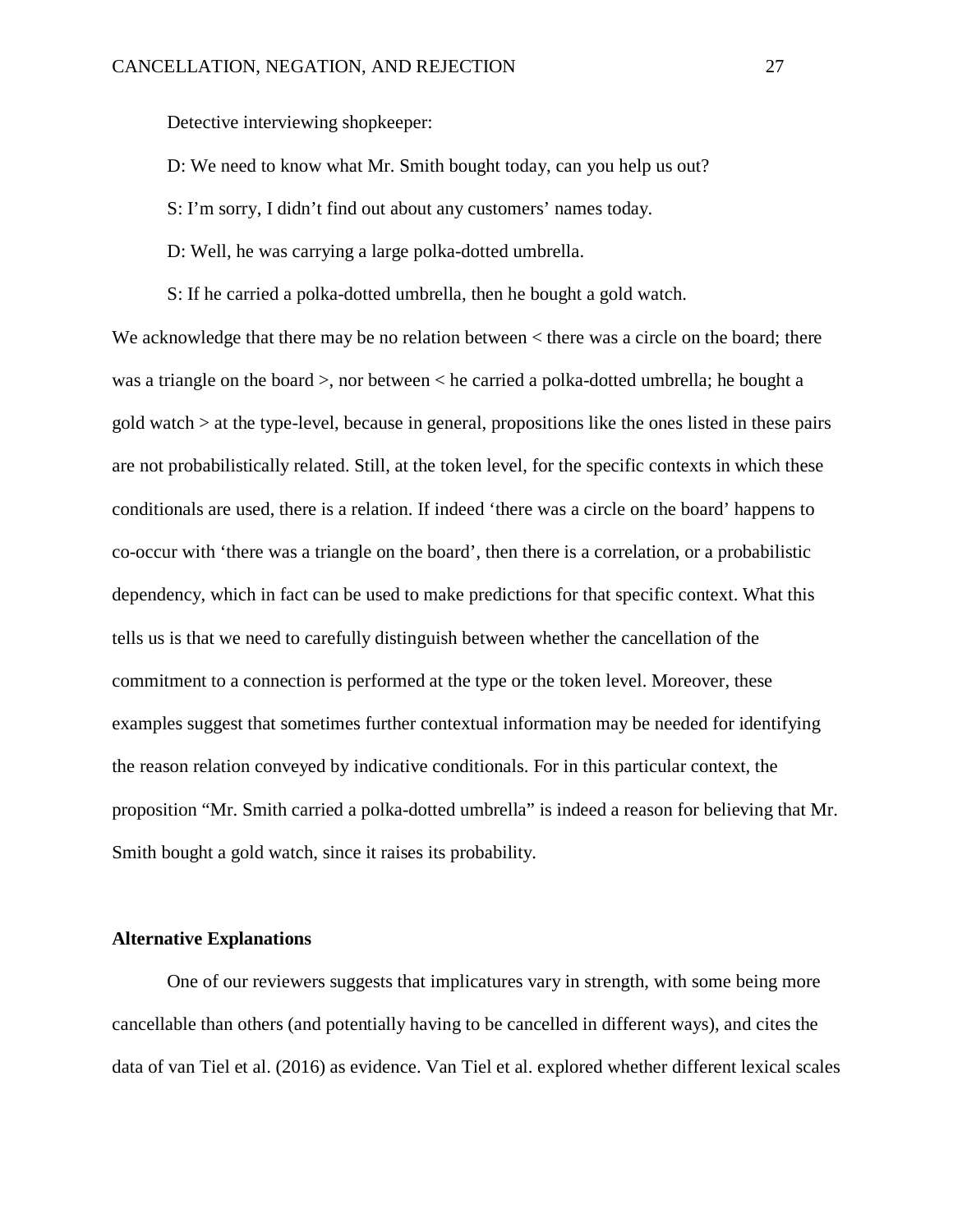Detective interviewing shopkeeper:

D: We need to know what Mr. Smith bought today, can you help us out?

S: I'm sorry, I didn't find out about any customers' names today.

D: Well, he was carrying a large polka-dotted umbrella.

S: If he carried a polka-dotted umbrella, then he bought a gold watch.

We acknowledge that there may be no relation between < there was a circle on the board; there was a triangle on the board >, nor between < he carried a polka-dotted umbrella; he bought a gold watch > at the type-level, because in general, propositions like the ones listed in these pairs are not probabilistically related. Still, at the token level, for the specific contexts in which these conditionals are used, there is a relation. If indeed 'there was a circle on the board' happens to co-occur with 'there was a triangle on the board', then there is a correlation, or a probabilistic dependency, which in fact can be used to make predictions for that specific context. What this tells us is that we need to carefully distinguish between whether the cancellation of the commitment to a connection is performed at the type or the token level. Moreover, these examples suggest that sometimes further contextual information may be needed for identifying the reason relation conveyed by indicative conditionals. For in this particular context, the proposition "Mr. Smith carried a polka-dotted umbrella" is indeed a reason for believing that Mr. Smith bought a gold watch, since it raises its probability.

**Alternative Explanations**

One of our reviewers suggests that implicatures vary in strength, with some being more cancellable than others (and potentially having to be cancelled in different ways), and cites the data of van Tiel et al. (2016) as evidence. Van Tiel et al. explored whether different lexical scales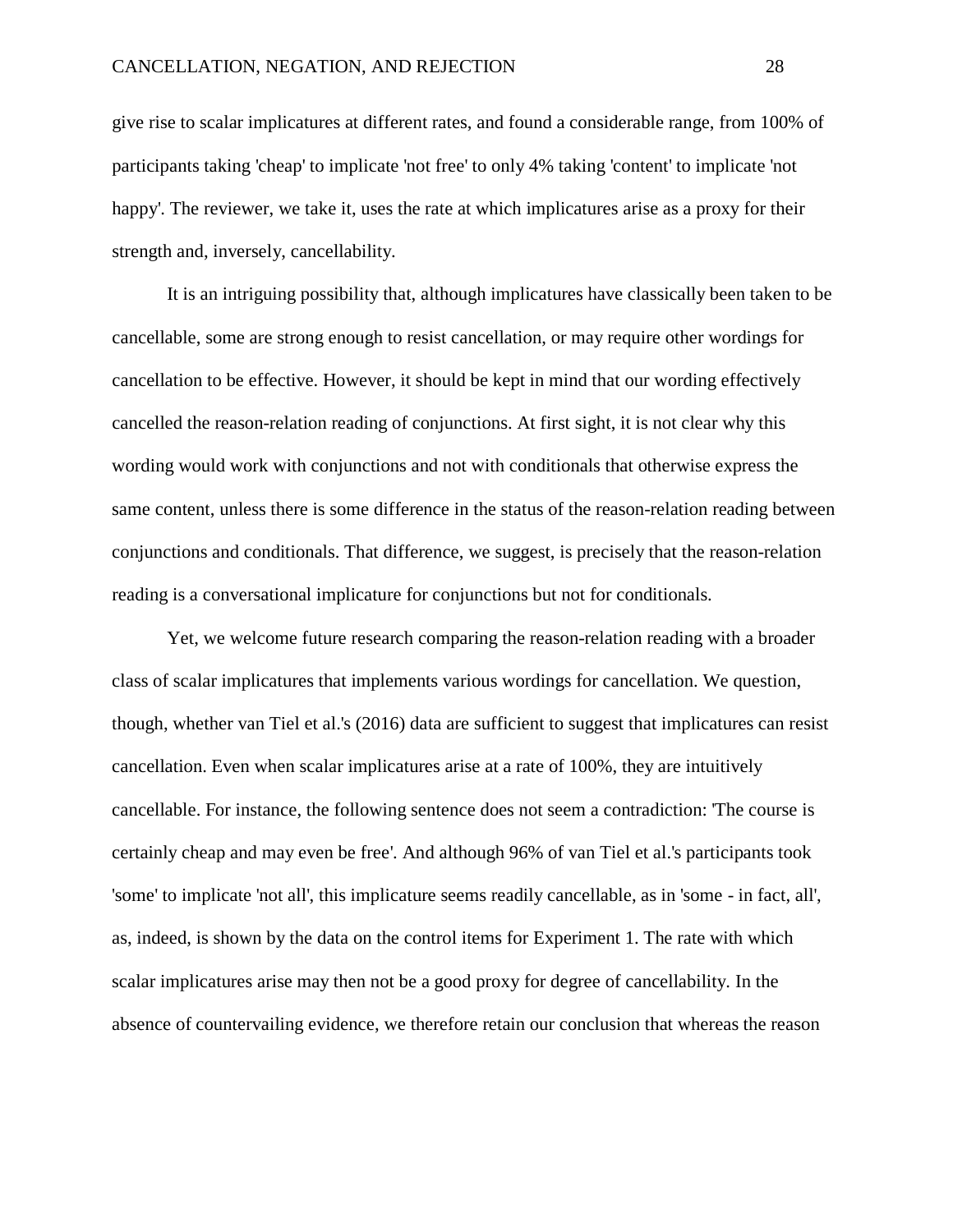give rise to scalar implicatures at different rates, and found a considerable range, from 100% of participants taking 'cheap' to implicate 'not free' to only 4% taking 'content' to implicate 'not happy'. The reviewer, we take it, uses the rate at which implicatures arise as a proxy for their strength and, inversely, cancellability.

It is an intriguing possibility that, although implicatures have classically been taken to be cancellable, some are strong enough to resist cancellation, or may require other wordings for cancellation to be effective. However, it should be kept in mind that our wording effectively cancelled the reason-relation reading of conjunctions. At first sight, it is not clear why this wording would work with conjunctions and not with conditionals that otherwise express the same content, unless there is some difference in the status of the reason-relation reading between conjunctions and conditionals. That difference, we suggest, is precisely that the reason-relation reading is a conversational implicature for conjunctions but not for conditionals.

Yet, we welcome future research comparing the reason-relation reading with a broader class of scalar implicatures that implements various wordings for cancellation. We question, though, whether van Tiel et al.'s (2016) data are sufficient to suggest that implicatures can resist cancellation. Even when scalar implicatures arise at a rate of 100%, they are intuitively cancellable. For instance, the following sentence does not seem a contradiction: 'The course is certainly cheap and may even be free'. And although 96% of van Tiel et al.'s participants took 'some' to implicate 'not all', this implicature seems readily cancellable, as in 'some - in fact, all', as, indeed, is shown by the data on the control items for Experiment 1. The rate with which scalar implicatures arise may then not be a good proxy for degree of cancellability. In the absence of countervailing evidence, we therefore retain our conclusion that whereas the reason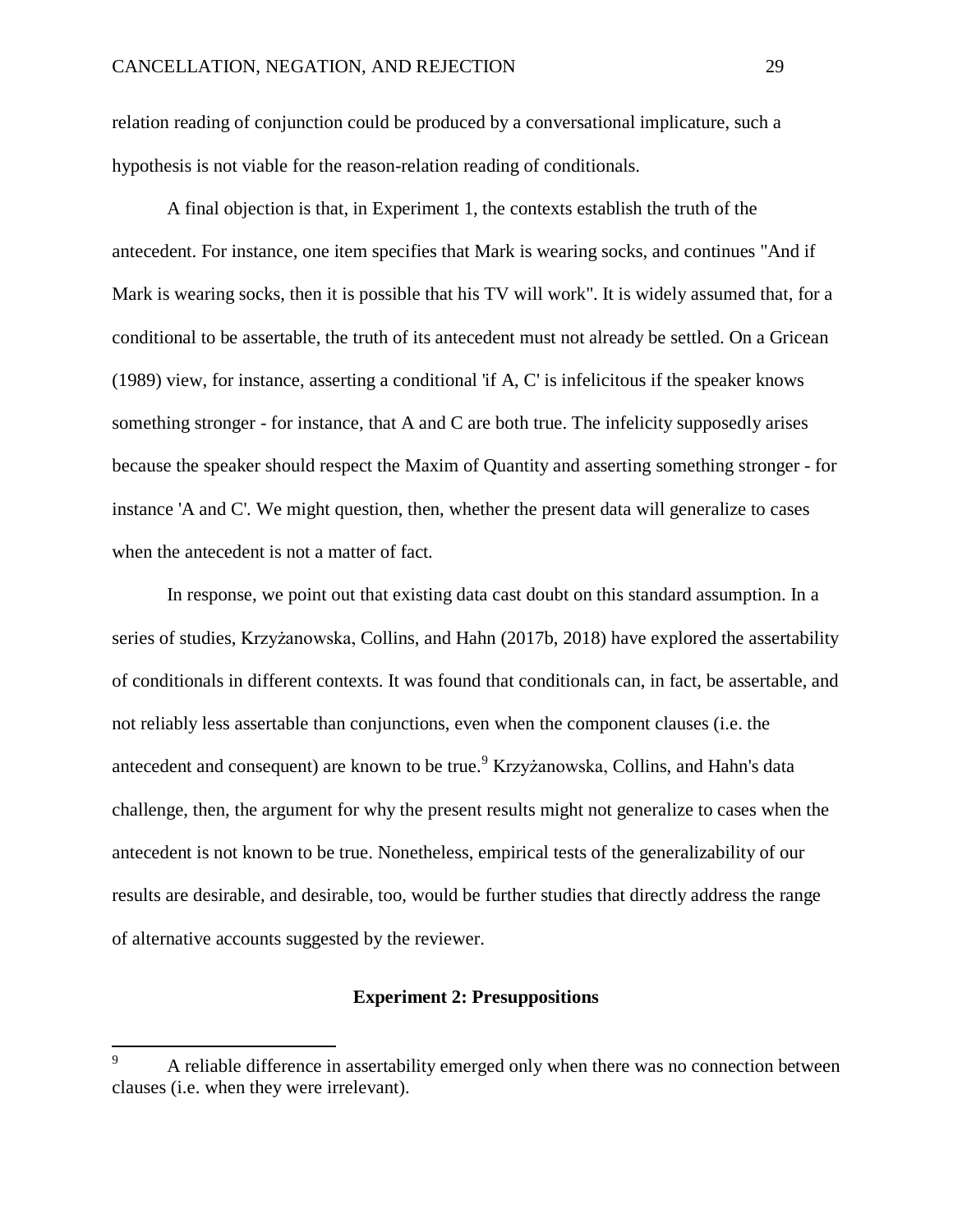relation reading of conjunction could be produced by a conversational implicature, such a hypothesis is not viable for the reason-relation reading of conditionals.

A final objection is that, in Experiment 1, the contexts establish the truth of the antecedent. For instance, one item specifies that Mark is wearing socks, and continues "And if Mark is wearing socks, then it is possible that his TV will work". It is widely assumed that, for a conditional to be assertable, the truth of its antecedent must not already be settled. On a Gricean (1989) view, for instance, asserting a conditional 'if A, C' is infelicitous if the speaker knows something stronger - for instance, that A and C are both true. The infelicity supposedly arises because the speaker should respect the Maxim of Quantity and asserting something stronger - for instance 'A and C'. We might question, then, whether the present data will generalize to cases when the antecedent is not a matter of fact.

In response, we point out that existing data cast doubt on this standard assumption. In a series of studies, Krzyżanowska, Collins, and Hahn (2017b, 2018) have explored the assertability of conditionals in different contexts. It was found that conditionals can, in fact, be assertable, and not reliably less assertable than conjunctions, even when the component clauses (i.e. the antecedent and consequent) are known to be true.[9] Krzyżanowska, Collins, and Hahn's data challenge, then, the argument for why the present results might not generalize to cases when the antecedent is not known to be true. Nonetheless, empirical tests of the generalizability of our results are desirable, and desirable, too, would be further studies that directly address the range of alternative accounts suggested by the reviewer.

## Experiment 2: Presuppositions

[9] A reliable difference in assertability emerged only when there was no connection between clauses (i.e. when they were irrelevant).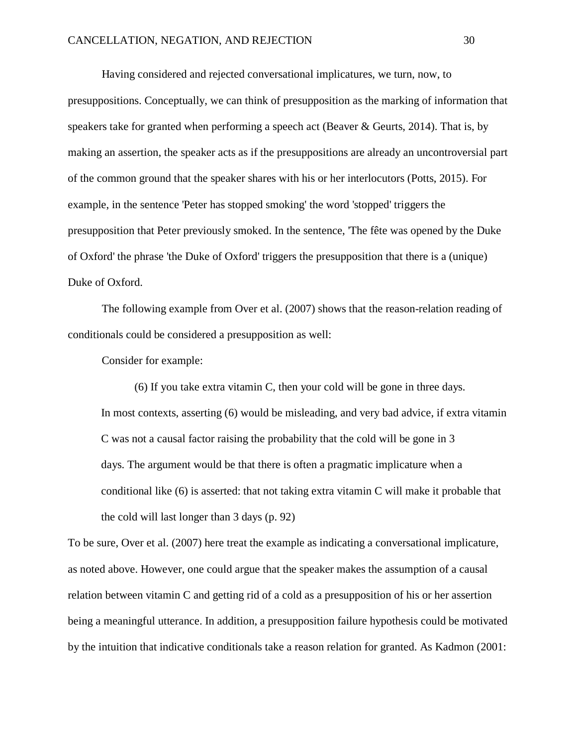Having considered and rejected conversational implicatures, we turn, now, to presuppositions. Conceptually, we can think of presupposition as the marking of information that speakers take for granted when performing a speech act (Beaver & Geurts, 2014). That is, by making an assertion, the speaker acts as if the presuppositions are already an uncontroversial part of the common ground that the speaker shares with his or her interlocutors (Potts, 2015). For example, in the sentence 'Peter has stopped smoking' the word 'stopped' triggers the presupposition that Peter previously smoked. In the sentence, 'The fête was opened by the Duke of Oxford' the phrase 'the Duke of Oxford' triggers the presupposition that there is a (unique) Duke of Oxford.

The following example from Over et al. (2007) shows that the reason-relation reading of conditionals could be considered a presupposition as well:

> Consider for example:
>
> (6) If you take extra vitamin C, then your cold will be gone in three days.
>
> In most contexts, asserting (6) would be misleading, and very bad advice, if extra vitamin C was not a causal factor raising the probability that the cold will be gone in 3 days. The argument would be that there is often a pragmatic implicature when a conditional like (6) is asserted: that not taking extra vitamin C will make it probable that the cold will last longer than 3 days (p. 92)

To be sure, Over et al. (2007) here treat the example as indicating a conversational implicature, as noted above. However, one could argue that the speaker makes the assumption of a causal relation between vitamin C and getting rid of a cold as a presupposition of his or her assertion being a meaningful utterance. In addition, a presupposition failure hypothesis could be motivated by the intuition that indicative conditionals take a reason relation for granted. As Kadmon (2001: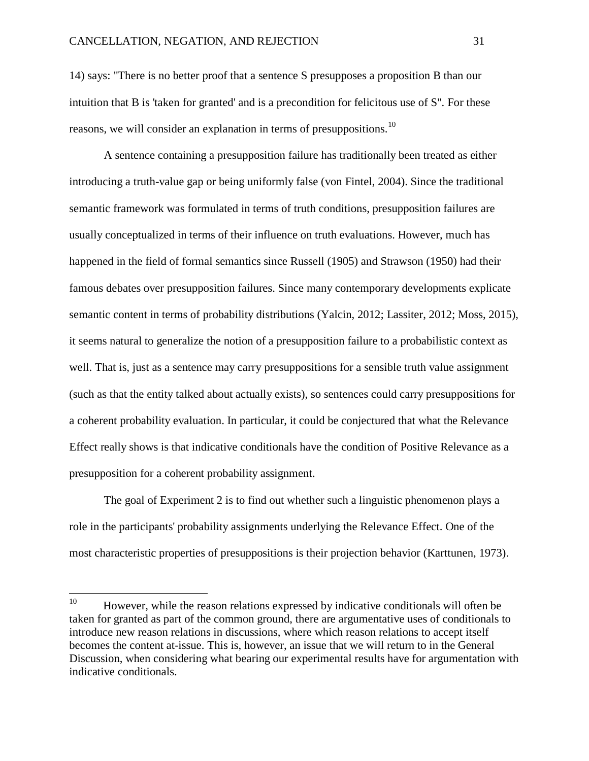14) says: "There is no better proof that a sentence S presupposes a proposition B than our intuition that B is 'taken for granted' and is a precondition for felicitous use of S". For these reasons, we will consider an explanation in terms of presuppositions.[10]

A sentence containing a presupposition failure has traditionally been treated as either introducing a truth-value gap or being uniformly false (von Fintel, 2004). Since the traditional semantic framework was formulated in terms of truth conditions, presupposition failures are usually conceptualized in terms of their influence on truth evaluations. However, much has happened in the field of formal semantics since Russell (1905) and Strawson (1950) had their famous debates over presupposition failures. Since many contemporary developments explicate semantic content in terms of probability distributions (Yalcin, 2012; Lassiter, 2012; Moss, 2015), it seems natural to generalize the notion of a presupposition failure to a probabilistic context as well. That is, just as a sentence may carry presuppositions for a sensible truth value assignment (such as that the entity talked about actually exists), so sentences could carry presuppositions for a coherent probability evaluation. In particular, it could be conjectured that what the Relevance Effect really shows is that indicative conditionals have the condition of Positive Relevance as a presupposition for a coherent probability assignment.

The goal of Experiment 2 is to find out whether such a linguistic phenomenon plays a role in the participants' probability assignments underlying the Relevance Effect. One of the most characteristic properties of presuppositions is their projection behavior (Karttunen, 1973).

[10] However, while the reason relations expressed by indicative conditionals will often be taken for granted as part of the common ground, there are argumentative uses of conditionals to introduce new reason relations in discussions, where which reason relations to accept itself becomes the content at-issue. This is, however, an issue that we will return to in the General Discussion, when considering what bearing our experimental results have for argumentation with indicative conditionals.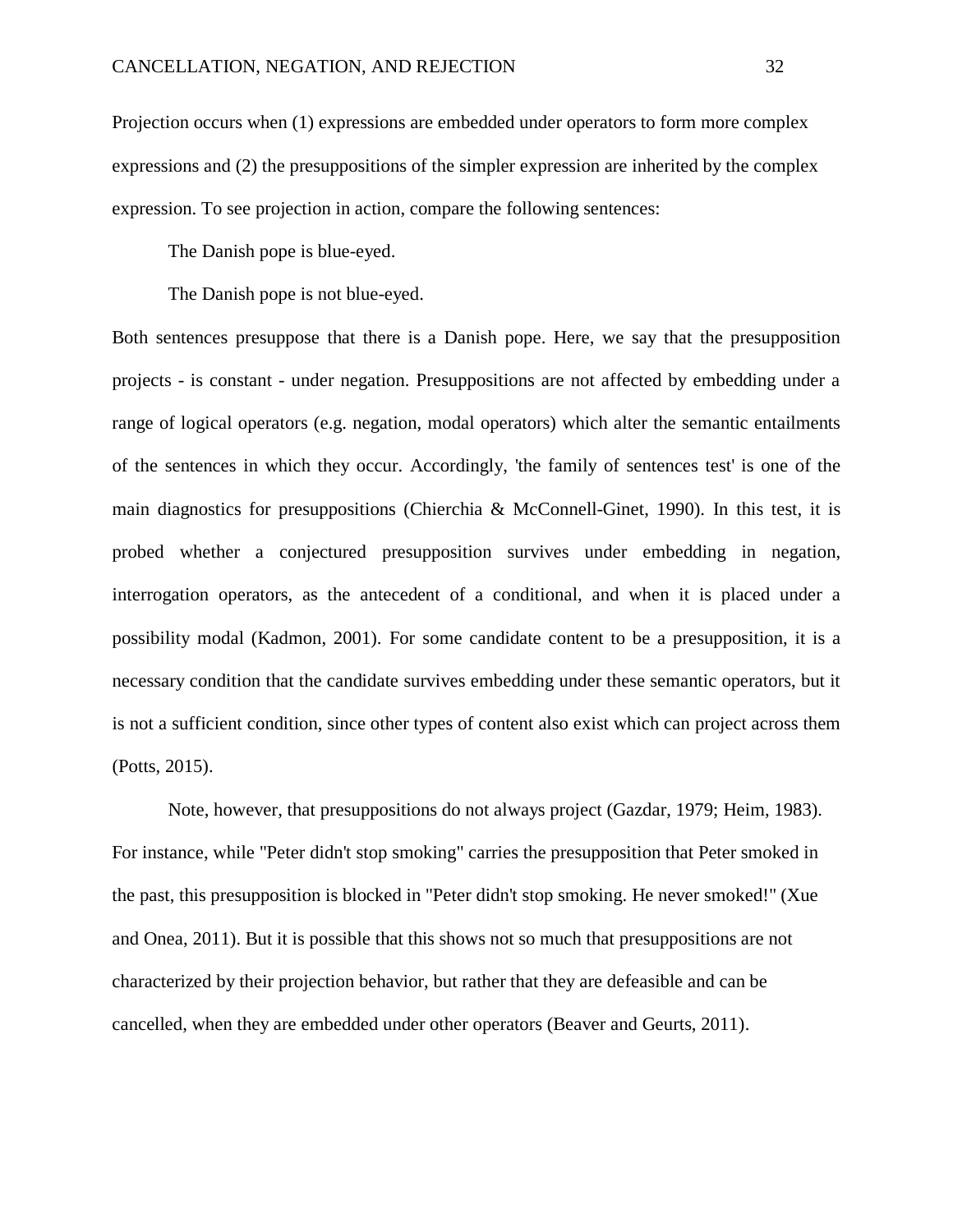Projection occurs when (1) expressions are embedded under operators to form more complex expressions and (2) the presuppositions of the simpler expression are inherited by the complex expression. To see projection in action, compare the following sentences:

The Danish pope is blue-eyed.

The Danish pope is not blue-eyed.

Both sentences presuppose that there is a Danish pope. Here, we say that the presupposition projects - is constant - under negation. Presuppositions are not affected by embedding under a range of logical operators (e.g. negation, modal operators) which alter the semantic entailments of the sentences in which they occur. Accordingly, 'the family of sentences test' is one of the main diagnostics for presuppositions (Chierchia & McConnell-Ginet, 1990). In this test, it is probed whether a conjectured presupposition survives under embedding in negation, interrogation operators, as the antecedent of a conditional, and when it is placed under a possibility modal (Kadmon, 2001). For some candidate content to be a presupposition, it is a necessary condition that the candidate survives embedding under these semantic operators, but it is not a sufficient condition, since other types of content also exist which can project across them (Potts, 2015).

Note, however, that presuppositions do not always project (Gazdar, 1979; Heim, 1983). For instance, while "Peter didn't stop smoking" carries the presupposition that Peter smoked in the past, this presupposition is blocked in "Peter didn't stop smoking. He never smoked!" (Xue and Onea, 2011). But it is possible that this shows not so much that presuppositions are not characterized by their projection behavior, but rather that they are defeasible and can be cancelled, when they are embedded under other operators (Beaver and Geurts, 2011).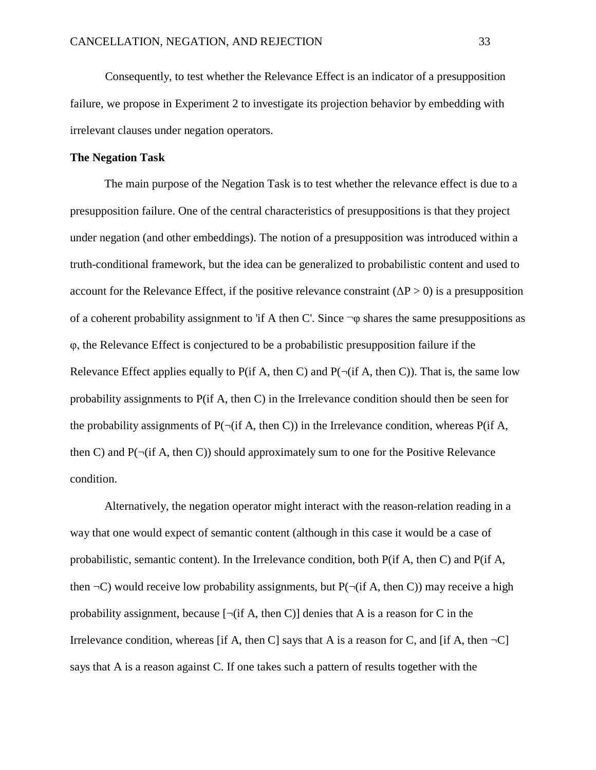Consequently, to test whether the Relevance Effect is an indicator of a presupposition failure, we propose in Experiment 2 to investigate its projection behavior by embedding with irrelevant clauses under negation operators.

**The Negation Task**

The main purpose of the Negation Task is to test whether the relevance effect is due to a presupposition failure. One of the central characteristics of presuppositions is that they project under negation (and other embeddings). The notion of a presupposition was introduced within a truth-conditional framework, but the idea can be generalized to probabilistic content and used to account for the Relevance Effect, if the positive relevance constraint ($\Delta P > 0$) is a presupposition of a coherent probability assignment to 'if A then C'. Since $\neg\varphi$ shares the same presuppositions as $\varphi$, the Relevance Effect is conjectured to be a probabilistic presupposition failure if the Relevance Effect applies equally to P(if A, then C) and P(¬(if A, then C)). That is, the same low probability assignments to P(if A, then C) in the Irrelevance condition should then be seen for the probability assignments of P(¬(if A, then C)) in the Irrelevance condition, whereas P(if A, then C) and P(¬(if A, then C)) should approximately sum to one for the Positive Relevance condition.

Alternatively, the negation operator might interact with the reason-relation reading in a way that one would expect of semantic content (although in this case it would be a case of probabilistic, semantic content). In the Irrelevance condition, both P(if A, then C) and P(if A, then ¬C) would receive low probability assignments, but P(¬(if A, then C)) may receive a high probability assignment, because [¬(if A, then C)] denies that A is a reason for C in the Irrelevance condition, whereas [if A, then C] says that A is a reason for C, and [if A, then ¬C] says that A is a reason against C. If one takes such a pattern of results together with the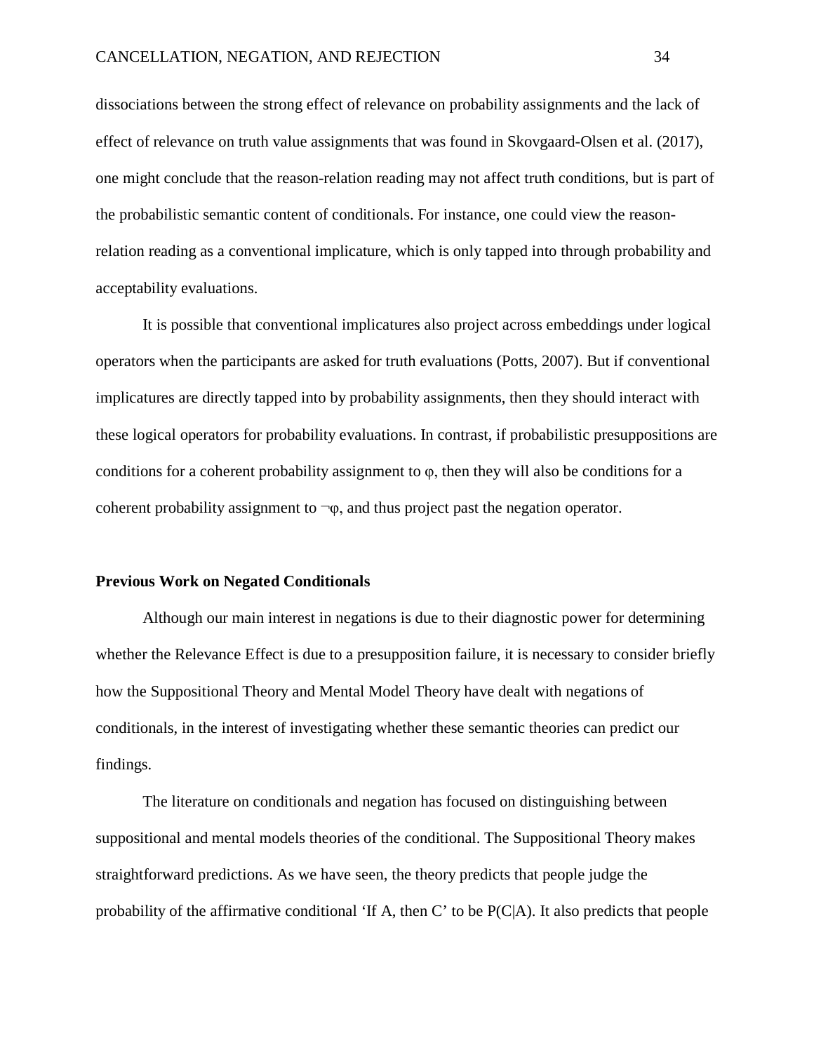dissociations between the strong effect of relevance on probability assignments and the lack of effect of relevance on truth value assignments that was found in Skovgaard-Olsen et al. (2017), one might conclude that the reason-relation reading may not affect truth conditions, but is part of the probabilistic semantic content of conditionals. For instance, one could view the reason-relation reading as a conventional implicature, which is only tapped into through probability and acceptability evaluations.

It is possible that conventional implicatures also project across embeddings under logical operators when the participants are asked for truth evaluations (Potts, 2007). But if conventional implicatures are directly tapped into by probability assignments, then they should interact with these logical operators for probability evaluations. In contrast, if probabilistic presuppositions are conditions for a coherent probability assignment to $\varphi$, then they will also be conditions for a coherent probability assignment to $\neg\varphi$, and thus project past the negation operator.

## Previous Work on Negated Conditionals

Although our main interest in negations is due to their diagnostic power for determining whether the Relevance Effect is due to a presupposition failure, it is necessary to consider briefly how the Suppositional Theory and Mental Model Theory have dealt with negations of conditionals, in the interest of investigating whether these semantic theories can predict our findings.

The literature on conditionals and negation has focused on distinguishing between suppositional and mental models theories of the conditional. The Suppositional Theory makes straightforward predictions. As we have seen, the theory predicts that people judge the probability of the affirmative conditional 'If A, then C' to be $P(C|A)$. It also predicts that people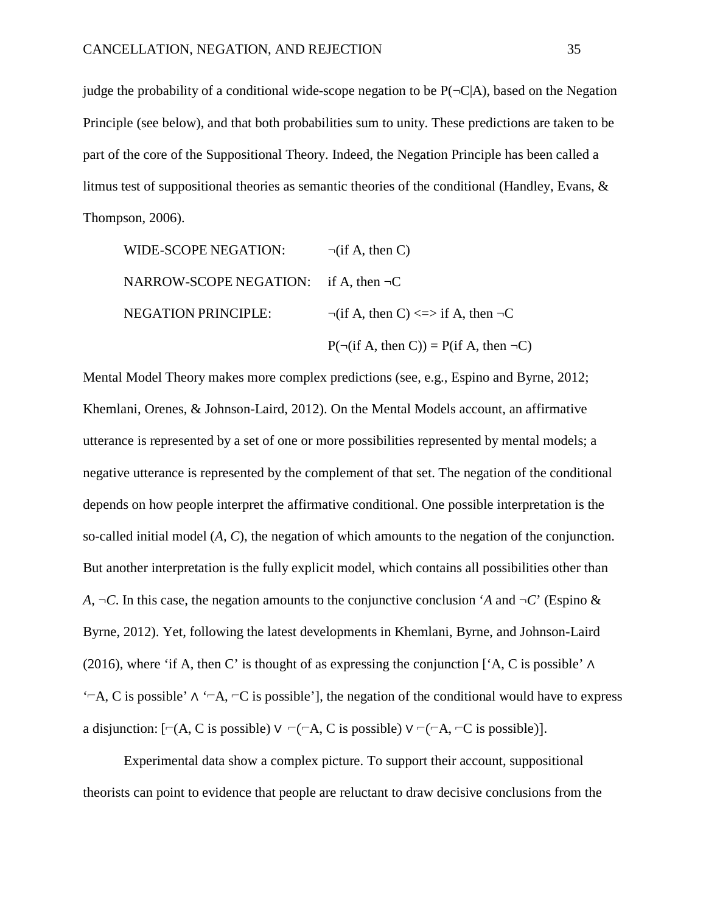judge the probability of a conditional wide-scope negation to be $P(\neg C|A)$, based on the Negation Principle (see below), and that both probabilities sum to unity. These predictions are taken to be part of the core of the Suppositional Theory. Indeed, the Negation Principle has been called a litmus test of suppositional theories as semantic theories of the conditional (Handley, Evans, & Thompson, 2006).

WIDE-SCOPE NEGATION: $\neg$(if A, then C)

NARROW-SCOPE NEGATION: if A, then $\neg$C

NEGATION PRINCIPLE: $\neg$(if A, then C) <=> if A, then $\neg$C

$P(\neg(\text{if A, then C})) = P(\text{if A, then } \neg C)$

Mental Model Theory makes more complex predictions (see, e.g., Espino and Byrne, 2012; Khemlani, Orenes, & Johnson-Laird, 2012). On the Mental Models account, an affirmative utterance is represented by a set of one or more possibilities represented by mental models; a negative utterance is represented by the complement of that set. The negation of the conditional depends on how people interpret the affirmative conditional. One possible interpretation is the so-called initial model (*A, C*), the negation of which amounts to the negation of the conjunction. But another interpretation is the fully explicit model, which contains all possibilities other than *A, ¬C*. In this case, the negation amounts to the conjunctive conclusion '*A* and *¬C*' (Espino & Byrne, 2012). Yet, following the latest developments in Khemlani, Byrne, and Johnson-Laird (2016), where 'if A, then C' is thought of as expressing the conjunction ['A, C is possible' ∧ '¬A, C is possible' ∧ '¬A, ¬C is possible'], the negation of the conditional would have to express a disjunction: [¬(A, C is possible) ∨ ¬(¬A, C is possible) ∨ ¬(¬A, ¬C is possible)].

Experimental data show a complex picture. To support their account, suppositional theorists can point to evidence that people are reluctant to draw decisive conclusions from the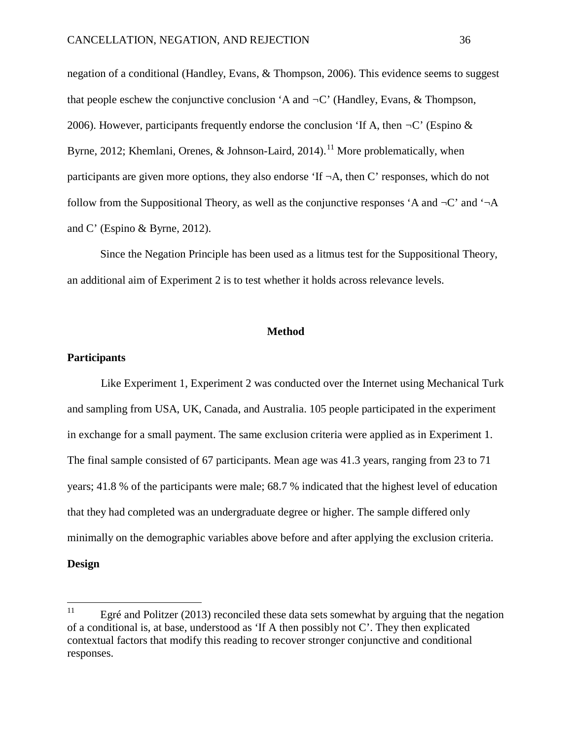negation of a conditional (Handley, Evans, & Thompson, 2006). This evidence seems to suggest that people eschew the conjunctive conclusion 'A and ¬C' (Handley, Evans, & Thompson, 2006). However, participants frequently endorse the conclusion 'If A, then ¬C' (Espino & Byrne, 2012; Khemlani, Orenes, & Johnson-Laird, 2014).[11] More problematically, when participants are given more options, they also endorse 'If ¬A, then C' responses, which do not follow from the Suppositional Theory, as well as the conjunctive responses 'A and ¬C' and '¬A and C' (Espino & Byrne, 2012).

Since the Negation Principle has been used as a litmus test for the Suppositional Theory, an additional aim of Experiment 2 is to test whether it holds across relevance levels.

## Method

### Participants

Like Experiment 1, Experiment 2 was conducted over the Internet using Mechanical Turk and sampling from USA, UK, Canada, and Australia. 105 people participated in the experiment in exchange for a small payment. The same exclusion criteria were applied as in Experiment 1. The final sample consisted of 67 participants. Mean age was 41.3 years, ranging from 23 to 71 years; 41.8 % of the participants were male; 68.7 % indicated that the highest level of education that they had completed was an undergraduate degree or higher. The sample differed only minimally on the demographic variables above before and after applying the exclusion criteria.

### Design

[11] Egré and Politzer (2013) reconciled these data sets somewhat by arguing that the negation of a conditional is, at base, understood as 'If A then possibly not C'. They then explicated contextual factors that modify this reading to recover stronger conjunctive and conditional responses.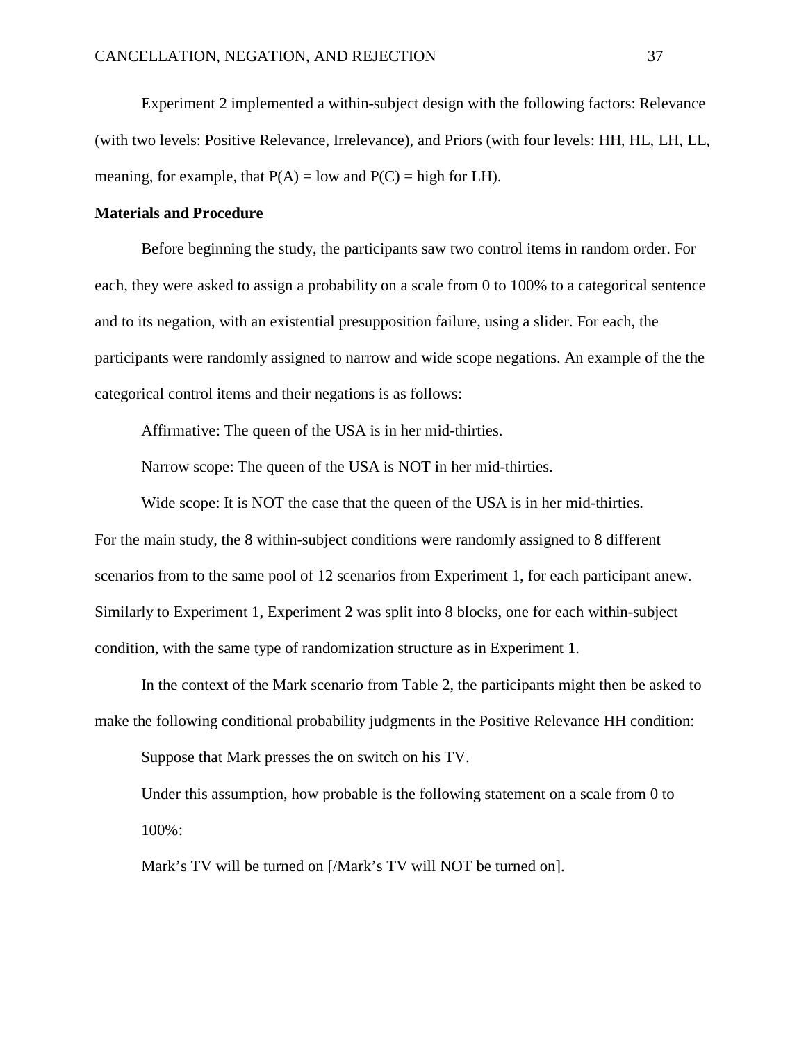Experiment 2 implemented a within-subject design with the following factors: Relevance (with two levels: Positive Relevance, Irrelevance), and Priors (with four levels: HH, HL, LH, LL, meaning, for example, that $P(A)$ = low and $P(C)$ = high for LH).

**Materials and Procedure**

Before beginning the study, the participants saw two control items in random order. For each, they were asked to assign a probability on a scale from 0 to 100% to a categorical sentence and to its negation, with an existential presupposition failure, using a slider. For each, the participants were randomly assigned to narrow and wide scope negations. An example of the the categorical control items and their negations is as follows:

Affirmative: The queen of the USA is in her mid-thirties.

Narrow scope: The queen of the USA is NOT in her mid-thirties.

Wide scope: It is NOT the case that the queen of the USA is in her mid-thirties.

For the main study, the 8 within-subject conditions were randomly assigned to 8 different scenarios from to the same pool of 12 scenarios from Experiment 1, for each participant anew. Similarly to Experiment 1, Experiment 2 was split into 8 blocks, one for each within-subject condition, with the same type of randomization structure as in Experiment 1.

In the context of the Mark scenario from Table 2, the participants might then be asked to make the following conditional probability judgments in the Positive Relevance HH condition:

Suppose that Mark presses the on switch on his TV.

Under this assumption, how probable is the following statement on a scale from 0 to 100%:

Mark's TV will be turned on [/Mark's TV will NOT be turned on].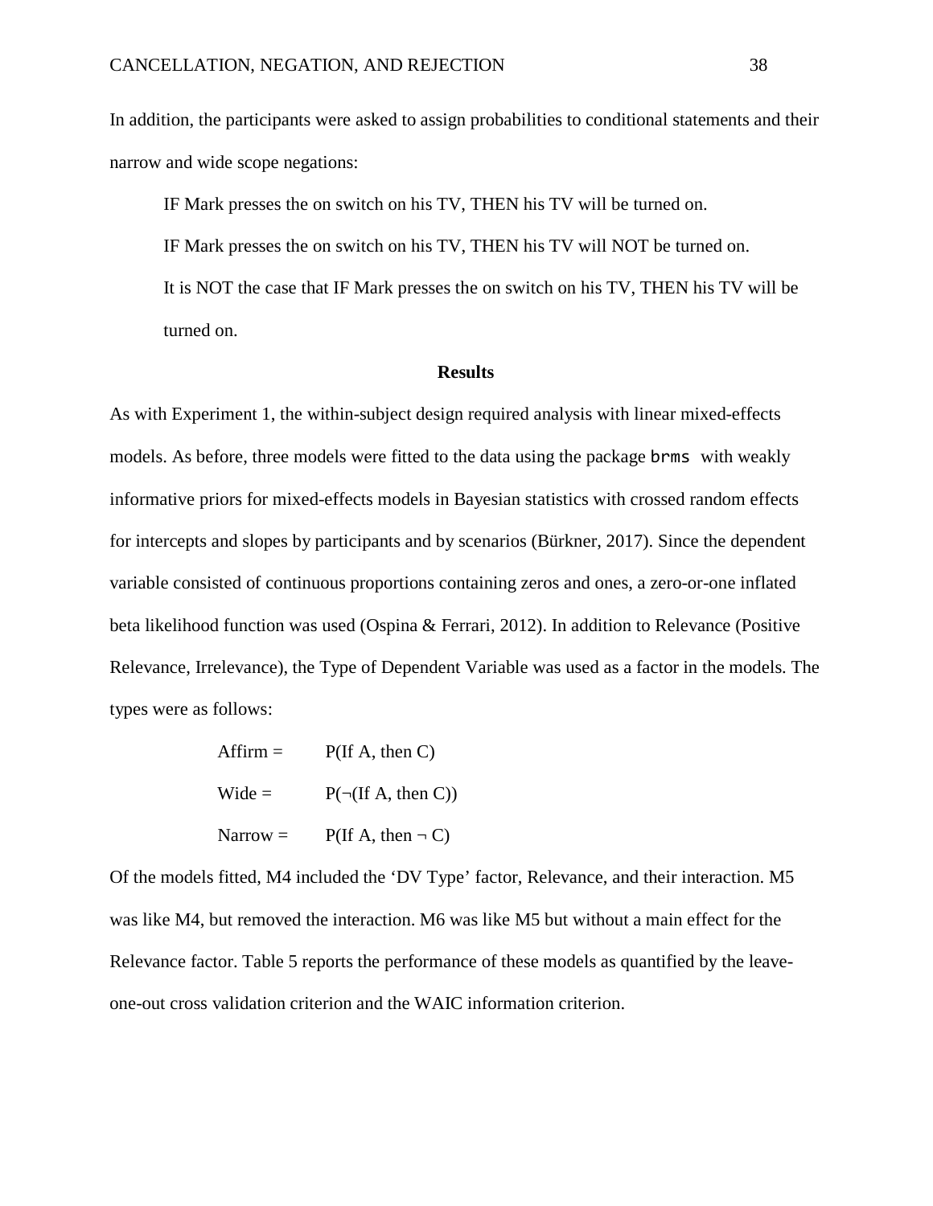In addition, the participants were asked to assign probabilities to conditional statements and their narrow and wide scope negations:

> IF Mark presses the on switch on his TV, THEN his TV will be turned on.
>
> IF Mark presses the on switch on his TV, THEN his TV will NOT be turned on.
>
> It is NOT the case that IF Mark presses the on switch on his TV, THEN his TV will be turned on.

### Results

As with Experiment 1, the within-subject design required analysis with linear mixed-effects models. As before, three models were fitted to the data using the package `brms` with weakly informative priors for mixed-effects models in Bayesian statistics with crossed random effects for intercepts and slopes by participants and by scenarios (Bürkner, 2017). Since the dependent variable consisted of continuous proportions containing zeros and ones, a zero-or-one inflated beta likelihood function was used (Ospina & Ferrari, 2012). In addition to Relevance (Positive Relevance, Irrelevance), the Type of Dependent Variable was used as a factor in the models. The types were as follows:

Affirm = P(If A, then C)

Wide = P(¬(If A, then C))

Narrow = P(If A, then ¬ C)

Of the models fitted, M4 included the 'DV Type' factor, Relevance, and their interaction. M5 was like M4, but removed the interaction. M6 was like M5 but without a main effect for the Relevance factor. Table 5 reports the performance of these models as quantified by the leave-one-out cross validation criterion and the WAIC information criterion.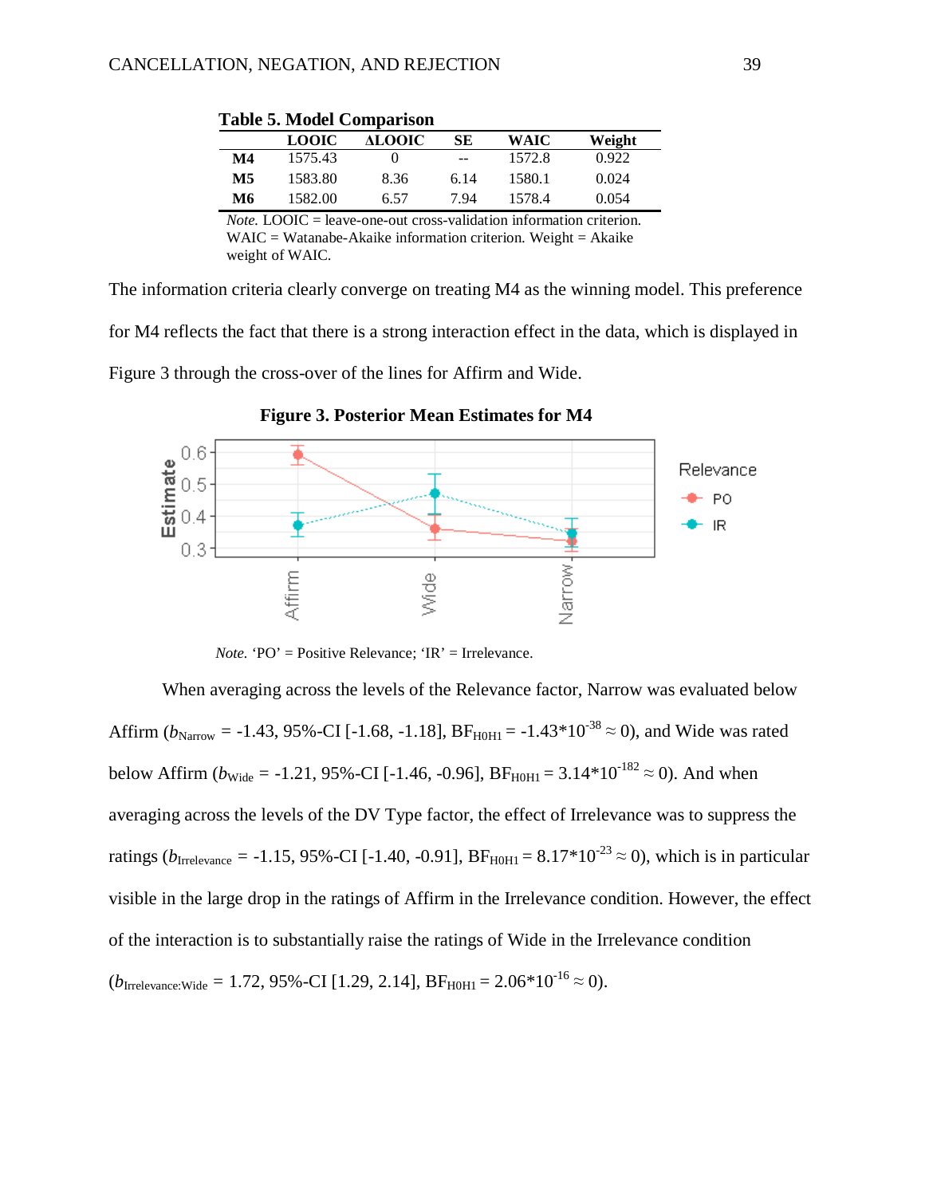**Table 5. Model Comparison**

| | LOOIC | ΔLOOIC | SE | WAIC | Weight |
|---|---|---|---|---|---|
| **M4** | 1575.43 | 0 | -- | 1572.8 | 0.922 |
| **M5** | 1583.80 | 8.36 | 6.14 | 1580.1 | 0.024 |
| **M6** | 1582.00 | 6.57 | 7.94 | 1578.4 | 0.054 |

*Note.* LOOIC = leave-one-out cross-validation information criterion. WAIC = Watanabe-Akaike information criterion. Weight = Akaike weight of WAIC.

The information criteria clearly converge on treating M4 as the winning model. This preference for M4 reflects the fact that there is a strong interaction effect in the data, which is displayed in Figure 3 through the cross-over of the lines for Affirm and Wide.

**Figure 3. Posterior Mean Estimates for M4**

Estimate
0.6
0.5
0.4
0.3
Affirm
Wide
Narrow
Relevance
PO
IR

*Note.* 'PO' = Positive Relevance; 'IR' = Irrelevance.

When averaging across the levels of the Relevance factor, Narrow was evaluated below Affirm ($b_{\text{Narrow}}$ = -1.43, 95%-CI [-1.68, -1.18], $BF_{H0H1} = -1.43*10^{-38} \approx 0$), and Wide was rated below Affirm ($b_{\text{Wide}}$ = -1.21, 95%-CI [-1.46, -0.96], $BF_{H0H1} = 3.14*10^{-182} \approx 0$). And when averaging across the levels of the DV Type factor, the effect of Irrelevance was to suppress the ratings ($b_{\text{Irrelevance}}$ = -1.15, 95%-CI [-1.40, -0.91], $BF_{H0H1} = 8.17*10^{-23} \approx 0$), which is in particular visible in the large drop in the ratings of Affirm in the Irrelevance condition. However, the effect of the interaction is to substantially raise the ratings of Wide in the Irrelevance condition ($b_{\text{Irrelevance:Wide}}$ = 1.72, 95%-CI [1.29, 2.14], $BF_{H0H1} = 2.06*10^{-16} \approx 0$).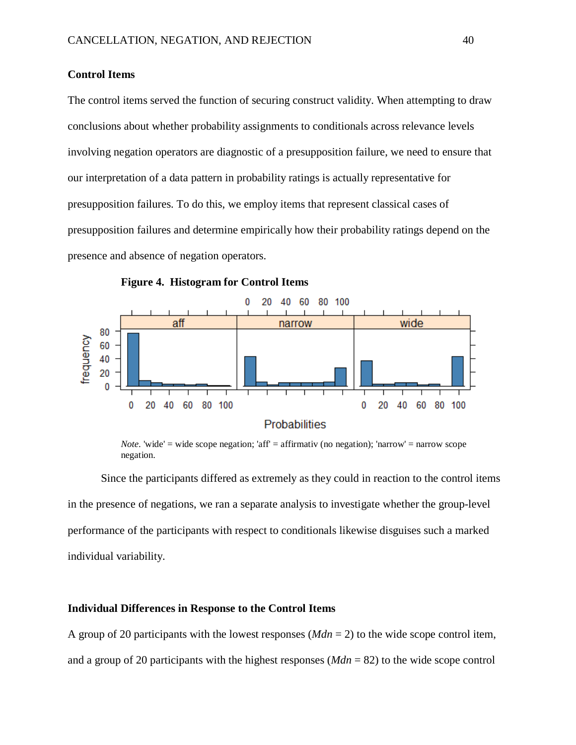## Control Items

The control items served the function of securing construct validity. When attempting to draw conclusions about whether probability assignments to conditionals across relevance levels involving negation operators are diagnostic of a presupposition failure, we need to ensure that our interpretation of a data pattern in probability ratings is actually representative for presupposition failures. To do this, we employ items that represent classical cases of presupposition failures and determine empirically how their probability ratings depend on the presence and absence of negation operators.

**Figure 4. Histogram for Control Items**

aff
narrow
wide
frequency
0 20 40 60 80
0 20 40 60 80 100
Probabilities

*Note*. 'wide' = wide scope negation; 'aff' = affirmativ (no negation); 'narrow' = narrow scope negation.

Since the participants differed as extremely as they could in reaction to the control items in the presence of negations, we ran a separate analysis to investigate whether the group-level performance of the participants with respect to conditionals likewise disguises such a marked individual variability.

## Individual Differences in Response to the Control Items

A group of 20 participants with the lowest responses (*Mdn* = 2) to the wide scope control item, and a group of 20 participants with the highest responses (*Mdn* = 82) to the wide scope control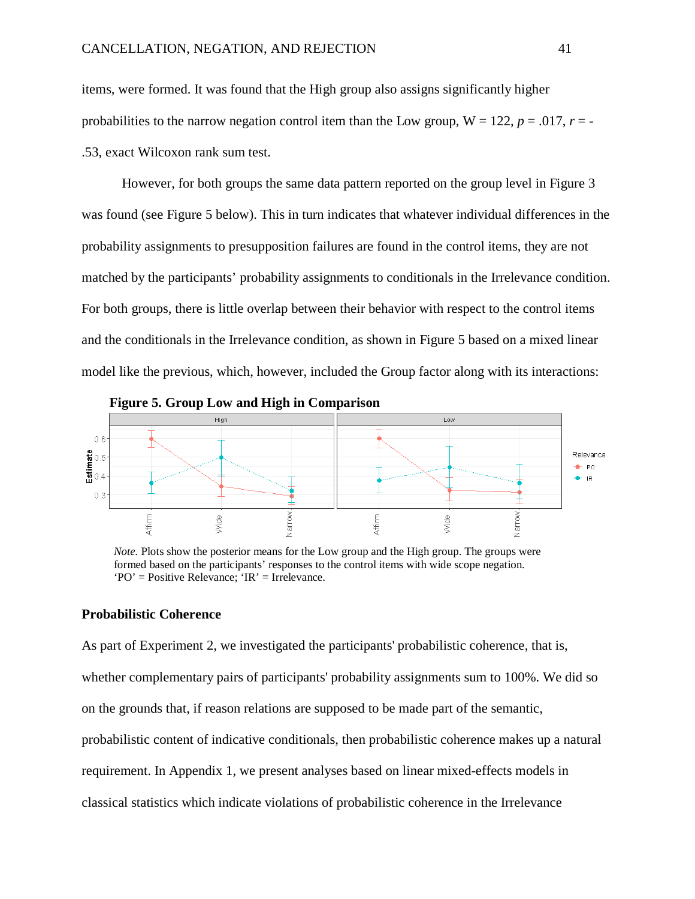items, were formed. It was found that the High group also assigns significantly higher probabilities to the narrow negation control item than the Low group, W = 122, $p$ = .017, $r$ = -.53, exact Wilcoxon rank sum test.

However, for both groups the same data pattern reported on the group level in Figure 3 was found (see Figure 5 below). This in turn indicates that whatever individual differences in the probability assignments to presupposition failures are found in the control items, they are not matched by the participants' probability assignments to conditionals in the Irrelevance condition. For both groups, there is little overlap between their behavior with respect to the control items and the conditionals in the Irrelevance condition, as shown in Figure 5 based on a mixed linear model like the previous, which, however, included the Group factor along with its interactions:

**Figure 5. Group Low and High in Comparison**

High

Low

Estimate

0.6
0.5
0.4
0.3

Affirm
Wide
Narrow

Relevance
PO
IR

*Note.* Plots show the posterior means for the Low group and the High group. The groups were formed based on the participants' responses to the control items with wide scope negation. 'PO' = Positive Relevance; 'IR' = Irrelevance.

### Probabilistic Coherence

As part of Experiment 2, we investigated the participants' probabilistic coherence, that is, whether complementary pairs of participants' probability assignments sum to 100%. We did so on the grounds that, if reason relations are supposed to be made part of the semantic, probabilistic content of indicative conditionals, then probabilistic coherence makes up a natural requirement. In Appendix 1, we present analyses based on linear mixed-effects models in classical statistics which indicate violations of probabilistic coherence in the Irrelevance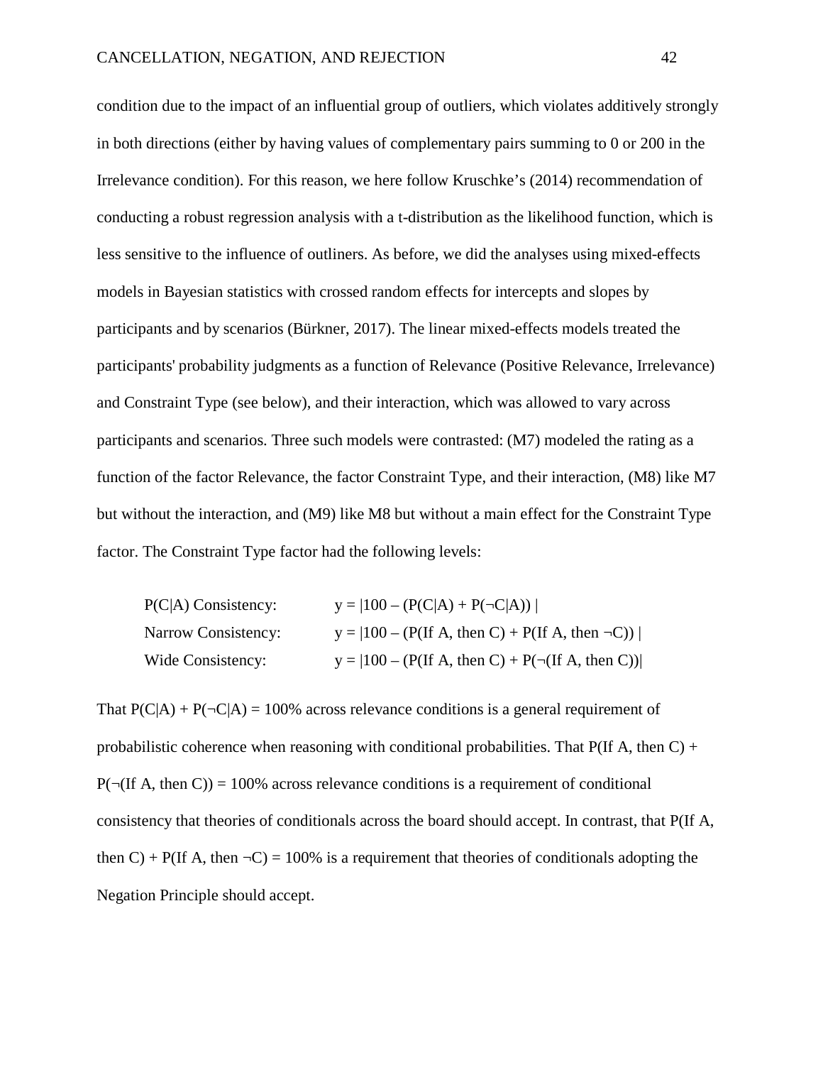condition due to the impact of an influential group of outliers, which violates additively strongly in both directions (either by having values of complementary pairs summing to 0 or 200 in the Irrelevance condition). For this reason, we here follow Kruschke's (2014) recommendation of conducting a robust regression analysis with a t-distribution as the likelihood function, which is less sensitive to the influence of outliners. As before, we did the analyses using mixed-effects models in Bayesian statistics with crossed random effects for intercepts and slopes by participants and by scenarios (Bürkner, 2017). The linear mixed-effects models treated the participants' probability judgments as a function of Relevance (Positive Relevance, Irrelevance) and Constraint Type (see below), and their interaction, which was allowed to vary across participants and scenarios. Three such models were contrasted: (M7) modeled the rating as a function of the factor Relevance, the factor Constraint Type, and their interaction, (M8) like M7 but without the interaction, and (M9) like M8 but without a main effect for the Constraint Type factor. The Constraint Type factor had the following levels:

P(C|A) Consistency: $y = |100 - (P(C|A) + P(\neg C|A))|$

Narrow Consistency: $y = |100 - (P(\text{If A, then C}) + P(\text{If A, then } \neg C))|$

Wide Consistency: $y = |100 - (P(\text{If A, then C}) + P(\neg(\text{If A, then C}))|$

That $P(C|A) + P(\neg C|A) = 100\%$ across relevance conditions is a general requirement of probabilistic coherence when reasoning with conditional probabilities. That $P(\text{If A, then C}) + P(\neg(\text{If A, then C})) = 100\%$ across relevance conditions is a requirement of conditional consistency that theories of conditionals across the board should accept. In contrast, that $P(\text{If A, then C}) + P(\text{If A, then } \neg C) = 100\%$ is a requirement that theories of conditionals adopting the Negation Principle should accept.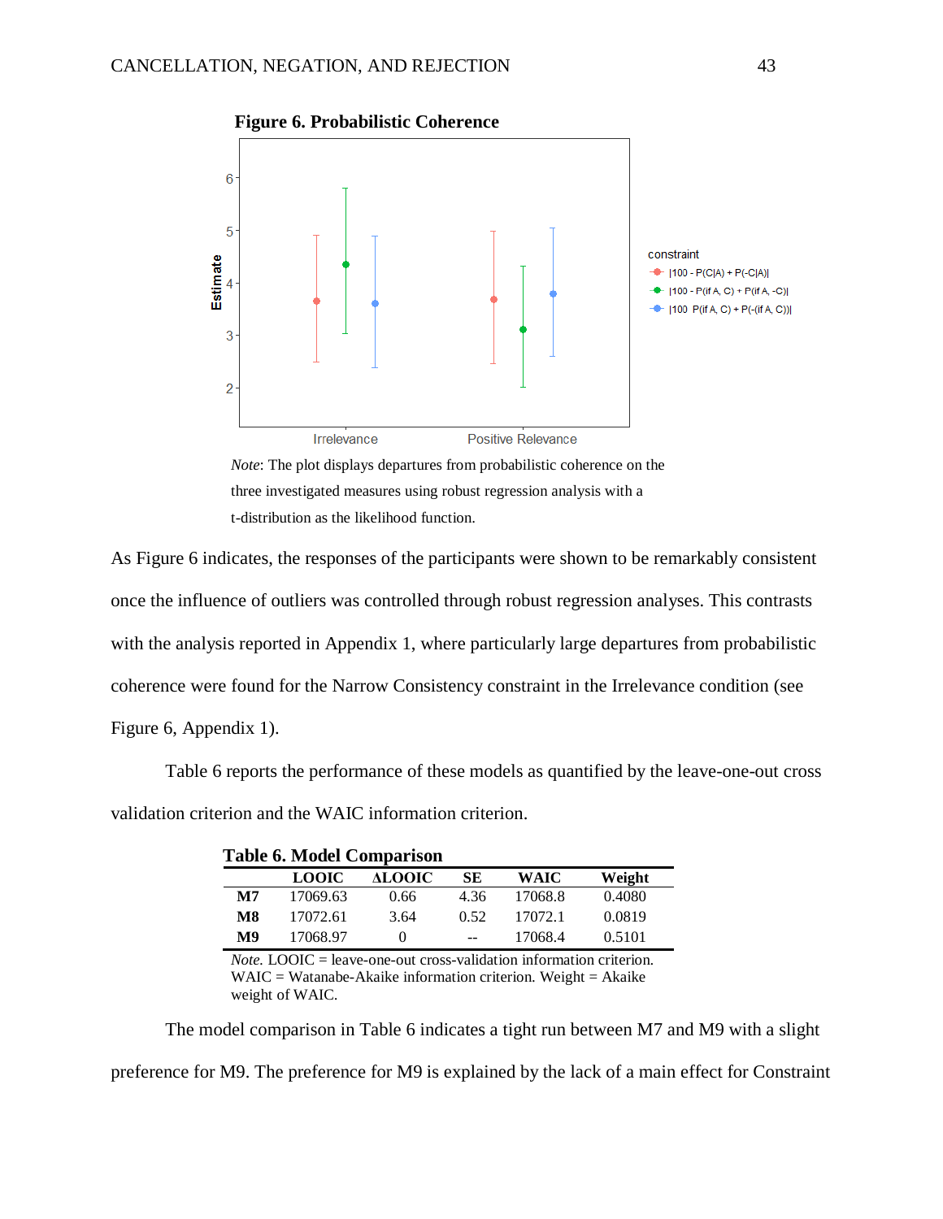**Figure 6. Probabilistic Coherence**

Estimate

6
5
4
3
2

Irrelevance
Positive Relevance

constraint
|100 - P(C|A) + P(-C|A)|
|100 - P(if A, C) + P(if A, -C)|
|100 P(if A, C) + P(-(if A, C))|

*Note*: The plot displays departures from probabilistic coherence on the three investigated measures using robust regression analysis with a t-distribution as the likelihood function.

As Figure 6 indicates, the responses of the participants were shown to be remarkably consistent once the influence of outliers was controlled through robust regression analyses. This contrasts with the analysis reported in Appendix 1, where particularly large departures from probabilistic coherence were found for the Narrow Consistency constraint in the Irrelevance condition (see Figure 6, Appendix 1).

Table 6 reports the performance of these models as quantified by the leave-one-out cross validation criterion and the WAIC information criterion.

**Table 6. Model Comparison**

| | LOOIC | ΔLOOIC | SE | WAIC | Weight |
|---|---|---|---|---|---|
| **M7** | 17069.63 | 0.66 | 4.36 | 17068.8 | 0.4080 |
| **M8** | 17072.61 | 3.64 | 0.52 | 17072.1 | 0.0819 |
| **M9** | 17068.97 | 0 | -- | 17068.4 | 0.5101 |

*Note.* LOOIC = leave-out cross-validation information criterion. WAIC = Watanabe-Akaike information criterion. Weight = Akaike weight of WAIC.

The model comparison in Table 6 indicates a tight run between M7 and M9 with a slight preference for M9. The preference for M9 is explained by the lack of a main effect for Constraint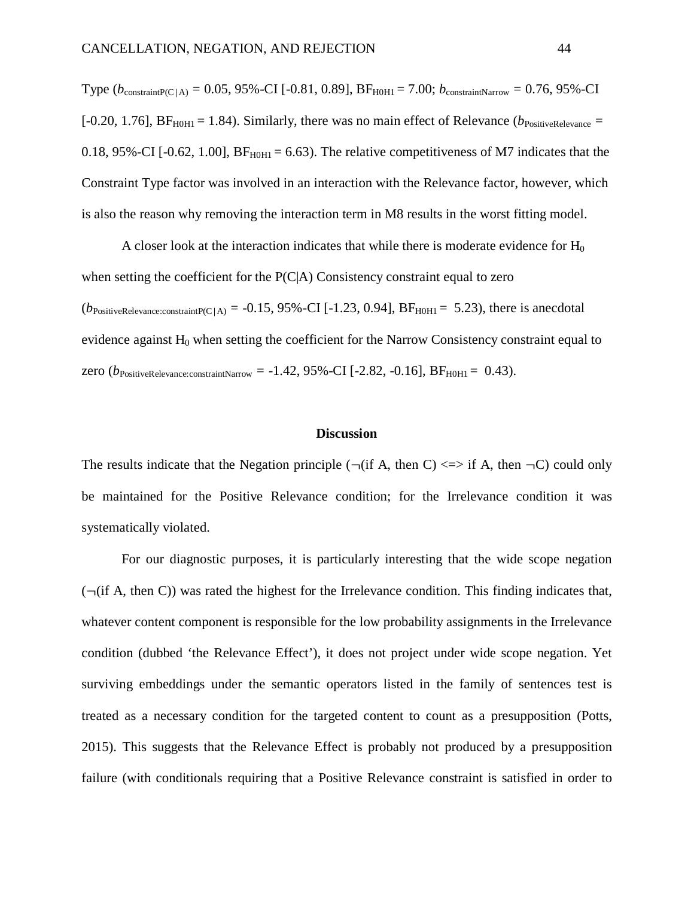Type ($b_{\text{constraintP(C|A)}}$ = 0.05, 95%-CI [-0.81, 0.89], $BF_{H0H1}$ = 7.00; $b_{\text{constraintNarrow}}$ = 0.76, 95%-CI [-0.20, 1.76], $BF_{H0H1}$ = 1.84). Similarly, there was no main effect of Relevance ($b_{\text{PositiveRelevance}}$ = 0.18, 95%-CI [-0.62, 1.00], $BF_{H0H1}$ = 6.63). The relative competitiveness of M7 indicates that the Constraint Type factor was involved in an interaction with the Relevance factor, however, which is also the reason why removing the interaction term in M8 results in the worst fitting model.

A closer look at the interaction indicates that while there is moderate evidence for $H_0$ when setting the coefficient for the P(C|A) Consistency constraint equal to zero ($b_{\text{PositiveRelevance:constraintP(C|A)}}$ = -0.15, 95%-CI [-1.23, 0.94], $BF_{H0H1}$ = 5.23), there is anecdotal evidence against $H_0$ when setting the coefficient for the Narrow Consistency constraint equal to zero ($b_{\text{PositiveRelevance:constraintNarrow}}$ = -1.42, 95%-CI [-2.82, -0.16], $BF_{H0H1}$ = 0.43).

## Discussion

The results indicate that the Negation principle (¬(if A, then C) <=> if A, then ¬C) could only be maintained for the Positive Relevance condition; for the Irrelevance condition it was systematically violated.

For our diagnostic purposes, it is particularly interesting that the wide scope negation (¬(if A, then C)) was rated the highest for the Irrelevance condition. This finding indicates that, whatever content component is responsible for the low probability assignments in the Irrelevance condition (dubbed 'the Relevance Effect'), it does not project under wide scope negation. Yet surviving embeddings under the semantic operators listed in the family of sentences test is treated as a necessary condition for the targeted content to count as a presupposition (Potts, 2015). This suggests that the Relevance Effect is probably not produced by a presupposition failure (with conditionals requiring that a Positive Relevance constraint is satisfied in order to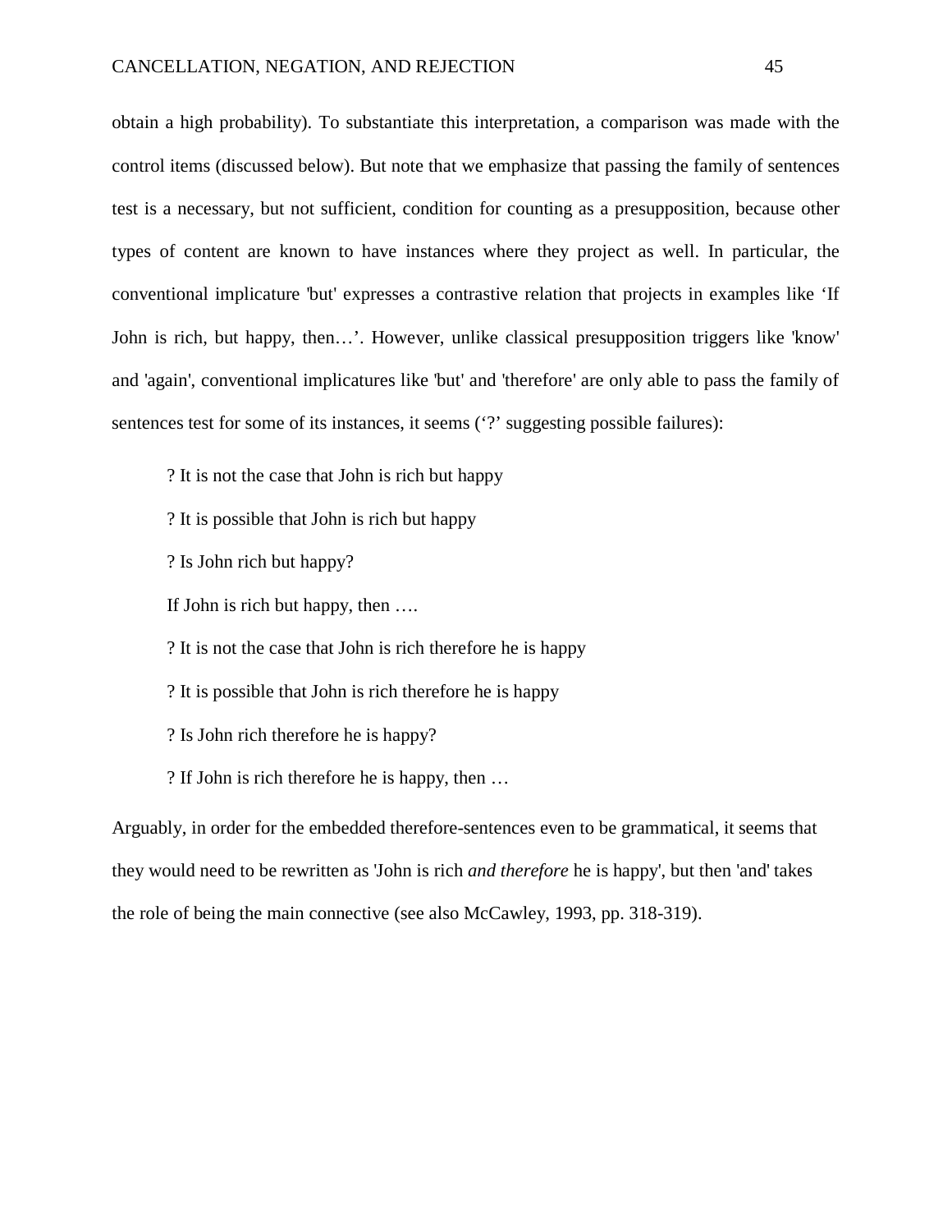obtain a high probability). To substantiate this interpretation, a comparison was made with the control items (discussed below). But note that we emphasize that passing the family of sentences test is a necessary, but not sufficient, condition for counting as a presupposition, because other types of content are known to have instances where they project as well. In particular, the conventional implicature 'but' expresses a contrastive relation that projects in examples like ‘If John is rich, but happy, then…’. However, unlike classical presupposition triggers like 'know' and 'again', conventional implicatures like 'but' and 'therefore' are only able to pass the family of sentences test for some of its instances, it seems (‘?’ suggesting possible failures):

> ? It is not the case that John is rich but happy
>
> ? It is possible that John is rich but happy
>
> ? Is John rich but happy?
>
> If John is rich but happy, then ….
>
> ? It is not the case that John is rich therefore he is happy
>
> ? It is possible that John is rich therefore he is happy
>
> ? Is John rich therefore he is happy?
>
> ? If John is rich therefore he is happy, then …

Arguably, in order for the embedded therefore-sentences even to be grammatical, it seems that they would need to be rewritten as 'John is rich *and therefore* he is happy', but then 'and' takes the role of being the main connective (see also McCawley, 1993, pp. 318-319).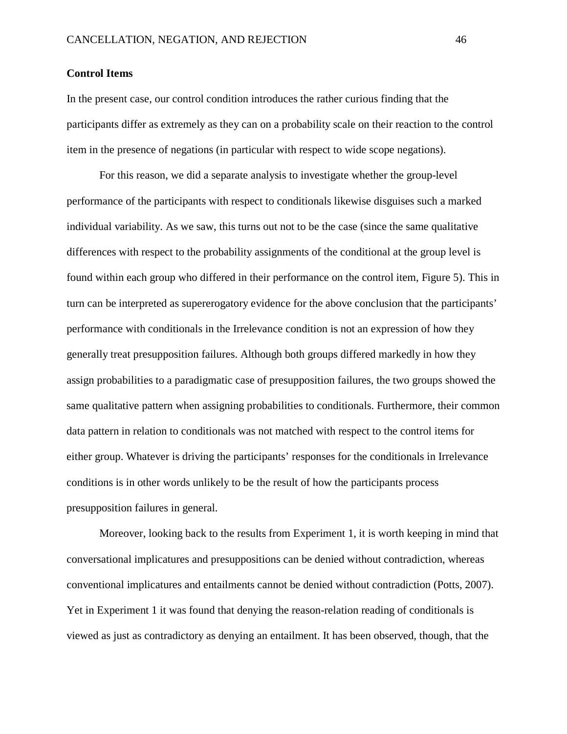### Control Items

In the present case, our control condition introduces the rather curious finding that the participants differ as extremely as they can on a probability scale on their reaction to the control item in the presence of negations (in particular with respect to wide scope negations).

For this reason, we did a separate analysis to investigate whether the group-level performance of the participants with respect to conditionals likewise disguises such a marked individual variability. As we saw, this turns out not to be the case (since the same qualitative differences with respect to the probability assignments of the conditional at the group level is found within each group who differed in their performance on the control item, Figure 5). This in turn can be interpreted as supererogatory evidence for the above conclusion that the participants' performance with conditionals in the Irrelevance condition is not an expression of how they generally treat presupposition failures. Although both groups differed markedly in how they assign probabilities to a paradigmatic case of presupposition failures, the two groups showed the same qualitative pattern when assigning probabilities to conditionals. Furthermore, their common data pattern in relation to conditionals was not matched with respect to the control items for either group. Whatever is driving the participants' responses for the conditionals in Irrelevance conditions is in other words unlikely to be the result of how the participants process presupposition failures in general.

Moreover, looking back to the results from Experiment 1, it is worth keeping in mind that conversational implicatures and presuppositions can be denied without contradiction, whereas conventional implicatures and entailments cannot be denied without contradiction (Potts, 2007). Yet in Experiment 1 it was found that denying the reason-relation reading of conditionals is viewed as just as contradictory as denying an entailment. It has been observed, though, that the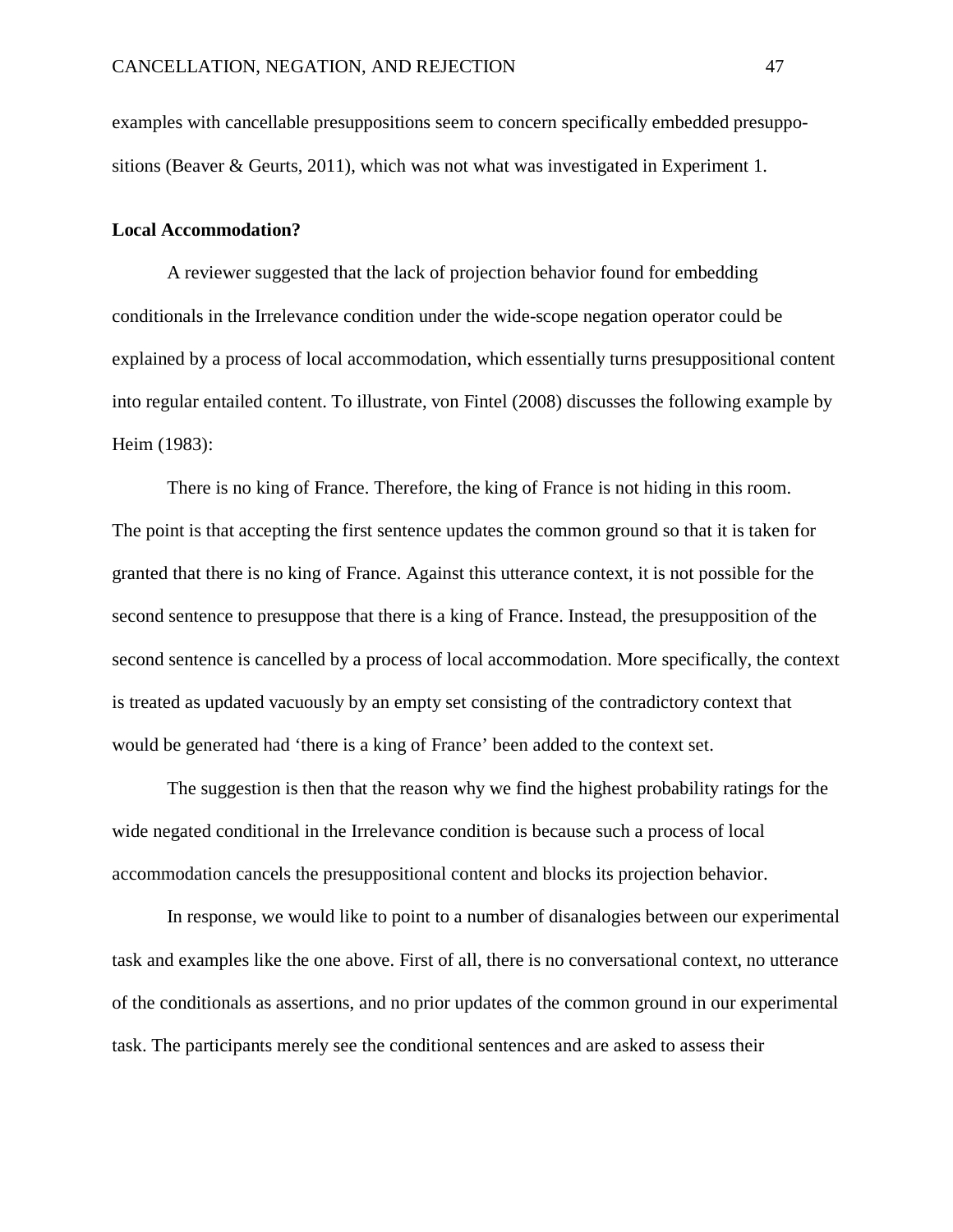examples with cancellable presuppositions seem to concern specifically embedded presuppositions (Beaver & Geurts, 2011), which was not what was investigated in Experiment 1.

### Local Accommodation?

A reviewer suggested that the lack of projection behavior found for embedding conditionals in the Irrelevance condition under the wide-scope negation operator could be explained by a process of local accommodation, which essentially turns presuppositional content into regular entailed content. To illustrate, von Fintel (2008) discusses the following example by Heim (1983):

There is no king of France. Therefore, the king of France is not hiding in this room.

The point is that accepting the first sentence updates the common ground so that it is taken for granted that there is no king of France. Against this utterance context, it is not possible for the second sentence to presuppose that there is a king of France. Instead, the presupposition of the second sentence is cancelled by a process of local accommodation. More specifically, the context is treated as updated vacuously by an empty set consisting of the contradictory context that would be generated had 'there is a king of France' been added to the context set.

The suggestion is then that the reason why we find the highest probability ratings for the wide negated conditional in the Irrelevance condition is because such a process of local accommodation cancels the presuppositional content and blocks its projection behavior.

In response, we would like to point to a number of disanalogies between our experimental task and examples like the one above. First of all, there is no conversational context, no utterance of the conditionals as assertions, and no prior updates of the common ground in our experimental task. The participants merely see the conditional sentences and are asked to assess their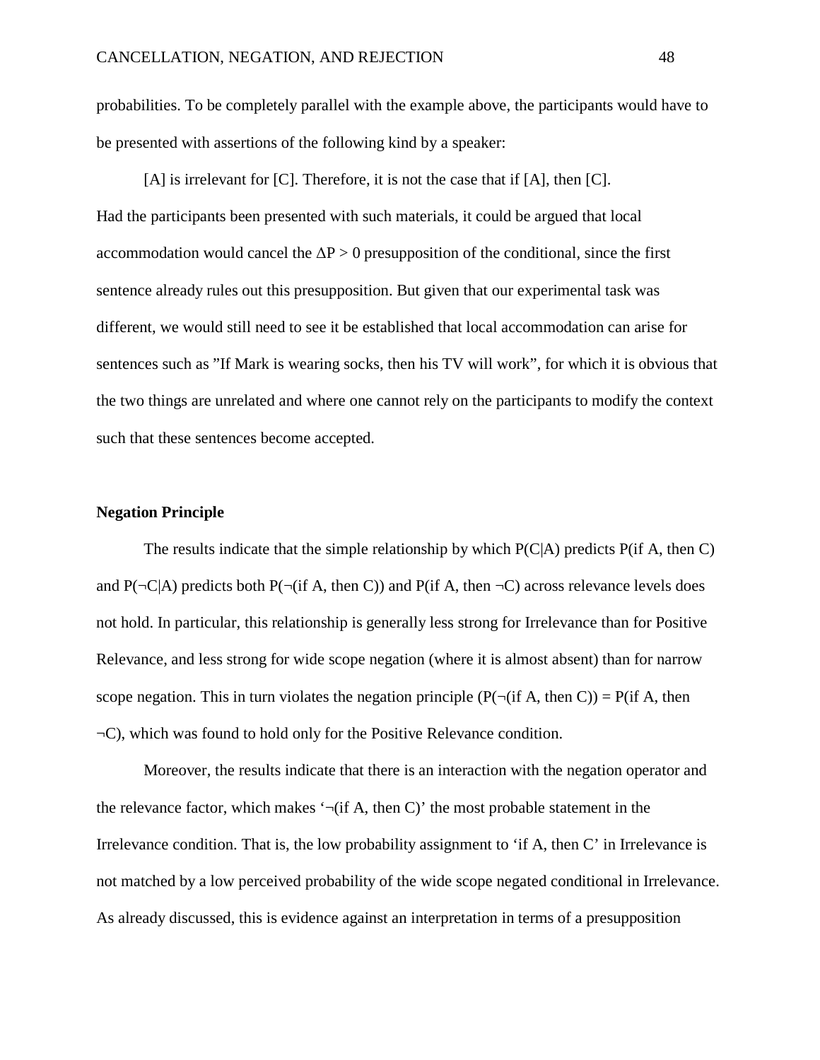probabilities. To be completely parallel with the example above, the participants would have to be presented with assertions of the following kind by a speaker:

[A] is irrelevant for [C]. Therefore, it is not the case that if [A], then [C].

Had the participants been presented with such materials, it could be argued that local accommodation would cancel the $\Delta P > 0$ presupposition of the conditional, since the first sentence already rules out this presupposition. But given that our experimental task was different, we would still need to see it be established that local accommodation can arise for sentences such as "If Mark is wearing socks, then his TV will work", for which it is obvious that the two things are unrelated and where one cannot rely on the participants to modify the context such that these sentences become accepted.

## Negation Principle

The results indicate that the simple relationship by which $P(C|A)$ predicts $P(\text{if } A, \text{ then } C)$ and $P(\neg C|A)$ predicts both $P(\neg(\text{if } A, \text{ then } C))$ and $P(\text{if } A, \text{ then } \neg C)$ across relevance levels does not hold. In particular, this relationship is generally less strong for Irrelevance than for Positive Relevance, and less strong for wide scope negation (where it is almost absent) than for narrow scope negation. This in turn violates the negation principle ($P(\neg(\text{if } A, \text{ then } C)) = P(\text{if } A, \text{ then } \neg C)$), which was found to hold only for the Positive Relevance condition.

Moreover, the results indicate that there is an interaction with the negation operator and the relevance factor, which makes '$\neg$(if A, then C)' the most probable statement in the Irrelevance condition. That is, the low probability assignment to 'if A, then C' in Irrelevance is not matched by a low perceived probability of the wide scope negated conditional in Irrelevance. As already discussed, this is evidence against an interpretation in terms of a presupposition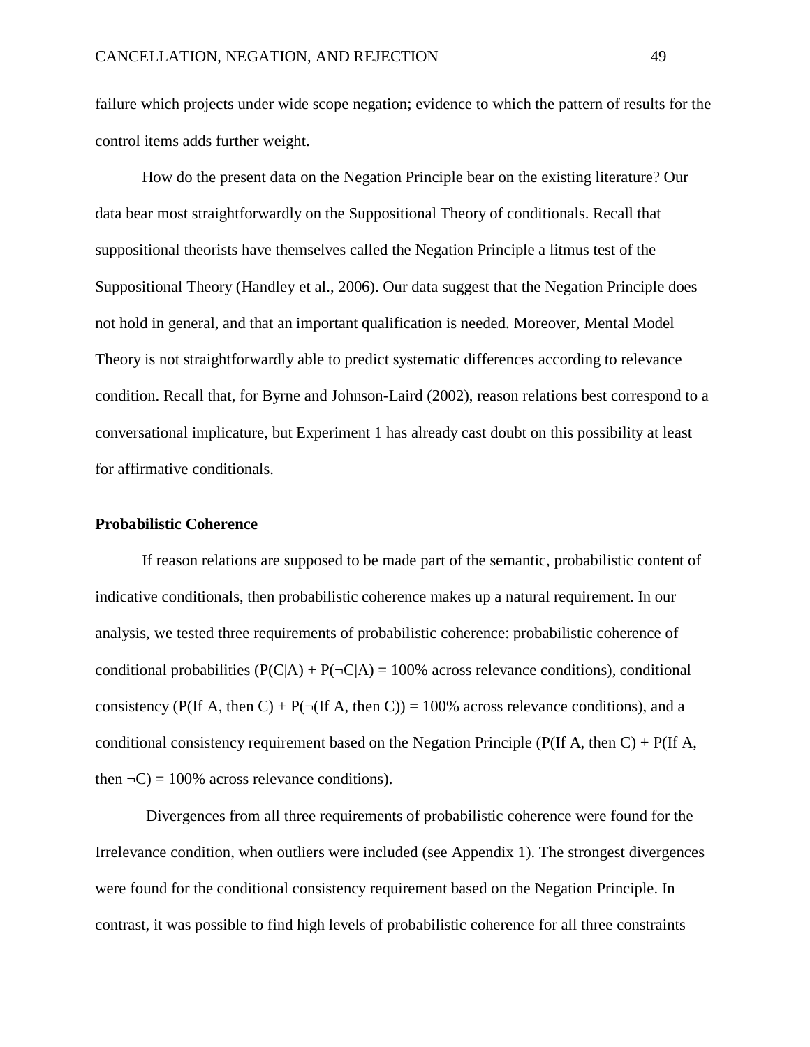failure which projects under wide scope negation; evidence to which the pattern of results for the control items adds further weight.

How do the present data on the Negation Principle bear on the existing literature? Our data bear most straightforwardly on the Suppositional Theory of conditionals. Recall that suppositional theorists have themselves called the Negation Principle a litmus test of the Suppositional Theory (Handley et al., 2006). Our data suggest that the Negation Principle does not hold in general, and that an important qualification is needed. Moreover, Mental Model Theory is not straightforwardly able to predict systematic differences according to relevance condition. Recall that, for Byrne and Johnson-Laird (2002), reason relations best correspond to a conversational implicature, but Experiment 1 has already cast doubt on this possibility at least for affirmative conditionals.

**Probabilistic Coherence**

If reason relations are supposed to be made part of the semantic, probabilistic content of indicative conditionals, then probabilistic coherence makes up a natural requirement. In our analysis, we tested three requirements of probabilistic coherence: probabilistic coherence of conditional probabilities ($P(C|A) + P(\neg C|A) = 100\%$ across relevance conditions), conditional consistency ($P(\text{If } A, \text{ then } C) + P(\neg(\text{If } A, \text{ then } C)) = 100\%$ across relevance conditions), and a conditional consistency requirement based on the Negation Principle ($P(\text{If } A, \text{ then } C) + P(\text{If } A, \text{ then } \neg C) = 100\%$ across relevance conditions).

Divergences from all three requirements of probabilistic coherence were found for the Irrelevance condition, when outliers were included (see Appendix 1). The strongest divergences were found for the conditional consistency requirement based on the Negation Principle. In contrast, it was possible to find high levels of probabilistic coherence for all three constraints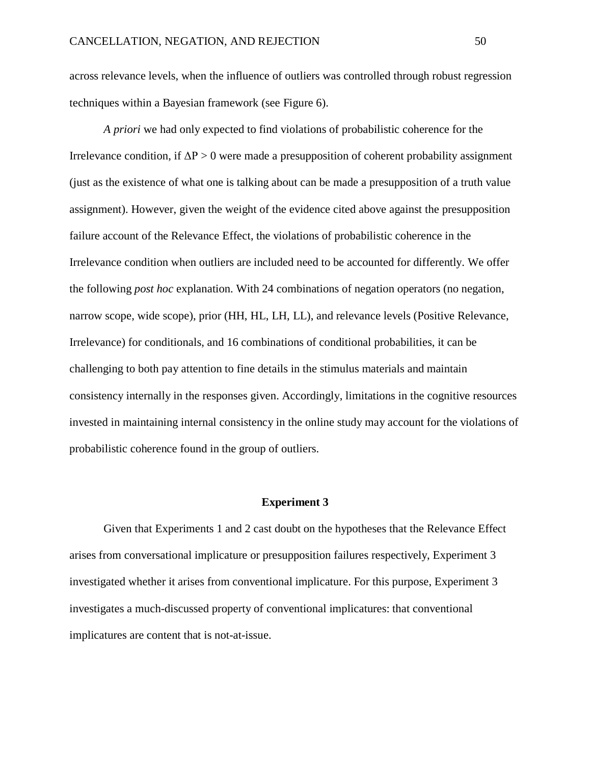across relevance levels, when the influence of outliers was controlled through robust regression techniques within a Bayesian framework (see Figure 6).

*A priori* we had only expected to find violations of probabilistic coherence for the Irrelevance condition, if $\Delta P > 0$ were made a presupposition of coherent probability assignment (just as the existence of what one is talking about can be made a presupposition of a truth value assignment). However, given the weight of the evidence cited above against the presupposition failure account of the Relevance Effect, the violations of probabilistic coherence in the Irrelevance condition when outliers are included need to be accounted for differently. We offer the following *post hoc* explanation. With 24 combinations of negation operators (no negation, narrow scope, wide scope), prior (HH, HL, LH, LL), and relevance levels (Positive Relevance, Irrelevance) for conditionals, and 16 combinations of conditional probabilities, it can be challenging to both pay attention to fine details in the stimulus materials and maintain consistency internally in the responses given. Accordingly, limitations in the cognitive resources invested in maintaining internal consistency in the online study may account for the violations of probabilistic coherence found in the group of outliers.

## Experiment 3

Given that Experiments 1 and 2 cast doubt on the hypotheses that the Relevance Effect arises from conversational implicature or presupposition failures respectively, Experiment 3 investigated whether it arises from conventional implicature. For this purpose, Experiment 3 investigates a much-discussed property of conventional implicatures: that conventional implicatures are content that is not-at-issue.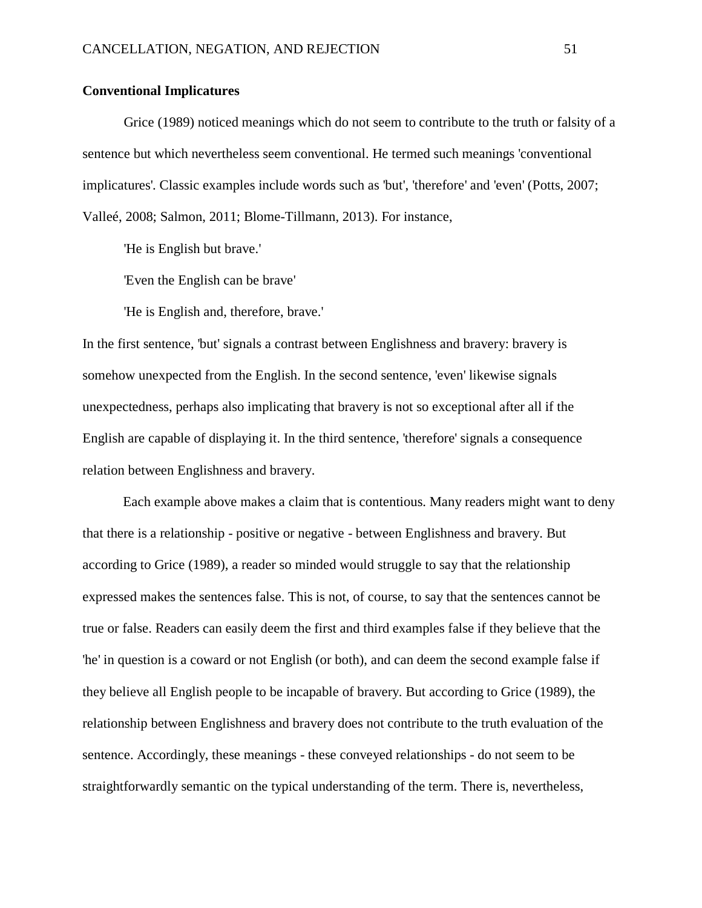### Conventional Implicatures

Grice (1989) noticed meanings which do not seem to contribute to the truth or falsity of a sentence but which nevertheless seem conventional. He termed such meanings 'conventional implicatures'. Classic examples include words such as 'but', 'therefore' and 'even' (Potts, 2007; Valleé, 2008; Salmon, 2011; Blome-Tillmann, 2013). For instance,

'He is English but brave.'

'Even the English can be brave'

'He is English and, therefore, brave.'

In the first sentence, 'but' signals a contrast between Englishness and bravery: bravery is somehow unexpected from the English. In the second sentence, 'even' likewise signals unexpectedness, perhaps also implicating that bravery is not so exceptional after all if the English are capable of displaying it. In the third sentence, 'therefore' signals a consequence relation between Englishness and bravery.

Each example above makes a claim that is contentious. Many readers might want to deny that there is a relationship - positive or negative - between Englishness and bravery. But according to Grice (1989), a reader so minded would struggle to say that the relationship expressed makes the sentences false. This is not, of course, to say that the sentences cannot be true or false. Readers can easily deem the first and third examples false if they believe that the 'he' in question is a coward or not English (or both), and can deem the second example false if they believe all English people to be incapable of bravery. But according to Grice (1989), the relationship between Englishness and bravery does not contribute to the truth evaluation of the sentence. Accordingly, these meanings - these conveyed relationships - do not seem to be straightforwardly semantic on the typical understanding of the term. There is, nevertheless,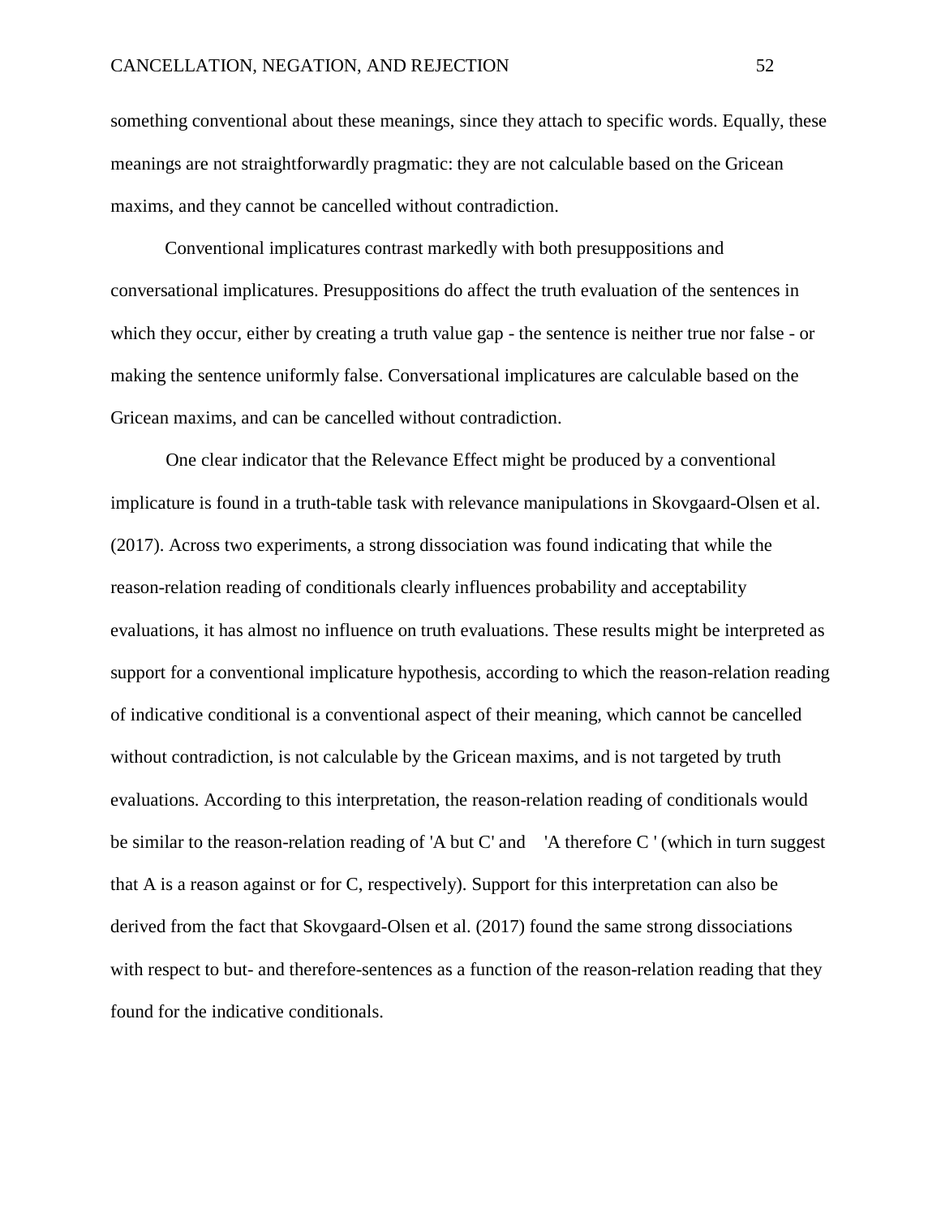something conventional about these meanings, since they attach to specific words. Equally, these meanings are not straightforwardly pragmatic: they are not calculable based on the Gricean maxims, and they cannot be cancelled without contradiction.

Conventional implicatures contrast markedly with both presuppositions and conversational implicatures. Presuppositions do affect the truth evaluation of the sentences in which they occur, either by creating a truth value gap - the sentence is neither true nor false - or making the sentence uniformly false. Conversational implicatures are calculable based on the Gricean maxims, and can be cancelled without contradiction.

One clear indicator that the Relevance Effect might be produced by a conventional implicature is found in a truth-table task with relevance manipulations in Skovgaard-Olsen et al. (2017). Across two experiments, a strong dissociation was found indicating that while the reason-relation reading of conditionals clearly influences probability and acceptability evaluations, it has almost no influence on truth evaluations. These results might be interpreted as support for a conventional implicature hypothesis, according to which the reason-relation reading of indicative conditional is a conventional aspect of their meaning, which cannot be cancelled without contradiction, is not calculable by the Gricean maxims, and is not targeted by truth evaluations. According to this interpretation, the reason-relation reading of conditionals would be similar to the reason-relation reading of 'A but C' and 'A therefore C ' (which in turn suggest that A is a reason against or for C, respectively). Support for this interpretation can also be derived from the fact that Skovgaard-Olsen et al. (2017) found the same strong dissociations with respect to but- and therefore-sentences as a function of the reason-relation reading that they found for the indicative conditionals.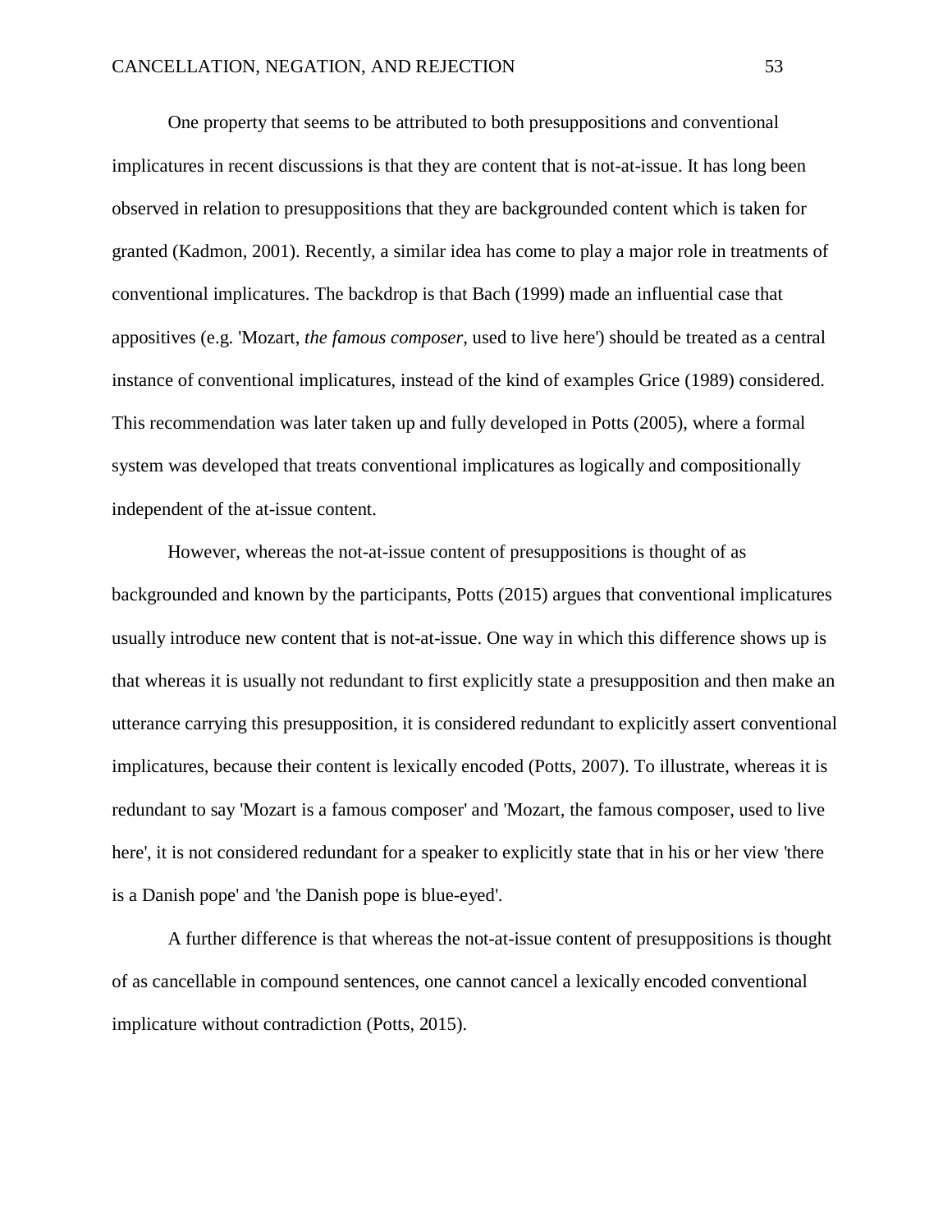One property that seems to be attributed to both presuppositions and conventional implicatures in recent discussions is that they are content that is not-at-issue. It has long been observed in relation to presuppositions that they are backgrounded content which is taken for granted (Kadmon, 2001). Recently, a similar idea has come to play a major role in treatments of conventional implicatures. The backdrop is that Bach (1999) made an influential case that appositives (e.g. 'Mozart, *the famous composer*, used to live here') should be treated as a central instance of conventional implicatures, instead of the kind of examples Grice (1989) considered. This recommendation was later taken up and fully developed in Potts (2005), where a formal system was developed that treats conventional implicatures as logically and compositionally independent of the at-issue content.

However, whereas the not-at-issue content of presuppositions is thought of as backgrounded and known by the participants, Potts (2015) argues that conventional implicatures usually introduce new content that is not-at-issue. One way in which this difference shows up is that whereas it is usually not redundant to first explicitly state a presupposition and then make an utterance carrying this presupposition, it is considered redundant to explicitly assert conventional implicatures, because their content is lexically encoded (Potts, 2007). To illustrate, whereas it is redundant to say 'Mozart is a famous composer' and 'Mozart, the famous composer, used to live here', it is not considered redundant for a speaker to explicitly state that in his or her view 'there is a Danish pope' and 'the Danish pope is blue-eyed'.

A further difference is that whereas the not-at-issue content of presuppositions is thought of as cancellable in compound sentences, one cannot cancel a lexically encoded conventional implicature without contradiction (Potts, 2015).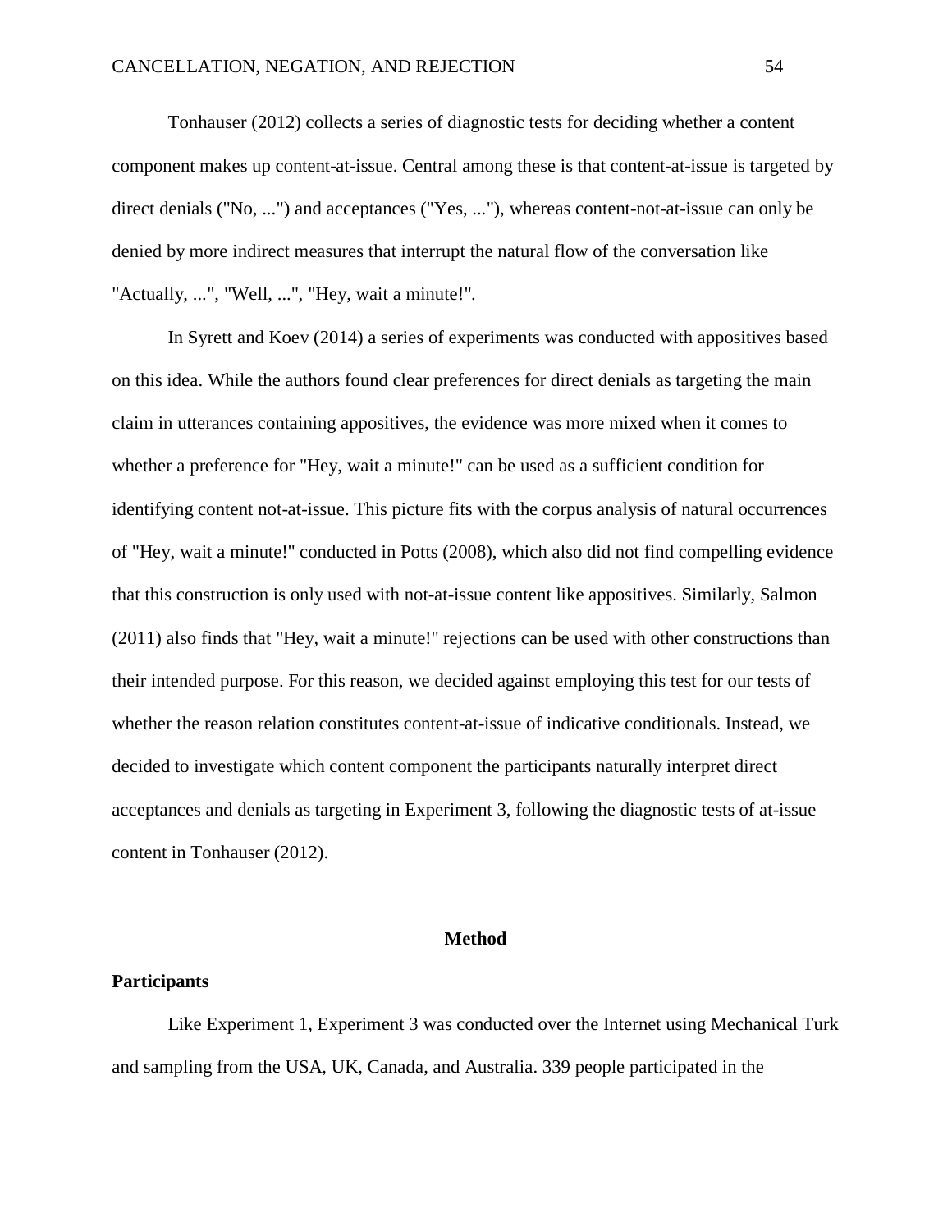Tonhauser (2012) collects a series of diagnostic tests for deciding whether a content component makes up content-at-issue. Central among these is that content-at-issue is targeted by direct denials ("No, ...") and acceptances ("Yes, ..."), whereas content-not-at-issue can only be denied by more indirect measures that interrupt the natural flow of the conversation like "Actually, ...", "Well, ...", "Hey, wait a minute!".

In Syrett and Koev (2014) a series of experiments was conducted with appositives based on this idea. While the authors found clear preferences for direct denials as targeting the main claim in utterances containing appositives, the evidence was more mixed when it comes to whether a preference for "Hey, wait a minute!" can be used as a sufficient condition for identifying content not-at-issue. This picture fits with the corpus analysis of natural occurrences of "Hey, wait a minute!" conducted in Potts (2008), which also did not find compelling evidence that this construction is only used with not-at-issue content like appositives. Similarly, Salmon (2011) also finds that "Hey, wait a minute!" rejections can be used with other constructions than their intended purpose. For this reason, we decided against employing this test for our tests of whether the reason relation constitutes content-at-issue of indicative conditionals. Instead, we decided to investigate which content component the participants naturally interpret direct acceptances and denials as targeting in Experiment 3, following the diagnostic tests of at-issue content in Tonhauser (2012).

## Method

### Participants

Like Experiment 1, Experiment 3 was conducted over the Internet using Mechanical Turk and sampling from the USA, UK, Canada, and Australia. 339 people participated in the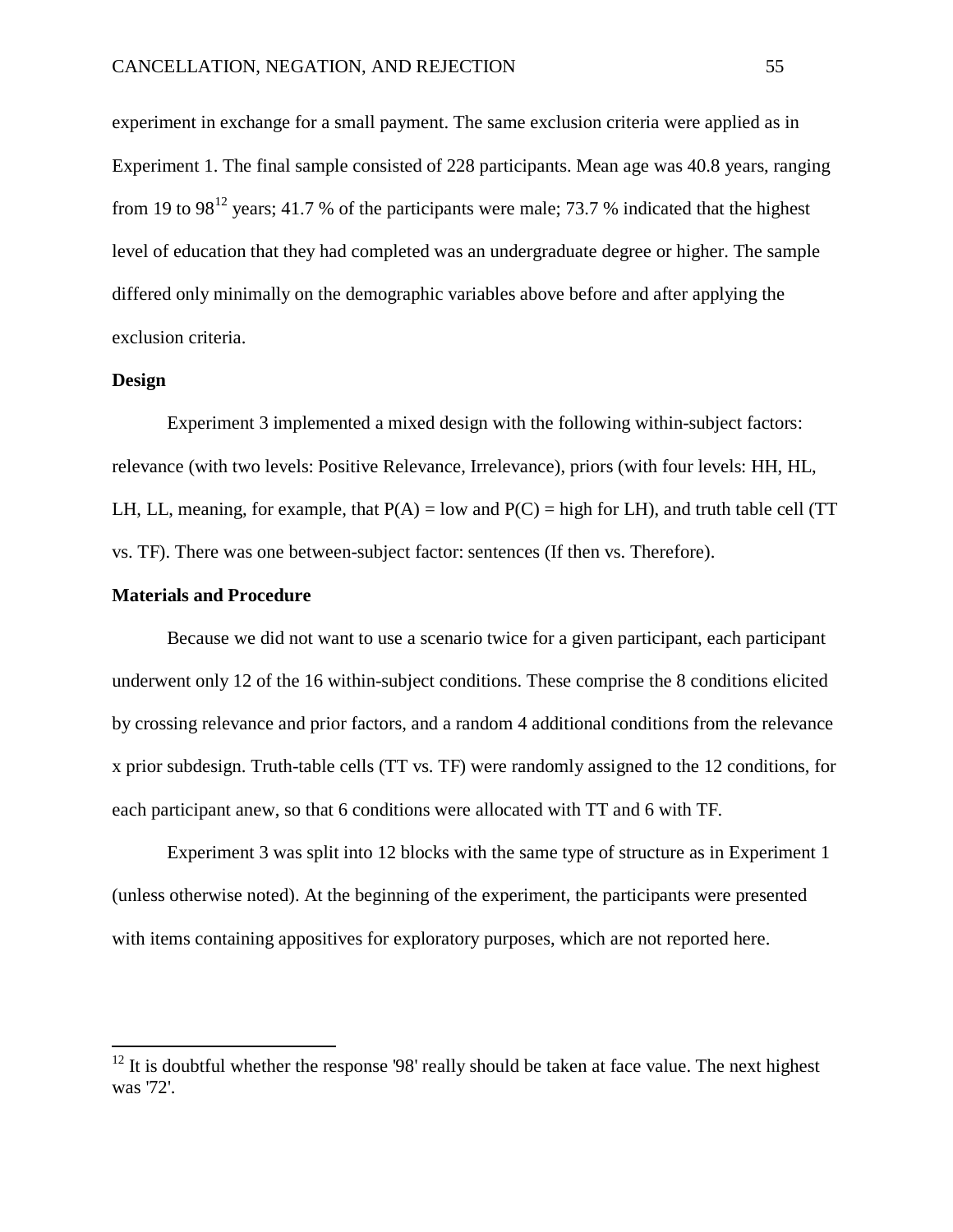experiment in exchange for a small payment. The same exclusion criteria were applied as in Experiment 1. The final sample consisted of 228 participants. Mean age was 40.8 years, ranging from 19 to 98[12] years; 41.7 % of the participants were male; 73.7 % indicated that the highest level of education that they had completed was an undergraduate degree or higher. The sample differed only minimally on the demographic variables above before and after applying the exclusion criteria.

**Design**

Experiment 3 implemented a mixed design with the following within-subject factors: relevance (with two levels: Positive Relevance, Irrelevance), priors (with four levels: HH, HL, LH, LL, meaning, for example, that P(A) = low and P(C) = high for LH), and truth table cell (TT vs. TF). There was one between-subject factor: sentences (If then vs. Therefore).

**Materials and Procedure**

Because we did not want to use a scenario twice for a given participant, each participant underwent only 12 of the 16 within-subject conditions. These comprise the 8 conditions elicited by crossing relevance and prior factors, and a random 4 additional conditions from the relevance x prior subdesign. Truth-table cells (TT vs. TF) were randomly assigned to the 12 conditions, for each participant anew, so that 6 conditions were allocated with TT and 6 with TF.

Experiment 3 was split into 12 blocks with the same type of structure as in Experiment 1 (unless otherwise noted). At the beginning of the experiment, the participants were presented with items containing appositives for exploratory purposes, which are not reported here.

[12] It is doubtful whether the response '98' really should be taken at face value. The next highest was '72'.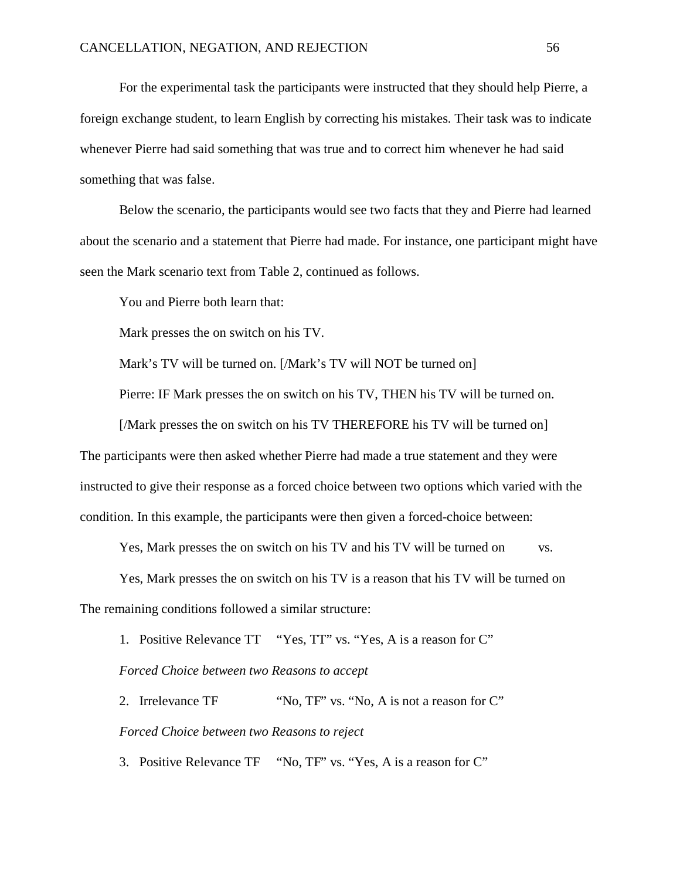For the experimental task the participants were instructed that they should help Pierre, a foreign exchange student, to learn English by correcting his mistakes. Their task was to indicate whenever Pierre had said something that was true and to correct him whenever he had said something that was false.

Below the scenario, the participants would see two facts that they and Pierre had learned about the scenario and a statement that Pierre had made. For instance, one participant might have seen the Mark scenario text from Table 2, continued as follows.

You and Pierre both learn that:

Mark presses the on switch on his TV.

Mark's TV will be turned on. [/Mark's TV will NOT be turned on]

Pierre: IF Mark presses the on switch on his TV, THEN his TV will be turned on.

[/Mark presses the on switch on his TV THEREFORE his TV will be turned on]

The participants were then asked whether Pierre had made a true statement and they were instructed to give their response as a forced choice between two options which varied with the condition. In this example, the participants were then given a forced-choice between:

Yes, Mark presses the on switch on his TV and his TV will be turned on vs.

Yes, Mark presses the on switch on his TV is a reason that his TV will be turned on

The remaining conditions followed a similar structure:

1. Positive Relevance TT "Yes, TT" vs. "Yes, A is a reason for C"

*Forced Choice between two Reasons to accept*

2. Irrelevance TF "No, TF" vs. "No, A is not a reason for C"

*Forced Choice between two Reasons to reject*

3. Positive Relevance TF "No, TF" vs. "Yes, A is a reason for C"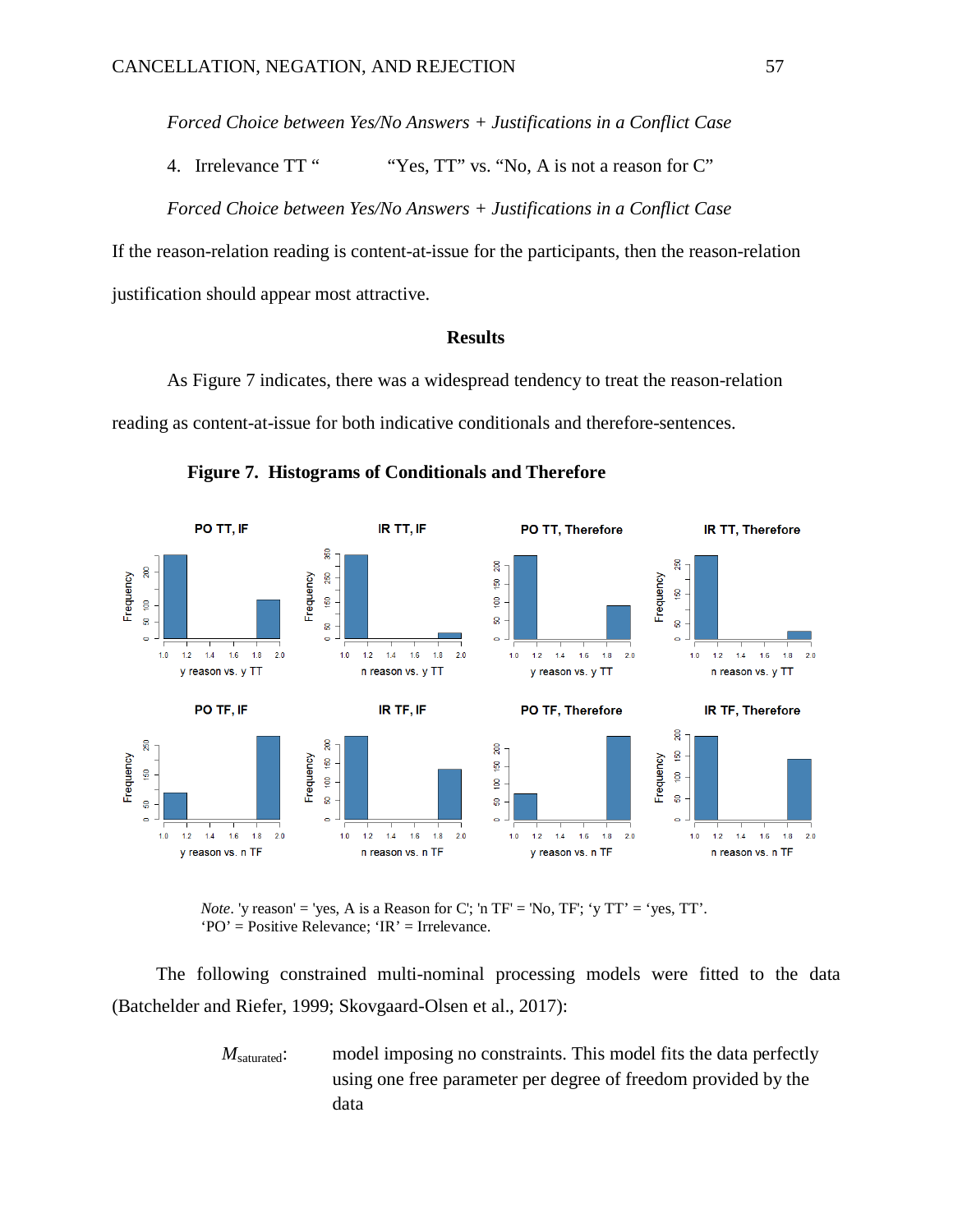*Forced Choice between Yes/No Answers + Justifications in a Conflict Case*

4. Irrelevance TT "  "Yes, TT" vs. "No, A is not a reason for C"

*Forced Choice between Yes/No Answers + Justifications in a Conflict Case*

If the reason-relation reading is content-at-issue for the participants, then the reason-relation justification should appear most attractive.

## Results

As Figure 7 indicates, there was a widespread tendency to treat the reason-relation reading as content-at-issue for both indicative conditionals and therefore-sentences.

**Figure 7. Histograms of Conditionals and Therefore**

PO TT, IF
Frequency
y reason vs. y TT

IR TT, IF
Frequency
n reason vs. y TT

PO TT, Therefore
y reason vs. y TT

IR TT, Therefore
Frequency
n reason vs. y TT

PO TF, IF
Frequency
y reason vs. n TF

IR TF, IF
Frequency
n reason vs. n TF

PO TF, Therefore
y reason vs. n TF

IR TF, Therefore
Frequency
n reason vs. n TF

*Note*. 'y reason' = 'yes, A is a Reason for C'; 'n TF' = 'No, TF'; 'y TT' = 'yes, TT'. 'PO' = Positive Relevance; 'IR' = Irrelevance.

The following constrained multi-nominal processing models were fitted to the data (Batchelder and Riefer, 1999; Skovgaard-Olsen et al., 2017):

$M_{saturated}$: model imposing no constraints. This model fits the data perfectly using one free parameter per degree of freedom provided by the data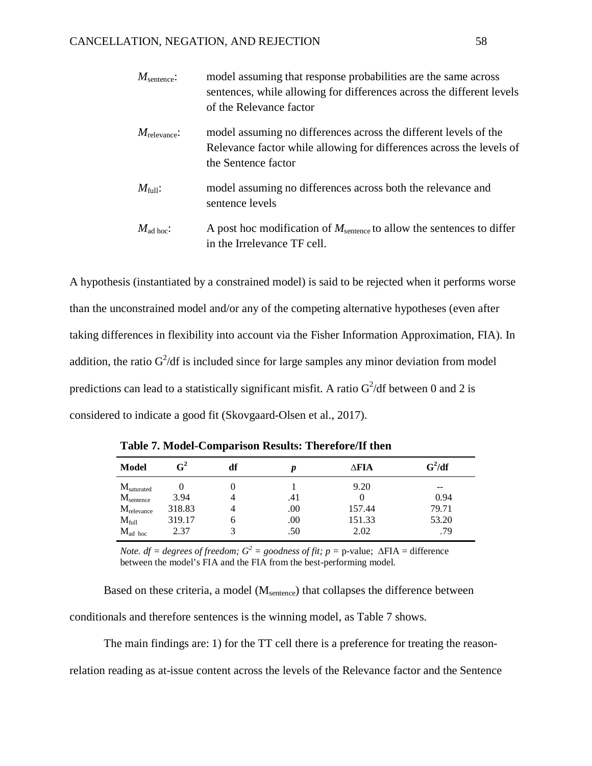$M_{\text{sentence}}$: model assuming that response probabilities are the same across sentences, while allowing for differences across the different levels of the Relevance factor

$M_{\text{relevance}}$: model assuming no differences across the different levels of the Relevance factor while allowing for differences across the levels of the Sentence factor

$M_{\text{full}}$: model assuming no differences across both the relevance and sentence levels

$M_{\text{ad hoc}}$: A post hoc modification of $M_{\text{sentence}}$ to allow the sentences to differ in the Irrelevance TF cell.

A hypothesis (instantiated by a constrained model) is said to be rejected when it performs worse than the unconstrained model and/or any of the competing alternative hypotheses (even after taking differences in flexibility into account via the Fisher Information Approximation, FIA). In addition, the ratio $G^2$/df is included since for large samples any minor deviation from model predictions can lead to a statistically significant misfit. A ratio $G^2$/df between 0 and 2 is considered to indicate a good fit (Skovgaard-Olsen et al., 2017).

**Table 7. Model-Comparison Results: Therefore/If then**

| Model | $G^2$ | df | *p* | ΔFIA | $G^2$/df |
|---|---|---|---|---|---|
| $M_{\text{saturated}}$ | 0 | 0 | 1 | 9.20 | -- |
| $M_{\text{sentence}}$ | 3.94 | 4 | .41 | 0 | 0.94 |
| $M_{\text{relevance}}$ | 318.83 | 4 | .00 | 157.44 | 79.71 |
| $M_{\text{full}}$ | 319.17 | 6 | .00 | 151.33 | 53.20 |
| $M_{\text{ad hoc}}$ | 2.37 | 3 | .50 | 2.02 | .79 |

*Note. df = degrees of freedom; $G^2$ = goodness of fit; p =* p-value; ΔFIA = difference between the model's FIA and the FIA from the best-performing model.

Based on these criteria, a model ($M_{\text{sentence}}$) that collapses the difference between conditionals and therefore sentences is the winning model, as Table 7 shows.

The main findings are: 1) for the TT cell there is a preference for treating the reason-relation reading as at-issue content across the levels of the Relevance factor and the Sentence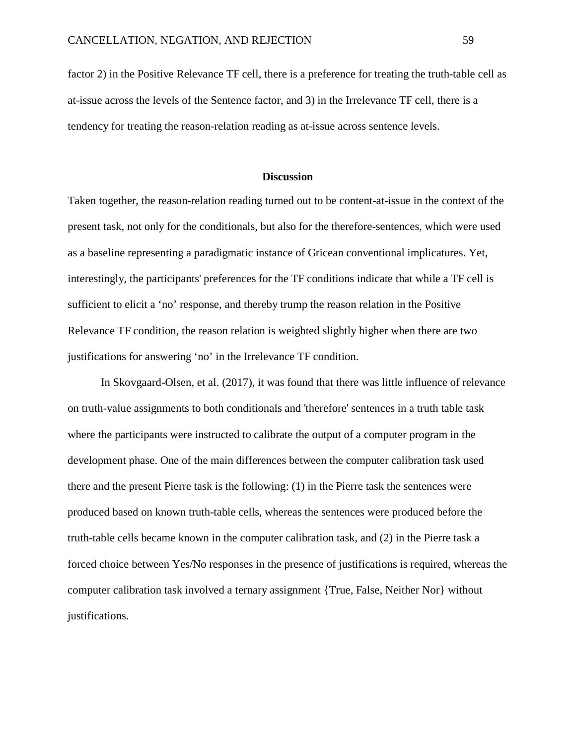factor 2) in the Positive Relevance TF cell, there is a preference for treating the truth-table cell as at-issue across the levels of the Sentence factor, and 3) in the Irrelevance TF cell, there is a tendency for treating the reason-relation reading as at-issue across sentence levels.

## Discussion

Taken together, the reason-relation reading turned out to be content-at-issue in the context of the present task, not only for the conditionals, but also for the therefore-sentences, which were used as a baseline representing a paradigmatic instance of Gricean conventional implicatures. Yet, interestingly, the participants' preferences for the TF conditions indicate that while a TF cell is sufficient to elicit a 'no' response, and thereby trump the reason relation in the Positive Relevance TF condition, the reason relation is weighted slightly higher when there are two justifications for answering 'no' in the Irrelevance TF condition.

In Skovgaard-Olsen, et al. (2017), it was found that there was little influence of relevance on truth-value assignments to both conditionals and 'therefore' sentences in a truth table task where the participants were instructed to calibrate the output of a computer program in the development phase. One of the main differences between the computer calibration task used there and the present Pierre task is the following: (1) in the Pierre task the sentences were produced based on known truth-table cells, whereas the sentences were produced before the truth-table cells became known in the computer calibration task, and (2) in the Pierre task a forced choice between Yes/No responses in the presence of justifications is required, whereas the computer calibration task involved a ternary assignment {True, False, Neither Nor} without justifications.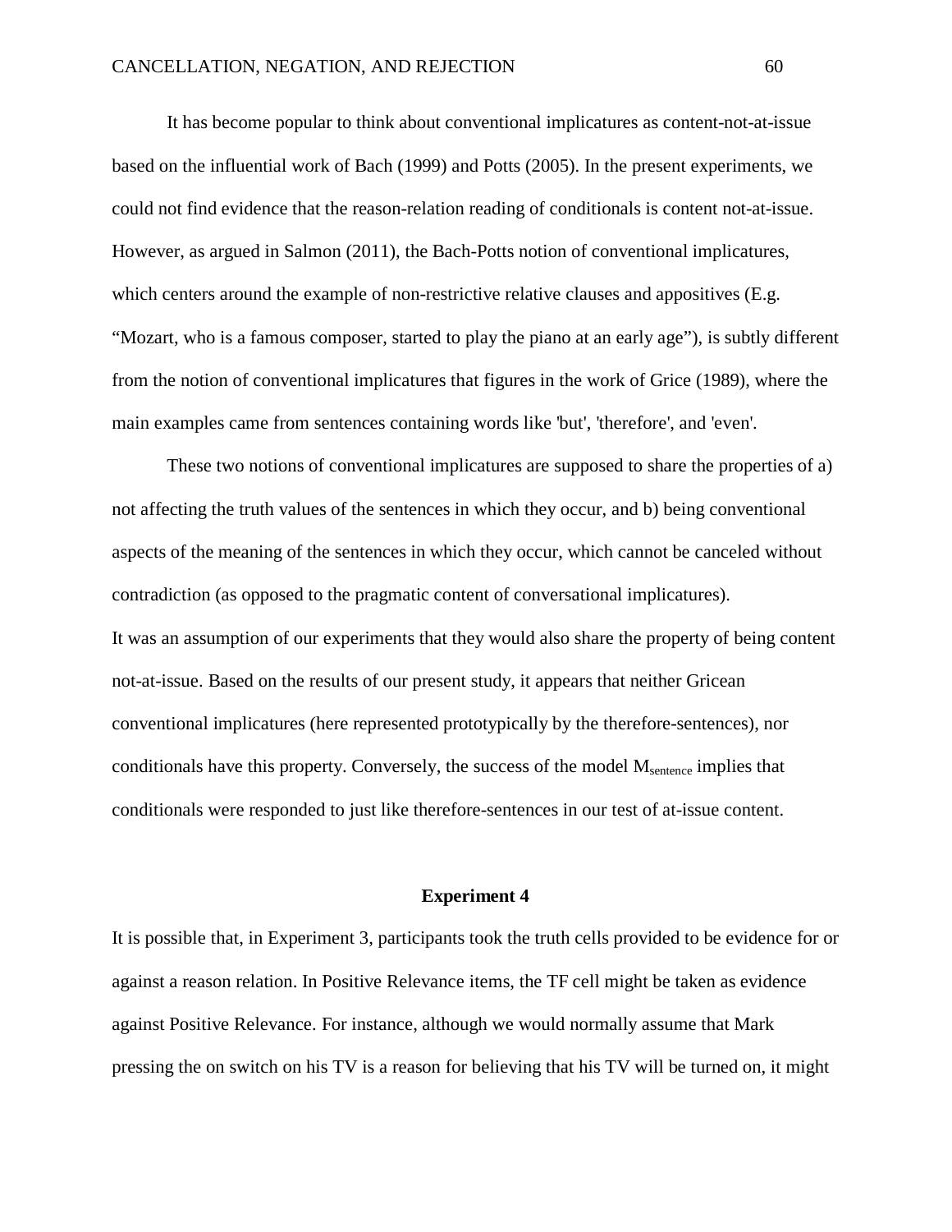It has become popular to think about conventional implicatures as content-not-at-issue based on the influential work of Bach (1999) and Potts (2005). In the present experiments, we could not find evidence that the reason-relation reading of conditionals is content not-at-issue. However, as argued in Salmon (2011), the Bach-Potts notion of conventional implicatures, which centers around the example of non-restrictive relative clauses and appositives (E.g. “Mozart, who is a famous composer, started to play the piano at an early age”), is subtly different from the notion of conventional implicatures that figures in the work of Grice (1989), where the main examples came from sentences containing words like 'but', 'therefore', and 'even'.

These two notions of conventional implicatures are supposed to share the properties of a) not affecting the truth values of the sentences in which they occur, and b) being conventional aspects of the meaning of the sentences in which they occur, which cannot be canceled without contradiction (as opposed to the pragmatic content of conversational implicatures). It was an assumption of our experiments that they would also share the property of being content not-at-issue. Based on the results of our present study, it appears that neither Gricean conventional implicatures (here represented prototypically by the therefore-sentences), nor conditionals have this property. Conversely, the success of the model $M_{sentence}$ implies that conditionals were responded to just like therefore-sentences in our test of at-issue content.

## Experiment 4

It is possible that, in Experiment 3, participants took the truth cells provided to be evidence for or against a reason relation. In Positive Relevance items, the TF cell might be taken as evidence against Positive Relevance. For instance, although we would normally assume that Mark pressing the on switch on his TV is a reason for believing that his TV will be turned on, it might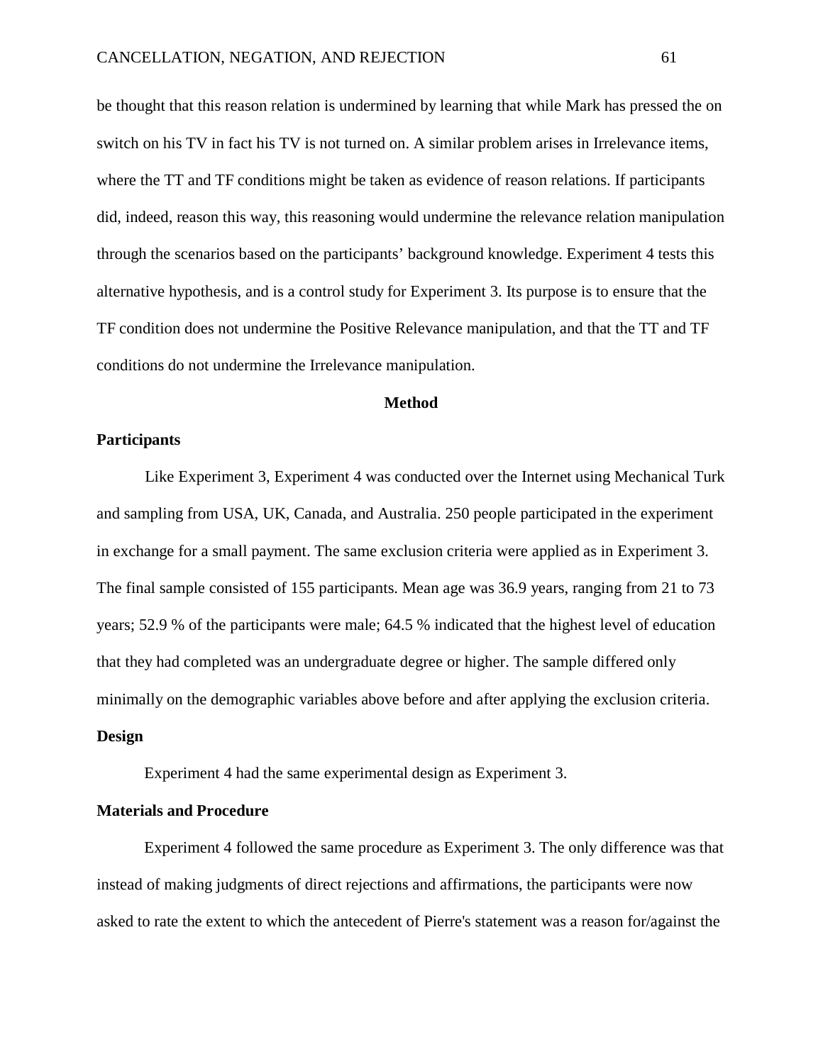be thought that this reason relation is undermined by learning that while Mark has pressed the on switch on his TV in fact his TV is not turned on. A similar problem arises in Irrelevance items, where the TT and TF conditions might be taken as evidence of reason relations. If participants did, indeed, reason this way, this reasoning would undermine the relevance relation manipulation through the scenarios based on the participants' background knowledge. Experiment 4 tests this alternative hypothesis, and is a control study for Experiment 3. Its purpose is to ensure that the TF condition does not undermine the Positive Relevance manipulation, and that the TT and TF conditions do not undermine the Irrelevance manipulation.

## Method

### Participants

Like Experiment 3, Experiment 4 was conducted over the Internet using Mechanical Turk and sampling from USA, UK, Canada, and Australia. 250 people participated in the experiment in exchange for a small payment. The same exclusion criteria were applied as in Experiment 3. The final sample consisted of 155 participants. Mean age was 36.9 years, ranging from 21 to 73 years; 52.9 % of the participants were male; 64.5 % indicated that the highest level of education that they had completed was an undergraduate degree or higher. The sample differed only minimally on the demographic variables above before and after applying the exclusion criteria.

### Design

Experiment 4 had the same experimental design as Experiment 3.

### Materials and Procedure

Experiment 4 followed the same procedure as Experiment 3. The only difference was that instead of making judgments of direct rejections and affirmations, the participants were now asked to rate the extent to which the antecedent of Pierre's statement was a reason for/against the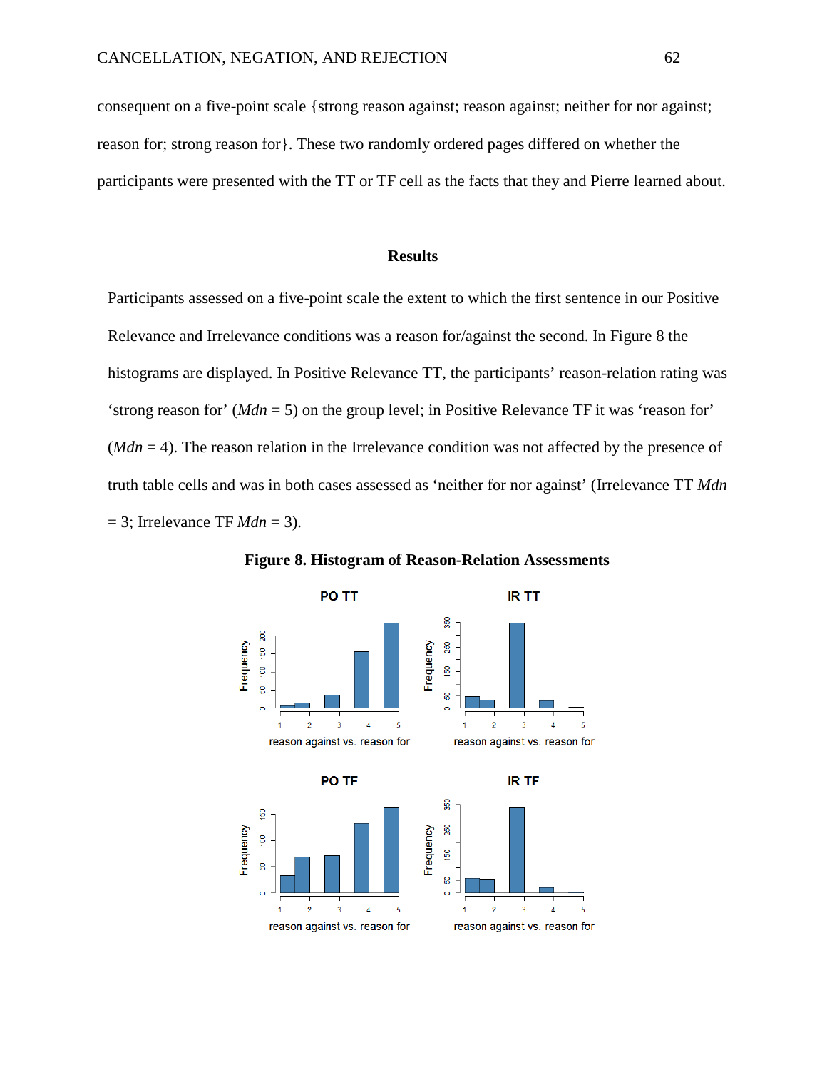consequent on a five-point scale {strong reason against; reason against; neither for nor against; reason for; strong reason for}. These two randomly ordered pages differed on whether the participants were presented with the TT or TF cell as the facts that they and Pierre learned about.

## Results

Participants assessed on a five-point scale the extent to which the first sentence in our Positive Relevance and Irrelevance conditions was a reason for/against the second. In Figure 8 the histograms are displayed. In Positive Relevance TT, the participants' reason-relation rating was 'strong reason for' (*Mdn* = 5) on the group level; in Positive Relevance TF it was 'reason for' (*Mdn* = 4). The reason relation in the Irrelevance condition was not affected by the presence of truth table cells and was in both cases assessed as 'neither for nor against' (Irrelevance TT *Mdn* = 3; Irrelevance TF *Mdn* = 3).

**Figure 8. Histogram of Reason-Relation Assessments**

PO TT

Frequency

0 50 100 150 200

1 2 3 4 5

reason against vs. reason for

IR TT

Frequency

0 50 150 250 350

1 2 3 4 5

reason against vs. reason for

PO TF

Frequency

0 50 100 150

1 2 3 4 5

reason against vs. reason for

IR TF

Frequency

0 50 150 250 350

1 2 3 4 5

reason against vs. reason for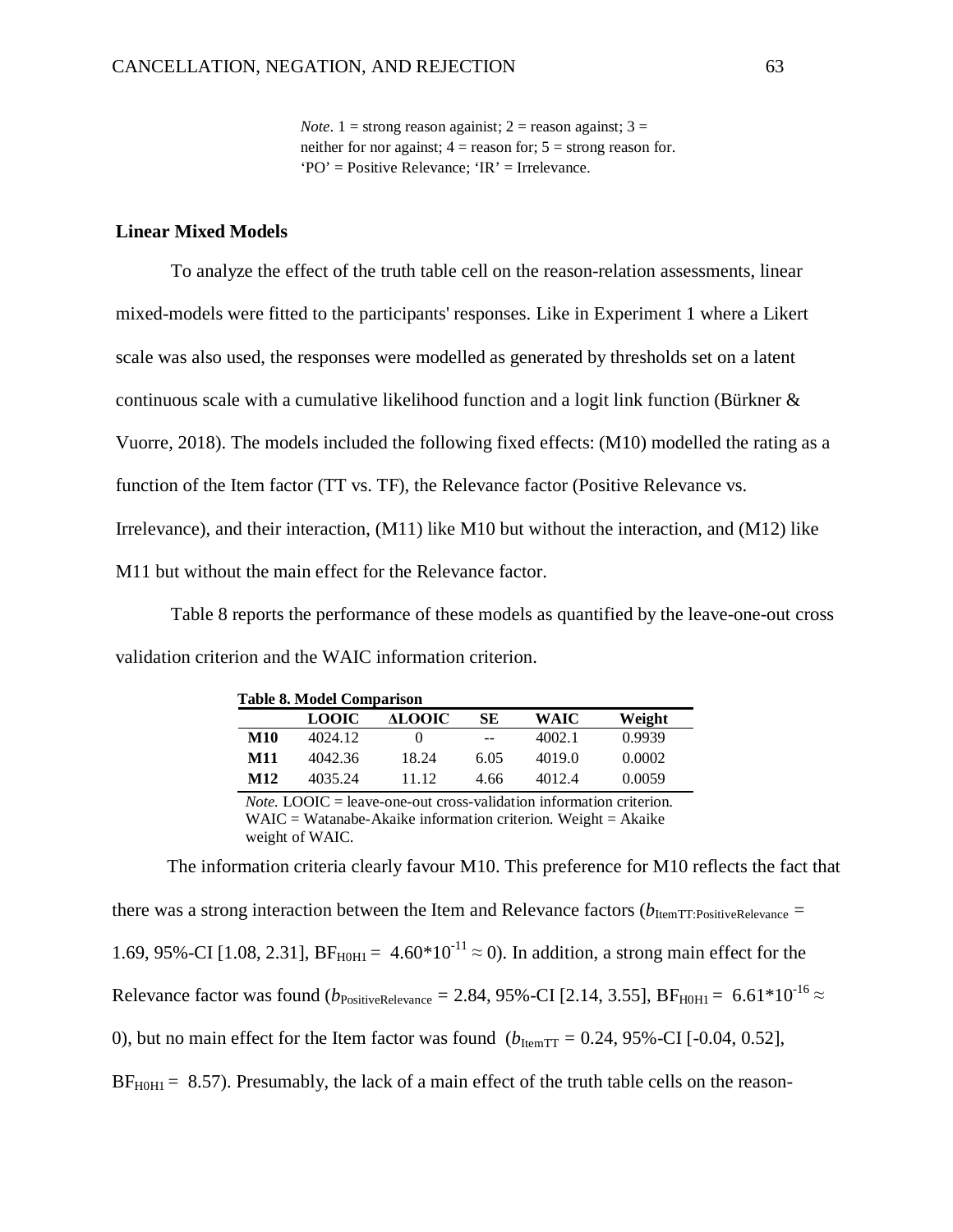*Note*. 1 = strong reason againist; 2 = reason against; 3 = neither for nor against; 4 = reason for; 5 = strong reason for. 'PO' = Positive Relevance; 'IR' = Irrelevance.

**Linear Mixed Models**

To analyze the effect of the truth table cell on the reason-relation assessments, linear mixed-models were fitted to the participants' responses. Like in Experiment 1 where a Likert scale was also used, the responses were modelled as generated by thresholds set on a latent continuous scale with a cumulative likelihood function and a logit link function (Bürkner & Vuorre, 2018). The models included the following fixed effects: (M10) modelled the rating as a function of the Item factor (TT vs. TF), the Relevance factor (Positive Relevance vs. Irrelevance), and their interaction, (M11) like M10 but without the interaction, and (M12) like M11 but without the main effect for the Relevance factor.

Table 8 reports the performance of these models as quantified by the leave-one-out cross validation criterion and the WAIC information criterion.

**Table 8. Model Comparison**

| | LOOIC | ΔLOOIC | SE | WAIC | Weight |
|---|---|---|---|---|---|
| **M10** | 4024.12 | 0 | -- | 4002.1 | 0.9939 |
| **M11** | 4042.36 | 18.24 | 6.05 | 4019.0 | 0.0002 |
| **M12** | 4035.24 | 11.12 | 4.66 | 4012.4 | 0.0059 |

*Note.* LOOIC = leave-one-out cross-validation information criterion. WAIC = Watanabe-Akaike information criterion. Weight = Akaike weight of WAIC.

The information criteria clearly favour M10. This preference for M10 reflects the fact that there was a strong interaction between the Item and Relevance factors ($b_{\text{ItemTT:PositiveRelevance}}$ = 1.69, 95%-CI [1.08, 2.31], $BF_{H0H1} = 4.60*10^{-11} \approx 0$). In addition, a strong main effect for the Relevance factor was found ($b_{\text{PositiveRelevance}}$ = 2.84, 95%-CI [2.14, 3.55], $BF_{H0H1} = 6.61*10^{-16} \approx$ 0), but no main effect for the Item factor was found ($b_{\text{ItemTT}}$ = 0.24, 95%-CI [-0.04, 0.52], $BF_{H0H1}$ = 8.57). Presumably, the lack of a main effect of the truth table cells on the reason-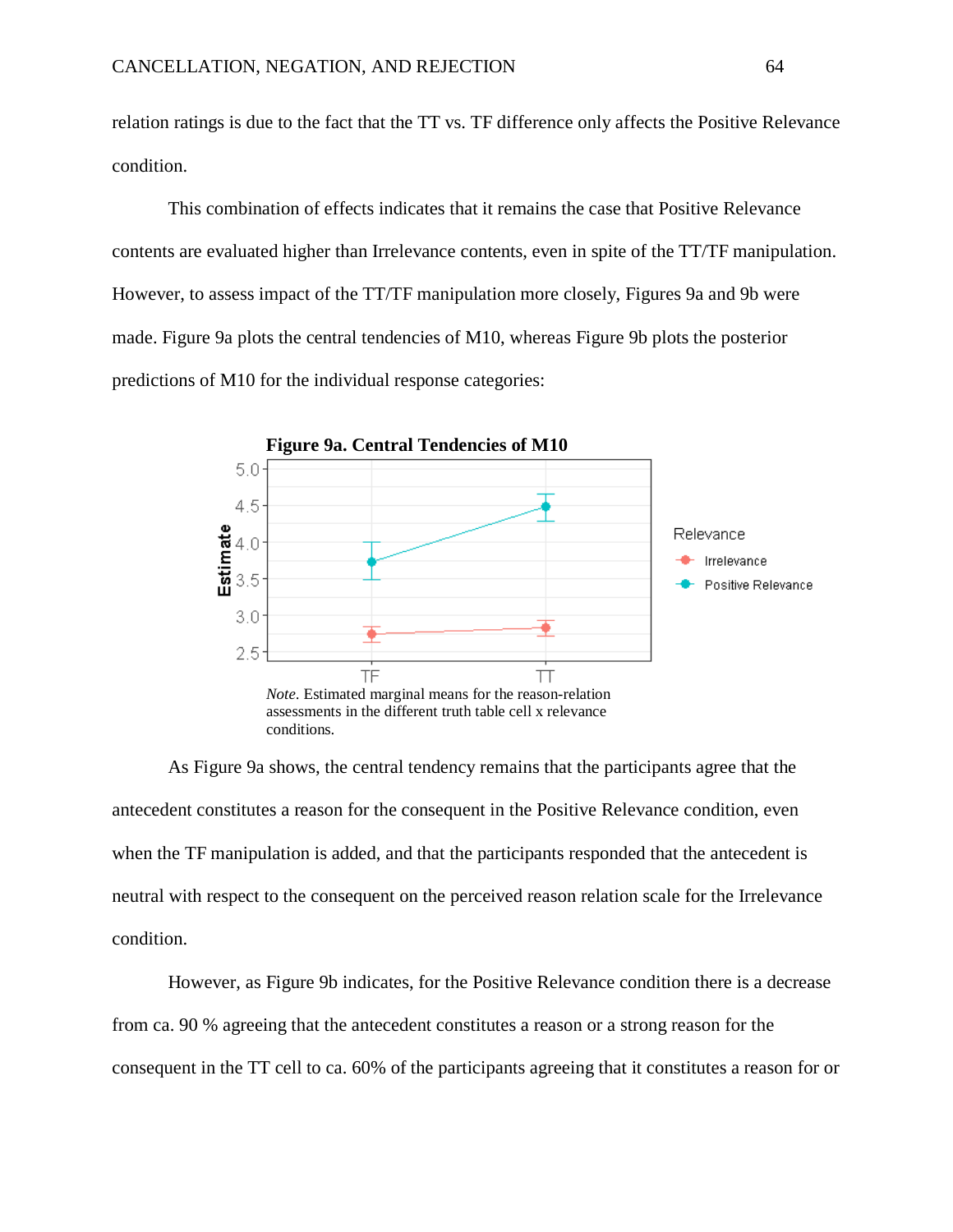relation ratings is due to the fact that the TT vs. TF difference only affects the Positive Relevance condition.

This combination of effects indicates that it remains the case that Positive Relevance contents are evaluated higher than Irrelevance contents, even in spite of the TT/TF manipulation. However, to assess impact of the TT/TF manipulation more closely, Figures 9a and 9b were made. Figure 9a plots the central tendencies of M10, whereas Figure 9b plots the posterior predictions of M10 for the individual response categories:

**Figure 9a. Central Tendencies of M10**

Estimate

5.0
4.5
4.0
3.5
3.0
2.5

TF
TT

Relevance
Irrelevance
Positive Relevance

*Note*. Estimated marginal means for the reason-relation assessments in the different truth table cell x relevance conditions.

As Figure 9a shows, the central tendency remains that the participants agree that the antecedent constitutes a reason for the consequent in the Positive Relevance condition, even when the TF manipulation is added, and that the participants responded that the antecedent is neutral with respect to the consequent on the perceived reason relation scale for the Irrelevance condition.

However, as Figure 9b indicates, for the Positive Relevance condition there is a decrease from ca. 90 % agreeing that the antecedent constitutes a reason or a strong reason for the consequent in the TT cell to ca. 60% of the participants agreeing that it constitutes a reason for or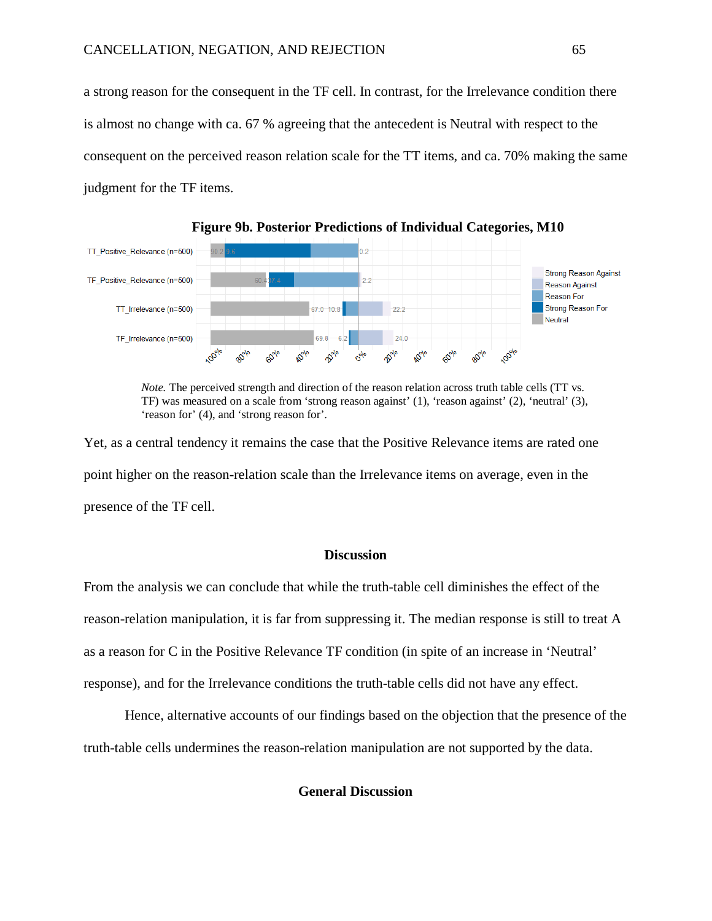a strong reason for the consequent in the TF cell. In contrast, for the Irrelevance condition there is almost no change with ca. 67 % agreeing that the antecedent is Neutral with respect to the consequent on the perceived reason relation scale for the TT items, and ca. 70% making the same judgment for the TF items.

**Figure 9b. Posterior Predictions of Individual Categories, M10**

TT_Positive_Relevance (n=500)
TF_Positive_Relevance (n=500)
TT_Irrelevance (n=500)
TF_Irrelevance (n=500)

90.2 9.6 0.2
50.4 37.4 2.2
67.0 10.8 22.2
69.8 6.2 24.0

100% 80% 60% 40% 20% 0% 20% 40% 60% 80% 100%

Strong Reason Against
Reason Against
Reason For
Strong Reason For
Neutral

*Note.* The perceived strength and direction of the reason relation across truth table cells (TT vs. TF) was measured on a scale from 'strong reason against' (1), 'reason against' (2), 'neutral' (3), 'reason for' (4), and 'strong reason for'.

Yet, as a central tendency it remains the case that the Positive Relevance items are rated one point higher on the reason-relation scale than the Irrelevance items on average, even in the presence of the TF cell.

## Discussion

From the analysis we can conclude that while the truth-table cell diminishes the effect of the reason-relation manipulation, it is far from suppressing it. The median response is still to treat A as a reason for C in the Positive Relevance TF condition (in spite of an increase in 'Neutral' response), and for the Irrelevance conditions the truth-table cells did not have any effect.

Hence, alternative accounts of our findings based on the objection that the presence of the truth-table cells undermines the reason-relation manipulation are not supported by the data.

## General Discussion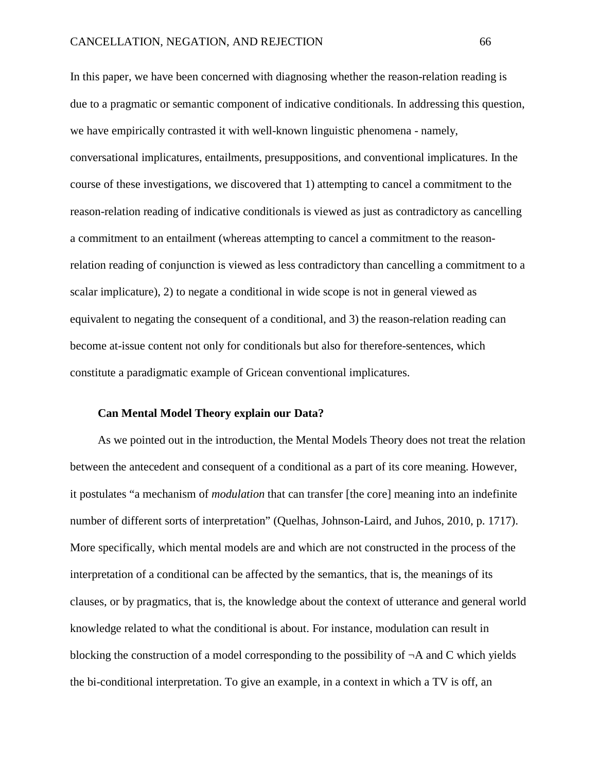In this paper, we have been concerned with diagnosing whether the reason-relation reading is due to a pragmatic or semantic component of indicative conditionals. In addressing this question, we have empirically contrasted it with well-known linguistic phenomena - namely, conversational implicatures, entailments, presuppositions, and conventional implicatures. In the course of these investigations, we discovered that 1) attempting to cancel a commitment to the reason-relation reading of indicative conditionals is viewed as just as contradictory as cancelling a commitment to an entailment (whereas attempting to cancel a commitment to the reason-relation reading of conjunction is viewed as less contradictory than cancelling a commitment to a scalar implicature), 2) to negate a conditional in wide scope is not in general viewed as equivalent to negating the consequent of a conditional, and 3) the reason-relation reading can become at-issue content not only for conditionals but also for therefore-sentences, which constitute a paradigmatic example of Gricean conventional implicatures.

**Can Mental Model Theory explain our Data?**

As we pointed out in the introduction, the Mental Models Theory does not treat the relation between the antecedent and consequent of a conditional as a part of its core meaning. However, it postulates "a mechanism of *modulation* that can transfer [the core] meaning into an indefinite number of different sorts of interpretation" (Quelhas, Johnson-Laird, and Juhos, 2010, p. 1717). More specifically, which mental models are and which are not constructed in the process of the interpretation of a conditional can be affected by the semantics, that is, the meanings of its clauses, or by pragmatics, that is, the knowledge about the context of utterance and general world knowledge related to what the conditional is about. For instance, modulation can result in blocking the construction of a model corresponding to the possibility of $\neg$A and C which yields the bi-conditional interpretation. To give an example, in a context in which a TV is off, an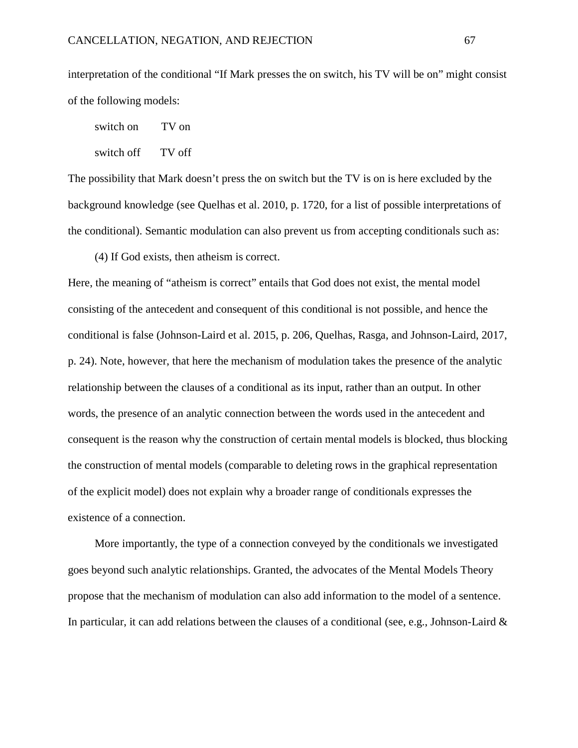interpretation of the conditional "If Mark presses the on switch, his TV will be on" might consist of the following models:

switch on    TV on

switch off    TV off

The possibility that Mark doesn't press the on switch but the TV is on is here excluded by the background knowledge (see Quelhas et al. 2010, p. 1720, for a list of possible interpretations of the conditional). Semantic modulation can also prevent us from accepting conditionals such as:

(4) If God exists, then atheism is correct.

Here, the meaning of "atheism is correct" entails that God does not exist, the mental model consisting of the antecedent and consequent of this conditional is not possible, and hence the conditional is false (Johnson-Laird et al. 2015, p. 206, Quelhas, Rasga, and Johnson-Laird, 2017, p. 24). Note, however, that here the mechanism of modulation takes the presence of the analytic relationship between the clauses of a conditional as its input, rather than an output. In other words, the presence of an analytic connection between the words used in the antecedent and consequent is the reason why the construction of certain mental models is blocked, thus blocking the construction of mental models (comparable to deleting rows in the graphical representation of the explicit model) does not explain why a broader range of conditionals expresses the existence of a connection.

More importantly, the type of a connection conveyed by the conditionals we investigated goes beyond such analytic relationships. Granted, the advocates of the Mental Models Theory propose that the mechanism of modulation can also add information to the model of a sentence. In particular, it can add relations between the clauses of a conditional (see, e.g., Johnson-Laird &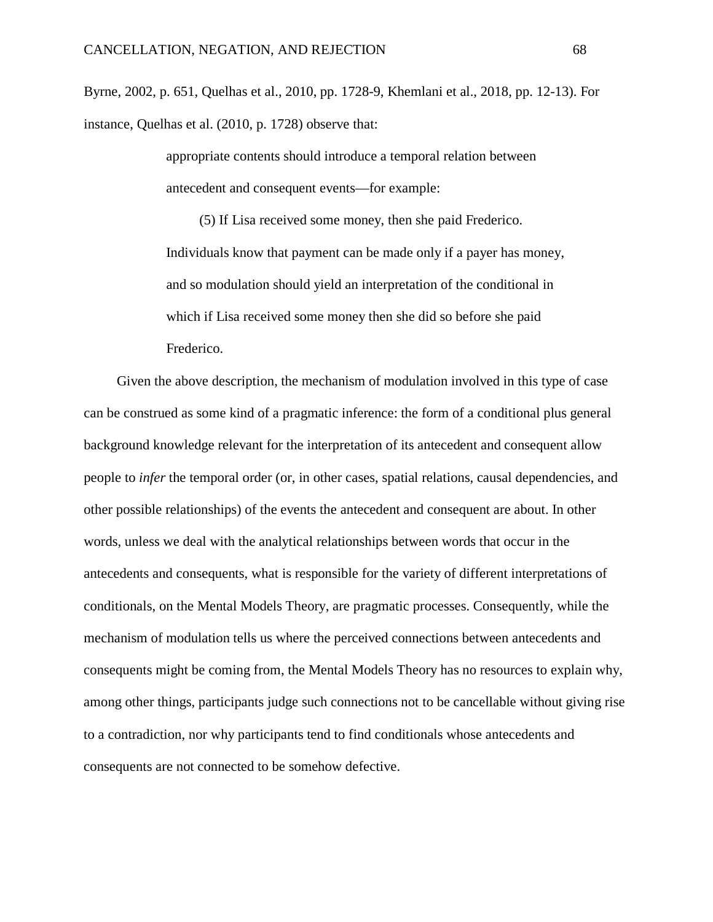Byrne, 2002, p. 651, Quelhas et al., 2010, pp. 1728-9, Khemlani et al., 2018, pp. 12-13). For instance, Quelhas et al. (2010, p. 1728) observe that:

> appropriate contents should introduce a temporal relation between antecedent and consequent events—for example:
>
> (5) If Lisa received some money, then she paid Frederico.
>
> Individuals know that payment can be made only if a payer has money, and so modulation should yield an interpretation of the conditional in which if Lisa received some money then she did so before she paid Frederico.

Given the above description, the mechanism of modulation involved in this type of case can be construed as some kind of a pragmatic inference: the form of a conditional plus general background knowledge relevant for the interpretation of its antecedent and consequent allow people to *infer* the temporal order (or, in other cases, spatial relations, causal dependencies, and other possible relationships) of the events the antecedent and consequent are about. In other words, unless we deal with the analytical relationships between words that occur in the antecedents and consequents, what is responsible for the variety of different interpretations of conditionals, on the Mental Models Theory, are pragmatic processes. Consequently, while the mechanism of modulation tells us where the perceived connections between antecedents and consequents might be coming from, the Mental Models Theory has no resources to explain why, among other things, participants judge such connections not to be cancellable without giving rise to a contradiction, nor why participants tend to find conditionals whose antecedents and consequents are not connected to be somehow defective.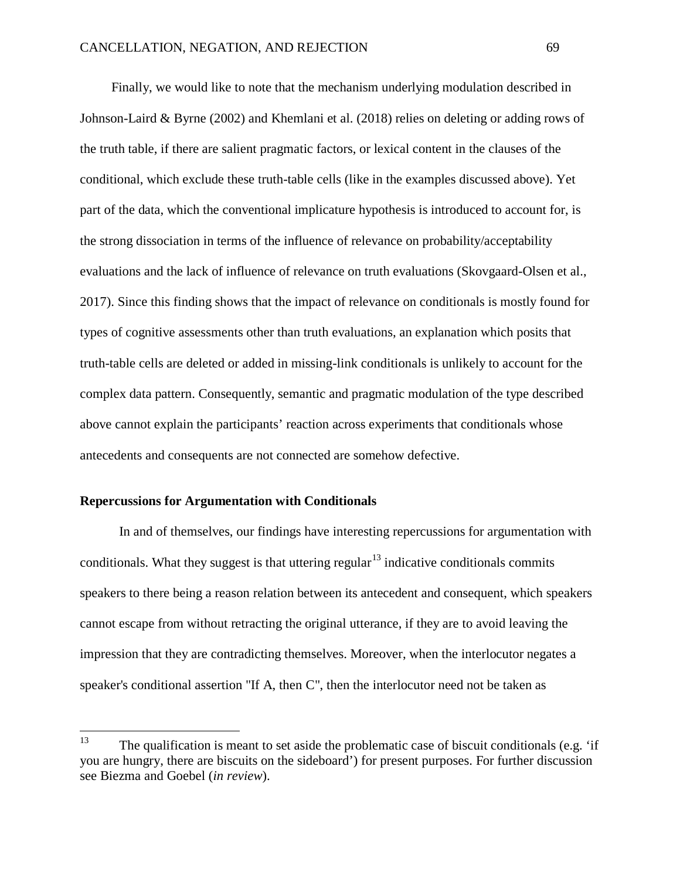Finally, we would like to note that the mechanism underlying modulation described in Johnson-Laird & Byrne (2002) and Khemlani et al. (2018) relies on deleting or adding rows of the truth table, if there are salient pragmatic factors, or lexical content in the clauses of the conditional, which exclude these truth-table cells (like in the examples discussed above). Yet part of the data, which the conventional implicature hypothesis is introduced to account for, is the strong dissociation in terms of the influence of relevance on probability/acceptability evaluations and the lack of influence of relevance on truth evaluations (Skovgaard-Olsen et al., 2017). Since this finding shows that the impact of relevance on conditionals is mostly found for types of cognitive assessments other than truth evaluations, an explanation which posits that truth-table cells are deleted or added in missing-link conditionals is unlikely to account for the complex data pattern. Consequently, semantic and pragmatic modulation of the type described above cannot explain the participants' reaction across experiments that conditionals whose antecedents and consequents are not connected are somehow defective.

## Repercussions for Argumentation with Conditionals

In and of themselves, our findings have interesting repercussions for argumentation with conditionals. What they suggest is that uttering regular[13] indicative conditionals commits speakers to there being a reason relation between its antecedent and consequent, which speakers cannot escape from without retracting the original utterance, if they are to avoid leaving the impression that they are contradicting themselves. Moreover, when the interlocutor negates a speaker's conditional assertion "If A, then C", then the interlocutor need not be taken as

---

[13] The qualification is meant to set aside the problematic case of biscuit conditionals (e.g. 'if you are hungry, there are biscuits on the sideboard') for present purposes. For further discussion see Biezma and Goebel (*in review*).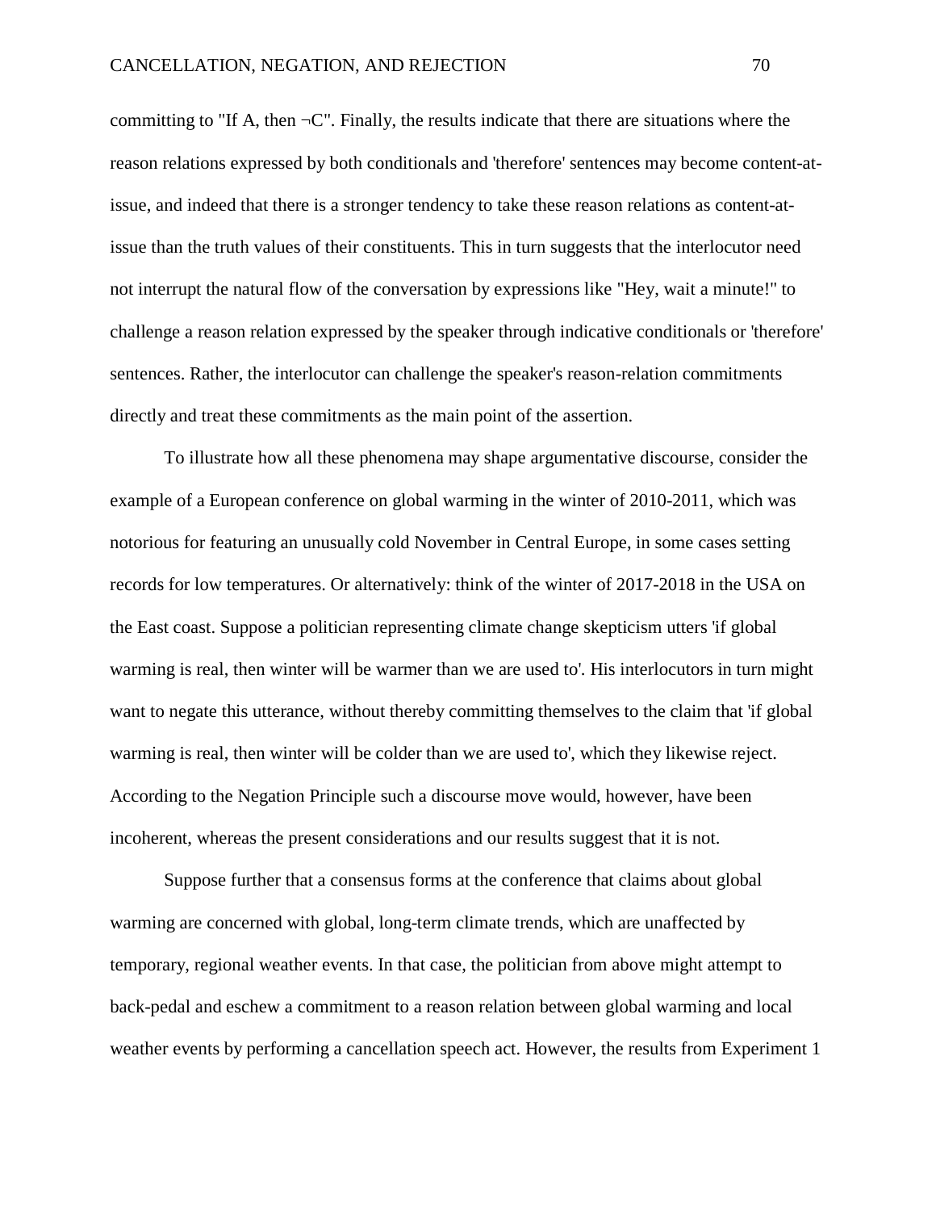committing to "If A, then $\neg$C". Finally, the results indicate that there are situations where the reason relations expressed by both conditionals and 'therefore' sentences may become content-at-issue, and indeed that there is a stronger tendency to take these reason relations as content-at-issue than the truth values of their constituents. This in turn suggests that the interlocutor need not interrupt the natural flow of the conversation by expressions like "Hey, wait a minute!" to challenge a reason relation expressed by the speaker through indicative conditionals or 'therefore' sentences. Rather, the interlocutor can challenge the speaker's reason-relation commitments directly and treat these commitments as the main point of the assertion.

To illustrate how all these phenomena may shape argumentative discourse, consider the example of a European conference on global warming in the winter of 2010-2011, which was notorious for featuring an unusually cold November in Central Europe, in some cases setting records for low temperatures. Or alternatively: think of the winter of 2017-2018 in the USA on the East coast. Suppose a politician representing climate change skepticism utters 'if global warming is real, then winter will be warmer than we are used to'. His interlocutors in turn might want to negate this utterance, without thereby committing themselves to the claim that 'if global warming is real, then winter will be colder than we are used to', which they likewise reject. According to the Negation Principle such a discourse move would, however, have been incoherent, whereas the present considerations and our results suggest that it is not.

Suppose further that a consensus forms at the conference that claims about global warming are concerned with global, long-term climate trends, which are unaffected by temporary, regional weather events. In that case, the politician from above might attempt to back-pedal and eschew a commitment to a reason relation between global warming and local weather events by performing a cancellation speech act. However, the results from Experiment 1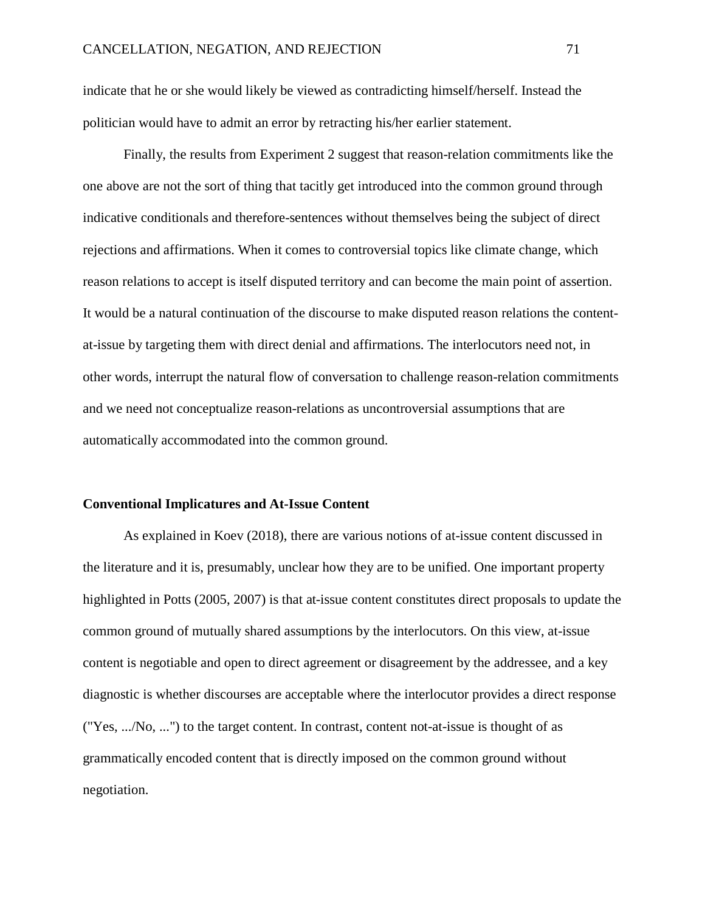indicate that he or she would likely be viewed as contradicting himself/herself. Instead the politician would have to admit an error by retracting his/her earlier statement.

Finally, the results from Experiment 2 suggest that reason-relation commitments like the one above are not the sort of thing that tacitly get introduced into the common ground through indicative conditionals and therefore-sentences without themselves being the subject of direct rejections and affirmations. When it comes to controversial topics like climate change, which reason relations to accept is itself disputed territory and can become the main point of assertion. It would be a natural continuation of the discourse to make disputed reason relations the content-at-issue by targeting them with direct denial and affirmations. The interlocutors need not, in other words, interrupt the natural flow of conversation to challenge reason-relation commitments and we need not conceptualize reason-relations as uncontroversial assumptions that are automatically accommodated into the common ground.

**Conventional Implicatures and At-Issue Content**

As explained in Koev (2018), there are various notions of at-issue content discussed in the literature and it is, presumably, unclear how they are to be unified. One important property highlighted in Potts (2005, 2007) is that at-issue content constitutes direct proposals to update the common ground of mutually shared assumptions by the interlocutors. On this view, at-issue content is negotiable and open to direct agreement or disagreement by the addressee, and a key diagnostic is whether discourses are acceptable where the interlocutor provides a direct response ("Yes, .../No, ...") to the target content. In contrast, content not-at-issue is thought of as grammatically encoded content that is directly imposed on the common ground without negotiation.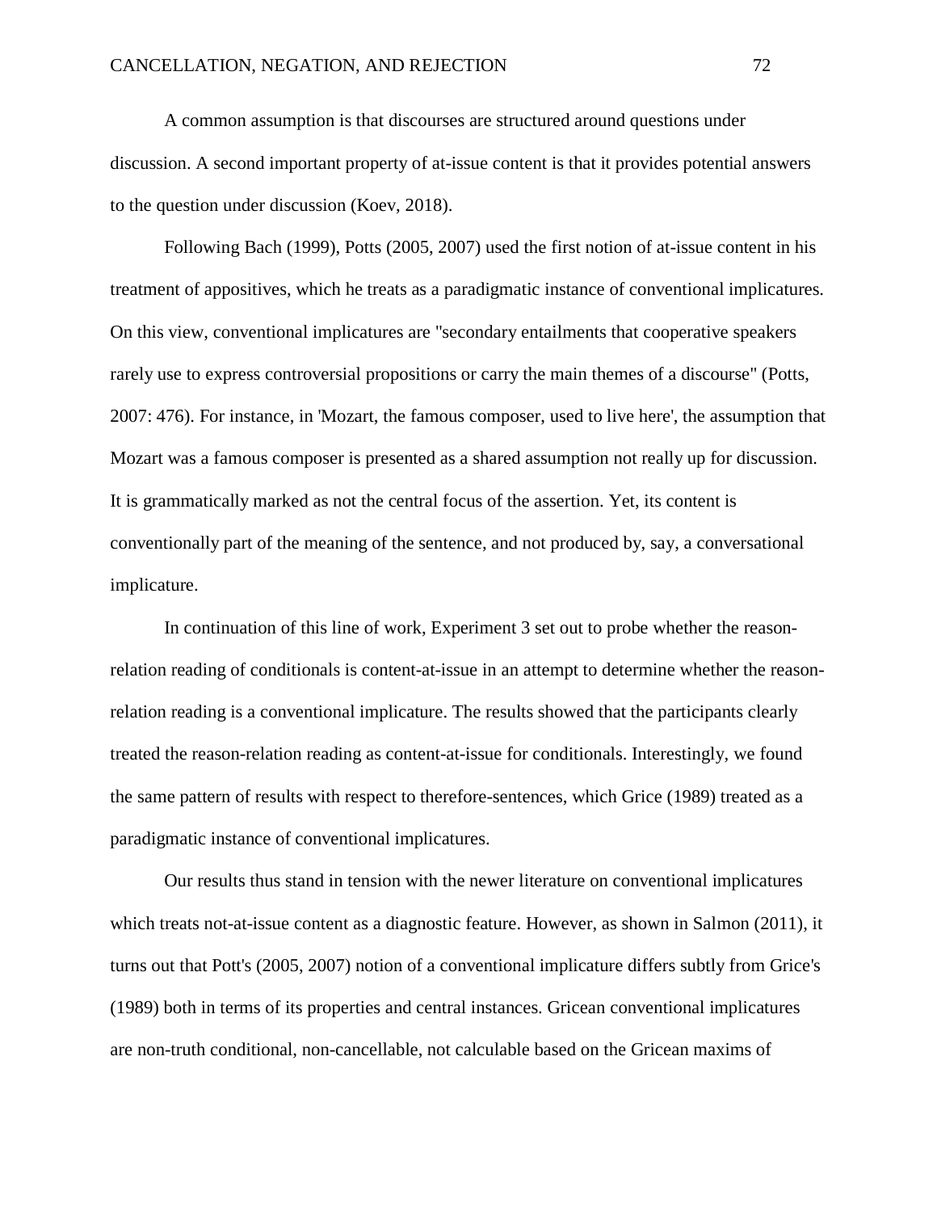A common assumption is that discourses are structured around questions under discussion. A second important property of at-issue content is that it provides potential answers to the question under discussion (Koev, 2018).

Following Bach (1999), Potts (2005, 2007) used the first notion of at-issue content in his treatment of appositives, which he treats as a paradigmatic instance of conventional implicatures. On this view, conventional implicatures are "secondary entailments that cooperative speakers rarely use to express controversial propositions or carry the main themes of a discourse" (Potts, 2007: 476). For instance, in 'Mozart, the famous composer, used to live here', the assumption that Mozart was a famous composer is presented as a shared assumption not really up for discussion. It is grammatically marked as not the central focus of the assertion. Yet, its content is conventionally part of the meaning of the sentence, and not produced by, say, a conversational implicature.

In continuation of this line of work, Experiment 3 set out to probe whether the reason-relation reading of conditionals is content-at-issue in an attempt to determine whether the reason-relation reading is a conventional implicature. The results showed that the participants clearly treated the reason-relation reading as content-at-issue for conditionals. Interestingly, we found the same pattern of results with respect to therefore-sentences, which Grice (1989) treated as a paradigmatic instance of conventional implicatures.

Our results thus stand in tension with the newer literature on conventional implicatures which treats not-at-issue content as a diagnostic feature. However, as shown in Salmon (2011), it turns out that Pott's (2005, 2007) notion of a conventional implicature differs subtly from Grice's (1989) both in terms of its properties and central instances. Gricean conventional implicatures are non-truth conditional, non-cancellable, not calculable based on the Gricean maxims of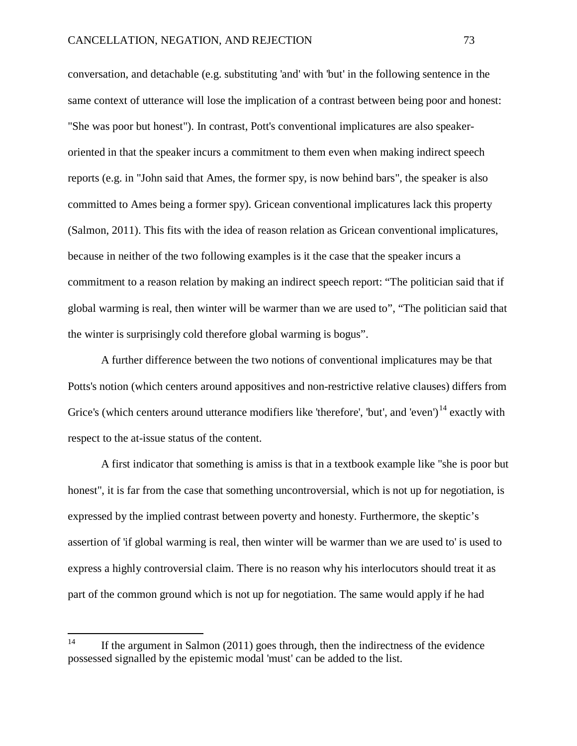conversation, and detachable (e.g. substituting 'and' with 'but' in the following sentence in the same context of utterance will lose the implication of a contrast between being poor and honest: "She was poor but honest"). In contrast, Pott's conventional implicatures are also speaker-oriented in that the speaker incurs a commitment to them even when making indirect speech reports (e.g. in "John said that Ames, the former spy, is now behind bars", the speaker is also committed to Ames being a former spy). Gricean conventional implicatures lack this property (Salmon, 2011). This fits with the idea of reason relation as Gricean conventional implicatures, because in neither of the two following examples is it the case that the speaker incurs a commitment to a reason relation by making an indirect speech report: “The politician said that if global warming is real, then winter will be warmer than we are used to”, “The politician said that the winter is surprisingly cold therefore global warming is bogus”.

A further difference between the two notions of conventional implicatures may be that Potts's notion (which centers around appositives and non-restrictive relative clauses) differs from Grice's (which centers around utterance modifiers like 'therefore', 'but', and 'even')[14] exactly with respect to the at-issue status of the content.

A first indicator that something is amiss is that in a textbook example like "she is poor but honest", it is far from the case that something uncontroversial, which is not up for negotiation, is expressed by the implied contrast between poverty and honesty. Furthermore, the skeptic’s assertion of 'if global warming is real, then winter will be warmer than we are used to' is used to express a highly controversial claim. There is no reason why his interlocutors should treat it as part of the common ground which is not up for negotiation. The same would apply if he had

---

[14] If the argument in Salmon (2011) goes through, then the indirectness of the evidence possessed signalled by the epistemic modal 'must' can be added to the list.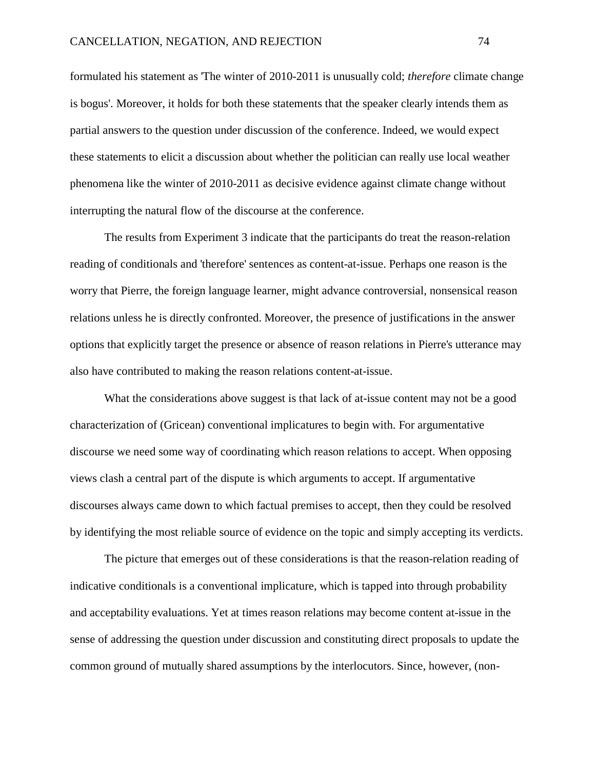formulated his statement as 'The winter of 2010-2011 is unusually cold; *therefore* climate change is bogus'. Moreover, it holds for both these statements that the speaker clearly intends them as partial answers to the question under discussion of the conference. Indeed, we would expect these statements to elicit a discussion about whether the politician can really use local weather phenomena like the winter of 2010-2011 as decisive evidence against climate change without interrupting the natural flow of the discourse at the conference.

The results from Experiment 3 indicate that the participants do treat the reason-relation reading of conditionals and 'therefore' sentences as content-at-issue. Perhaps one reason is the worry that Pierre, the foreign language learner, might advance controversial, nonsensical reason relations unless he is directly confronted. Moreover, the presence of justifications in the answer options that explicitly target the presence or absence of reason relations in Pierre's utterance may also have contributed to making the reason relations content-at-issue.

What the considerations above suggest is that lack of at-issue content may not be a good characterization of (Gricean) conventional implicatures to begin with. For argumentative discourse we need some way of coordinating which reason relations to accept. When opposing views clash a central part of the dispute is which arguments to accept. If argumentative discourses always came down to which factual premises to accept, then they could be resolved by identifying the most reliable source of evidence on the topic and simply accepting its verdicts.

The picture that emerges out of these considerations is that the reason-relation reading of indicative conditionals is a conventional implicature, which is tapped into through probability and acceptability evaluations. Yet at times reason relations may become content at-issue in the sense of addressing the question under discussion and constituting direct proposals to update the common ground of mutually shared assumptions by the interlocutors. Since, however, (non-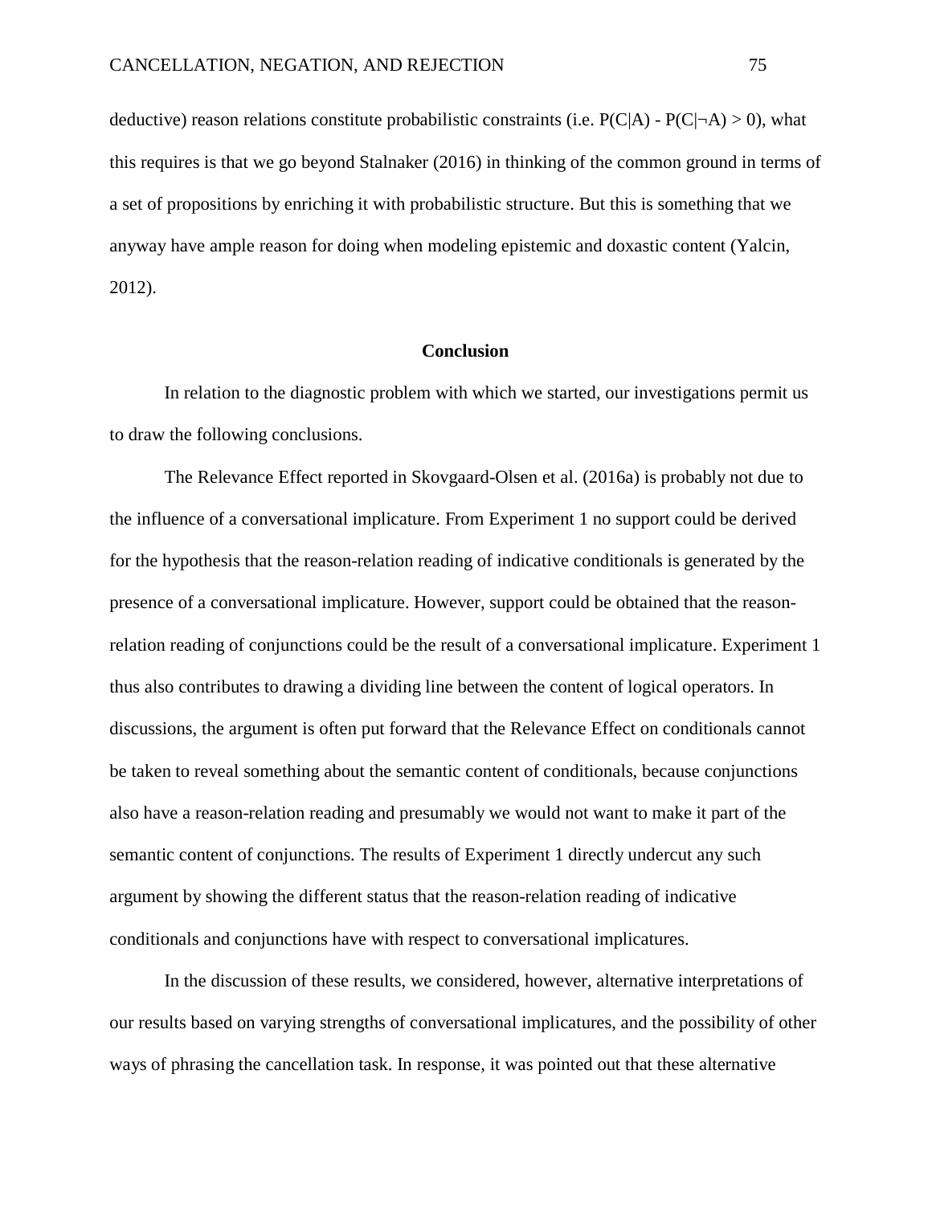deductive) reason relations constitute probabilistic constraints (i.e. $P(C|A) - P(C|\neg A) > 0$), what this requires is that we go beyond Stalnaker (2016) in thinking of the common ground in terms of a set of propositions by enriching it with probabilistic structure. But this is something that we anyway have ample reason for doing when modeling epistemic and doxastic content (Yalcin, 2012).

## Conclusion

In relation to the diagnostic problem with which we started, our investigations permit us to draw the following conclusions.

The Relevance Effect reported in Skovgaard-Olsen et al. (2016a) is probably not due to the influence of a conversational implicature. From Experiment 1 no support could be derived for the hypothesis that the reason-relation reading of indicative conditionals is generated by the presence of a conversational implicature. However, support could be obtained that the reason-relation reading of conjunctions could be the result of a conversational implicature. Experiment 1 thus also contributes to drawing a dividing line between the content of logical operators. In discussions, the argument is often put forward that the Relevance Effect on conditionals cannot be taken to reveal something about the semantic content of conditionals, because conjunctions also have a reason-relation reading and presumably we would not want to make it part of the semantic content of conjunctions. The results of Experiment 1 directly undercut any such argument by showing the different status that the reason-relation reading of indicative conditionals and conjunctions have with respect to conversational implicatures.

In the discussion of these results, we considered, however, alternative interpretations of our results based on varying strengths of conversational implicatures, and the possibility of other ways of phrasing the cancellation task. In response, it was pointed out that these alternative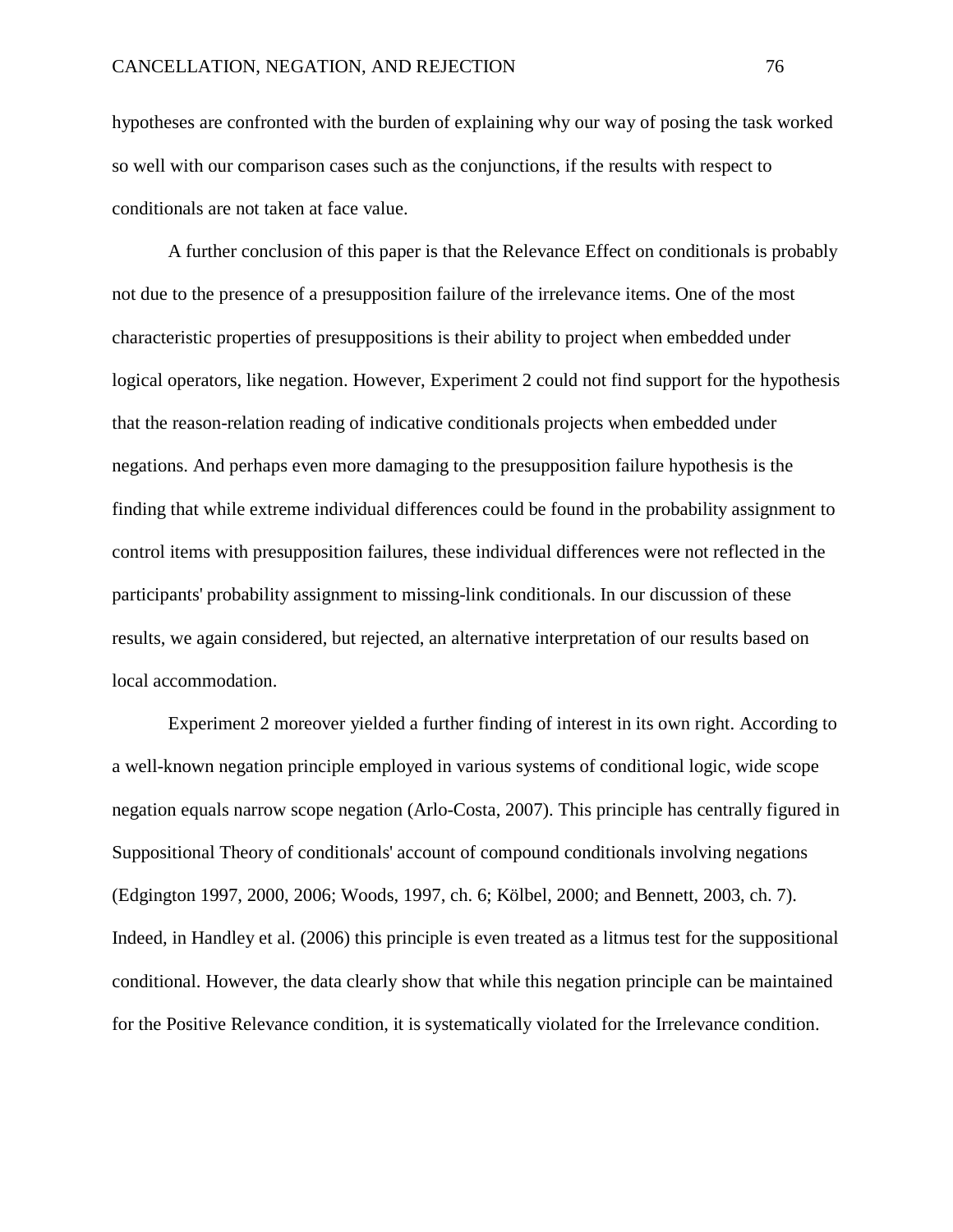hypotheses are confronted with the burden of explaining why our way of posing the task worked so well with our comparison cases such as the conjunctions, if the results with respect to conditionals are not taken at face value.

A further conclusion of this paper is that the Relevance Effect on conditionals is probably not due to the presence of a presupposition failure of the irrelevance items. One of the most characteristic properties of presuppositions is their ability to project when embedded under logical operators, like negation. However, Experiment 2 could not find support for the hypothesis that the reason-relation reading of indicative conditionals projects when embedded under negations. And perhaps even more damaging to the presupposition failure hypothesis is the finding that while extreme individual differences could be found in the probability assignment to control items with presupposition failures, these individual differences were not reflected in the participants' probability assignment to missing-link conditionals. In our discussion of these results, we again considered, but rejected, an alternative interpretation of our results based on local accommodation.

Experiment 2 moreover yielded a further finding of interest in its own right. According to a well-known negation principle employed in various systems of conditional logic, wide scope negation equals narrow scope negation (Arlo-Costa, 2007). This principle has centrally figured in Suppositional Theory of conditionals' account of compound conditionals involving negations (Edgington 1997, 2000, 2006; Woods, 1997, ch. 6; Kölbel, 2000; and Bennett, 2003, ch. 7). Indeed, in Handley et al. (2006) this principle is even treated as a litmus test for the suppositional conditional. However, the data clearly show that while this negation principle can be maintained for the Positive Relevance condition, it is systematically violated for the Irrelevance condition.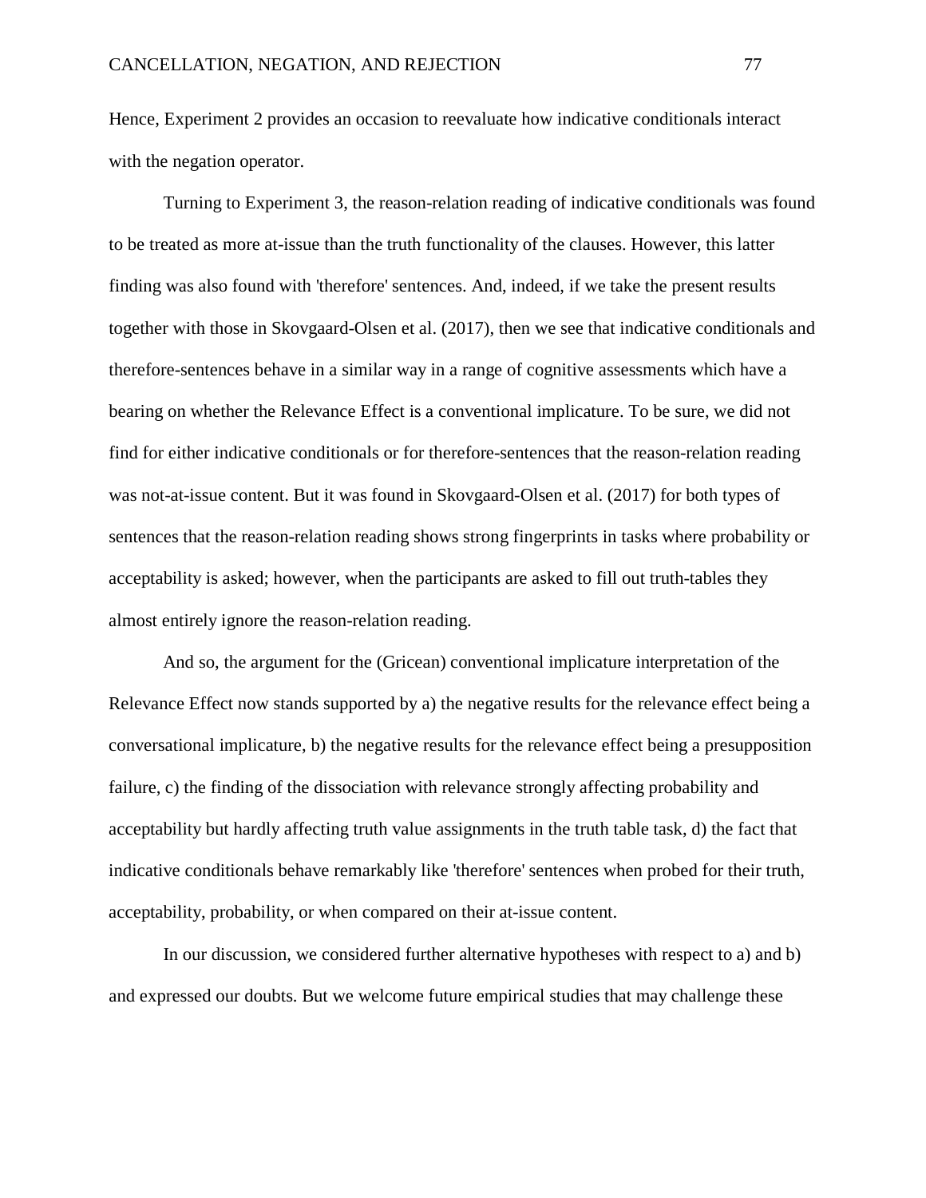Hence, Experiment 2 provides an occasion to reevaluate how indicative conditionals interact with the negation operator.

Turning to Experiment 3, the reason-relation reading of indicative conditionals was found to be treated as more at-issue than the truth functionality of the clauses. However, this latter finding was also found with 'therefore' sentences. And, indeed, if we take the present results together with those in Skovgaard-Olsen et al. (2017), then we see that indicative conditionals and therefore-sentences behave in a similar way in a range of cognitive assessments which have a bearing on whether the Relevance Effect is a conventional implicature. To be sure, we did not find for either indicative conditionals or for therefore-sentences that the reason-relation reading was not-at-issue content. But it was found in Skovgaard-Olsen et al. (2017) for both types of sentences that the reason-relation reading shows strong fingerprints in tasks where probability or acceptability is asked; however, when the participants are asked to fill out truth-tables they almost entirely ignore the reason-relation reading.

And so, the argument for the (Gricean) conventional implicature interpretation of the Relevance Effect now stands supported by a) the negative results for the relevance effect being a conversational implicature, b) the negative results for the relevance effect being a presupposition failure, c) the finding of the dissociation with relevance strongly affecting probability and acceptability but hardly affecting truth value assignments in the truth table task, d) the fact that indicative conditionals behave remarkably like 'therefore' sentences when probed for their truth, acceptability, probability, or when compared on their at-issue content.

In our discussion, we considered further alternative hypotheses with respect to a) and b) and expressed our doubts. But we welcome future empirical studies that may challenge these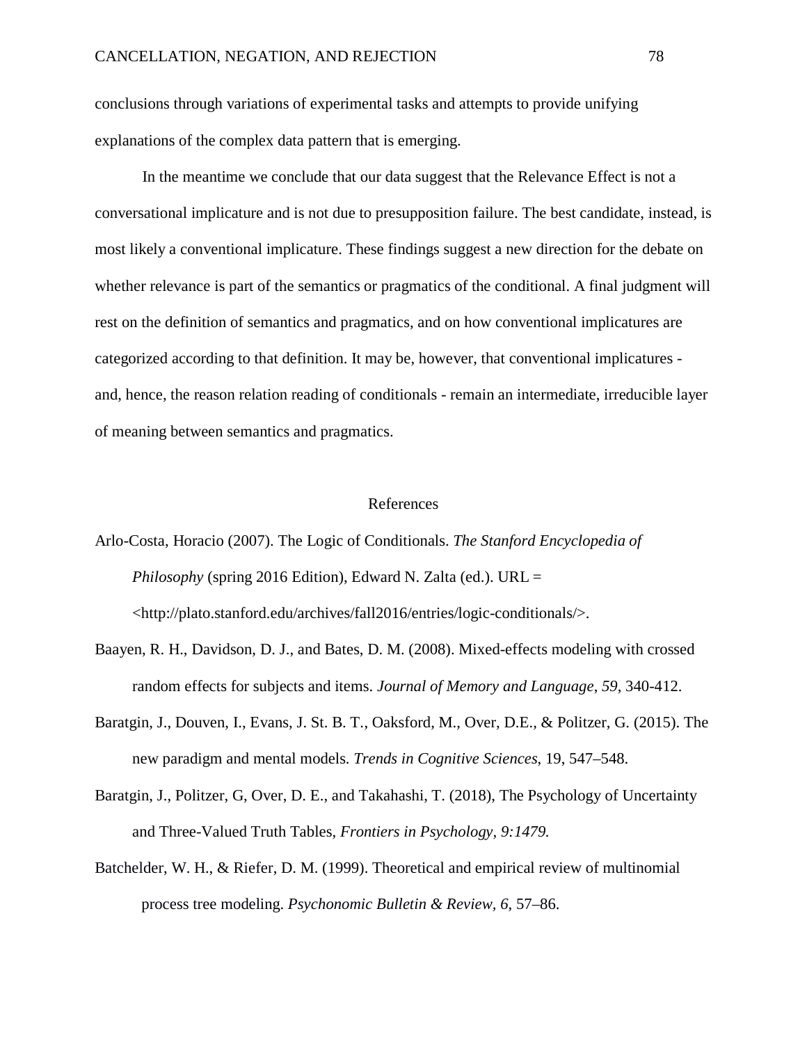conclusions through variations of experimental tasks and attempts to provide unifying explanations of the complex data pattern that is emerging.

In the meantime we conclude that our data suggest that the Relevance Effect is not a conversational implicature and is not due to presupposition failure. The best candidate, instead, is most likely a conventional implicature. These findings suggest a new direction for the debate on whether relevance is part of the semantics or pragmatics of the conditional. A final judgment will rest on the definition of semantics and pragmatics, and on how conventional implicatures are categorized according to that definition. It may be, however, that conventional implicatures - and, hence, the reason relation reading of conditionals - remain an intermediate, irreducible layer of meaning between semantics and pragmatics.

## References

Arlo-Costa, Horacio (2007). The Logic of Conditionals. *The Stanford Encyclopedia of Philosophy* (spring 2016 Edition), Edward N. Zalta (ed.). URL = <http://plato.stanford.edu/archives/fall2016/entries/logic-conditionals/>.

Baayen, R. H., Davidson, D. J., and Bates, D. M. (2008). Mixed-effects modeling with crossed random effects for subjects and items. *Journal of Memory and Language*, *59*, 340-412.

Baratgin, J., Douven, I., Evans, J. St. B. T., Oaksford, M., Over, D.E., & Politzer, G. (2015). The new paradigm and mental models. *Trends in Cognitive Sciences*, 19, 547–548.

Baratgin, J., Politzer, G, Over, D. E., and Takahashi, T. (2018), The Psychology of Uncertainty and Three-Valued Truth Tables, *Frontiers in Psychology, 9:1479.*

Batchelder, W. H., & Riefer, D. M. (1999). Theoretical and empirical review of multinomial process tree modeling. *Psychonomic Bulletin & Review, 6*, 57–86.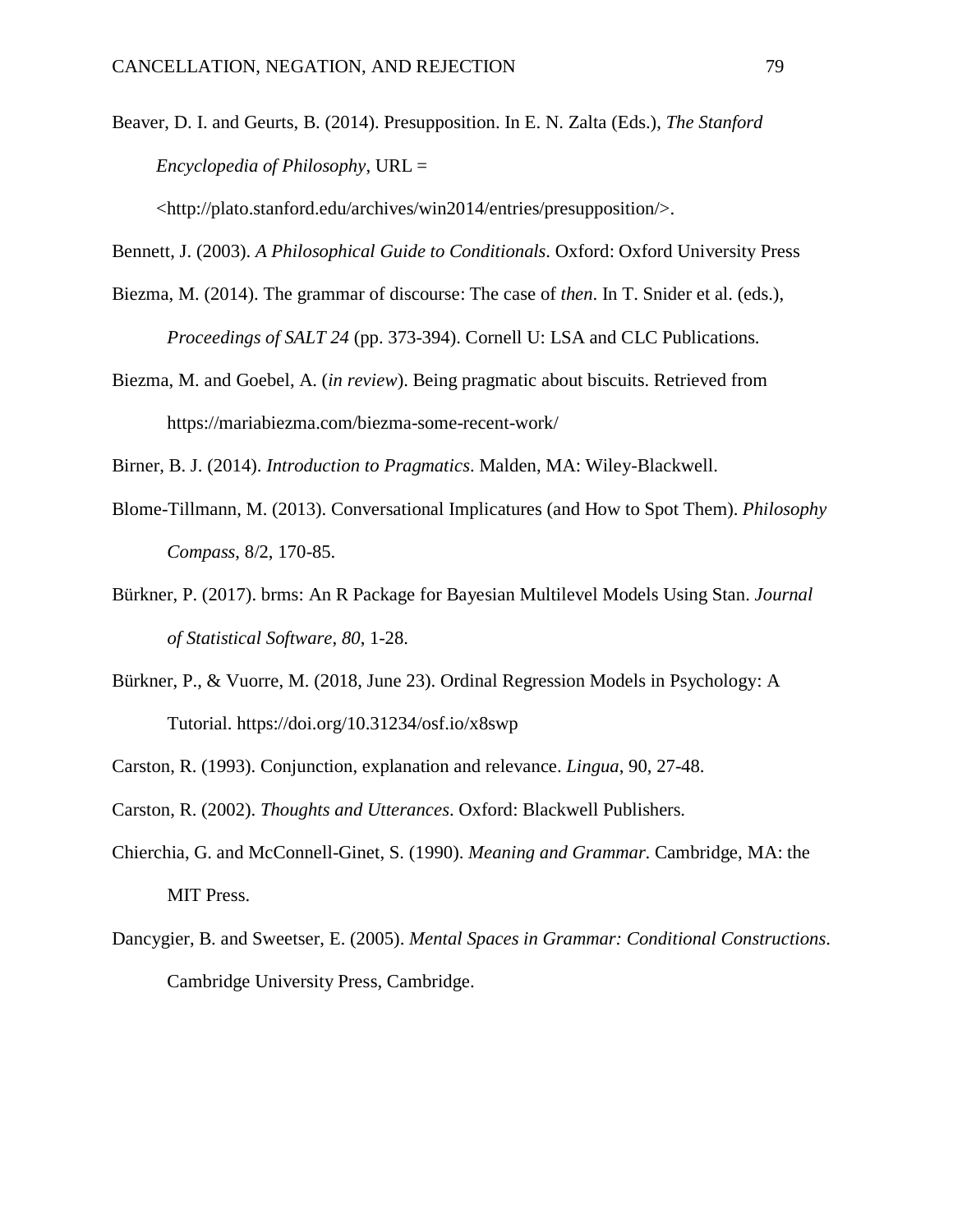Beaver, D. I. and Geurts, B. (2014). Presupposition. In E. N. Zalta (Eds.), *The Stanford Encyclopedia of Philosophy*, URL = <http://plato.stanford.edu/archives/win2014/entries/presupposition/>.

Bennett, J. (2003). *A Philosophical Guide to Conditionals*. Oxford: Oxford University Press

Biezma, M. (2014). The grammar of discourse: The case of *then*. In T. Snider et al. (eds.), *Proceedings of SALT 24* (pp. 373-394). Cornell U: LSA and CLC Publications.

Biezma, M. and Goebel, A. (*in review*). Being pragmatic about biscuits. Retrieved from https://mariabiezma.com/biezma-some-recent-work/

Birner, B. J. (2014). *Introduction to Pragmatics*. Malden, MA: Wiley-Blackwell.

Blome-Tillmann, M. (2013). Conversational Implicatures (and How to Spot Them). *Philosophy Compass*, 8/2, 170-85.

Bürkner, P. (2017). brms: An R Package for Bayesian Multilevel Models Using Stan. *Journal of Statistical Software*, *80*, 1-28.

Bürkner, P., & Vuorre, M. (2018, June 23). Ordinal Regression Models in Psychology: A Tutorial. https://doi.org/10.31234/osf.io/x8swp

Carston, R. (1993). Conjunction, explanation and relevance. *Lingua*, 90, 27-48.

Carston, R. (2002). *Thoughts and Utterances*. Oxford: Blackwell Publishers.

Chierchia, G. and McConnell-Ginet, S. (1990). *Meaning and Grammar.* Cambridge, MA: the MIT Press.

Dancygier, B. and Sweetser, E. (2005). *Mental Spaces in Grammar: Conditional Constructions*. Cambridge University Press, Cambridge.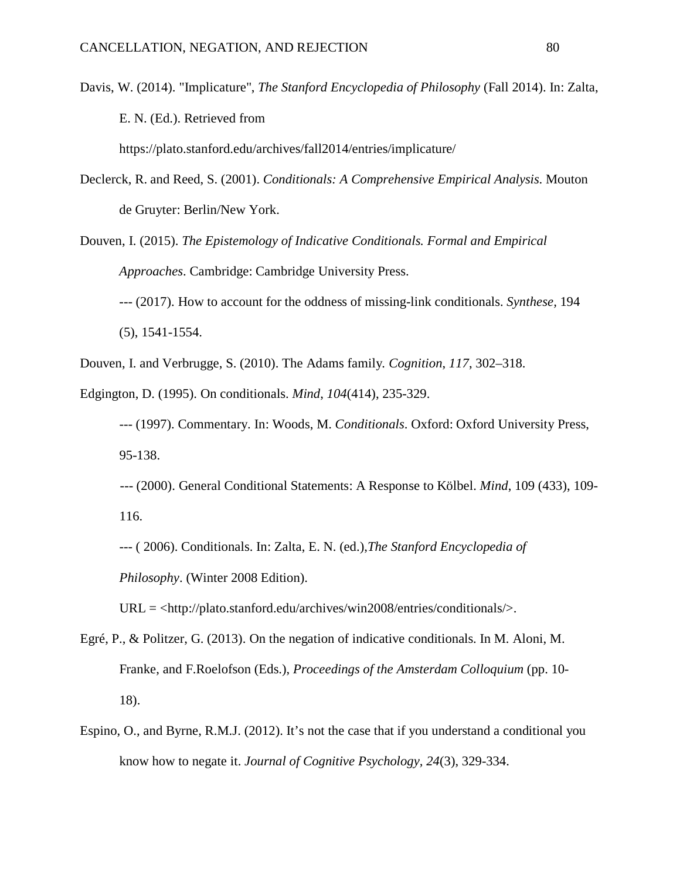Davis, W. (2014). "Implicature", *The Stanford Encyclopedia of Philosophy* (Fall 2014). In: Zalta, E. N. (Ed.). Retrieved from https://plato.stanford.edu/archives/fall2014/entries/implicature/

Declerck, R. and Reed, S. (2001). *Conditionals: A Comprehensive Empirical Analysis*. Mouton de Gruyter: Berlin/New York.

Douven, I. (2015). *The Epistemology of Indicative Conditionals. Formal and Empirical Approaches*. Cambridge: Cambridge University Press.

--- (2017). How to account for the oddness of missing-link conditionals. *Synthese,* 194 (5), 1541-1554.

Douven, I. and Verbrugge, S. (2010). The Adams family. *Cognition*, *117*, 302–318.

Edgington, D. (1995). On conditionals. *Mind*, *104*(414), 235-329.

--- (1997). Commentary. In: Woods, M. *Conditionals*. Oxford: Oxford University Press, 95-138.

--- (2000). General Conditional Statements: A Response to Kölbel. *Mind*, 109 (433), 109-116.

--- ( 2006). Conditionals. In: Zalta, E. N. (ed.),*The Stanford Encyclopedia of Philosophy*. (Winter 2008 Edition). URL = <http://plato.stanford.edu/archives/win2008/entries/conditionals/>.

Egré, P., & Politzer, G. (2013). On the negation of indicative conditionals. In M. Aloni, M. Franke, and F.Roelofson (Eds.), *Proceedings of the Amsterdam Colloquium* (pp. 10-18).

Espino, O., and Byrne, R.M.J. (2012). It's not the case that if you understand a conditional you know how to negate it. *Journal of Cognitive Psychology, 24*(3), 329-334.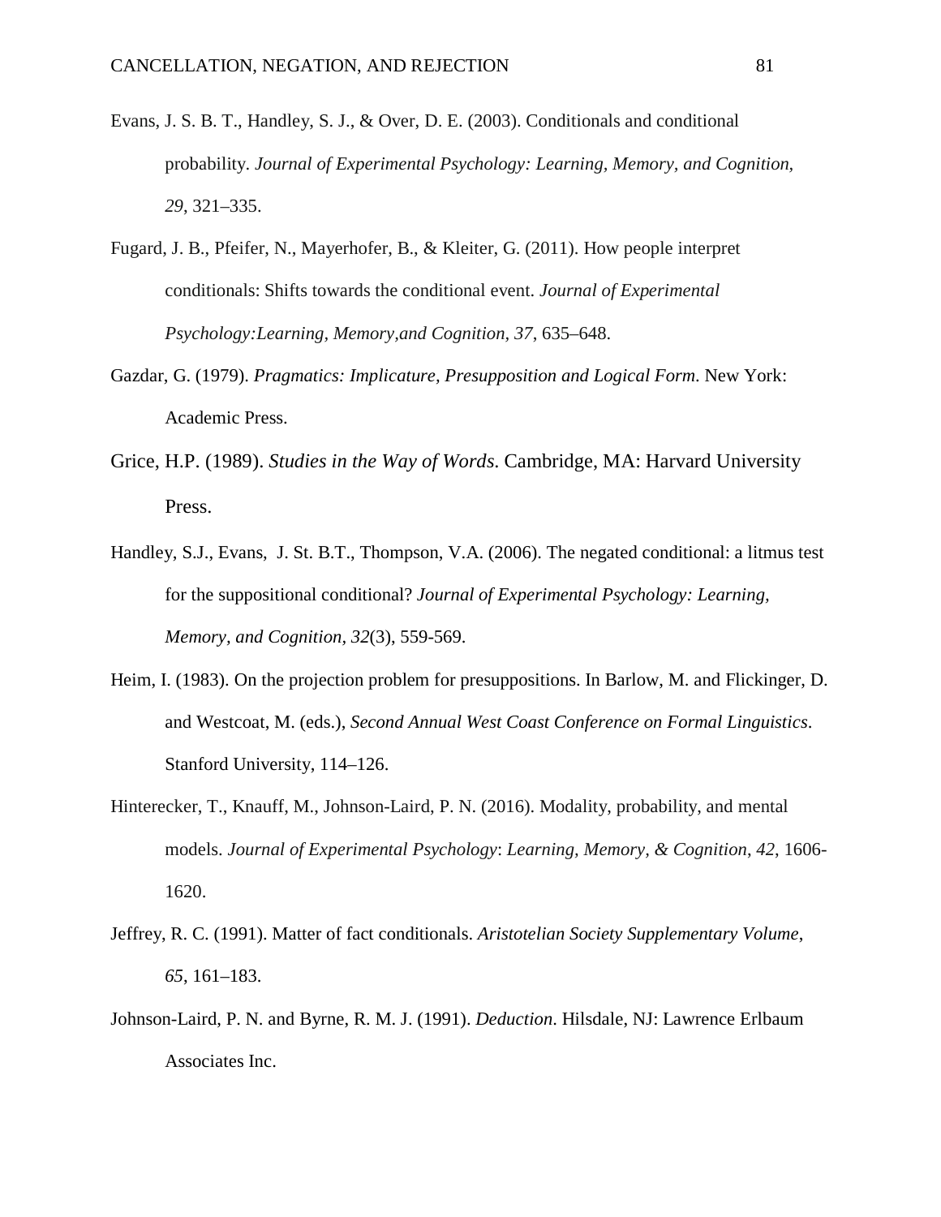Evans, J. S. B. T., Handley, S. J., & Over, D. E. (2003). Conditionals and conditional probability. *Journal of Experimental Psychology: Learning, Memory, and Cognition, 29*, 321–335.

Fugard, J. B., Pfeifer, N., Mayerhofer, B., & Kleiter, G. (2011). How people interpret conditionals: Shifts towards the conditional event. *Journal of Experimental Psychology:Learning, Memory,and Cognition, 37*, 635–648.

Gazdar, G. (1979). *Pragmatics: Implicature, Presupposition and Logical Form*. New York: Academic Press.

Grice, H.P. (1989). *Studies in the Way of Words*. Cambridge, MA: Harvard University Press.

Handley, S.J., Evans, J. St. B.T., Thompson, V.A. (2006). The negated conditional: a litmus test for the suppositional conditional? *Journal of Experimental Psychology: Learning, Memory, and Cognition, 32*(3), 559-569.

Heim, I. (1983). On the projection problem for presuppositions. In Barlow, M. and Flickinger, D. and Westcoat, M. (eds.), *Second Annual West Coast Conference on Formal Linguistics*. Stanford University, 114–126.

Hinterecker, T., Knauff, M., Johnson-Laird, P. N. (2016). Modality, probability, and mental models. *Journal of Experimental Psychology*: *Learning, Memory, & Cognition*, *42*, 1606-1620.

Jeffrey, R. C. (1991). Matter of fact conditionals. *Aristotelian Society Supplementary Volume*, *65*, 161–183.

Johnson-Laird, P. N. and Byrne, R. M. J. (1991). *Deduction*. Hilsdale, NJ: Lawrence Erlbaum Associates Inc.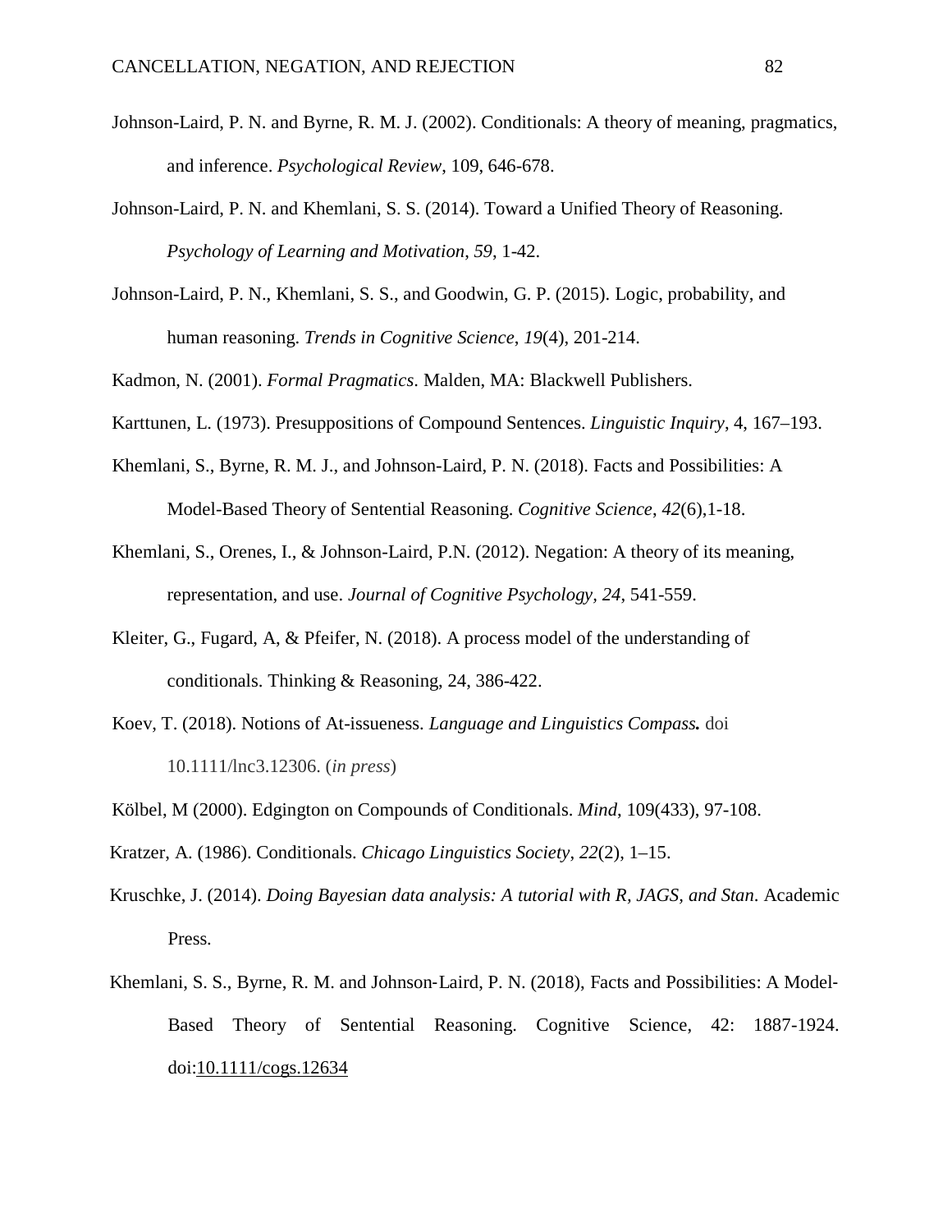Johnson-Laird, P. N. and Byrne, R. M. J. (2002). Conditionals: A theory of meaning, pragmatics, and inference. *Psychological Review*, 109, 646-678.

Johnson-Laird, P. N. and Khemlani, S. S. (2014). Toward a Unified Theory of Reasoning. *Psychology of Learning and Motivation*, *59*, 1-42.

Johnson-Laird, P. N., Khemlani, S. S., and Goodwin, G. P. (2015). Logic, probability, and human reasoning. *Trends in Cognitive Science*, *19*(4), 201-214.

Kadmon, N. (2001). *Formal Pragmatics*. Malden, MA: Blackwell Publishers.

Karttunen, L. (1973). Presuppositions of Compound Sentences. *Linguistic Inquiry*, 4, 167–193.

Khemlani, S., Byrne, R. M. J., and Johnson-Laird, P. N. (2018). Facts and Possibilities: A Model-Based Theory of Sentential Reasoning. *Cognitive Science*, *42*(6),1-18.

Khemlani, S., Orenes, I., & Johnson-Laird, P.N. (2012). Negation: A theory of its meaning, representation, and use. *Journal of Cognitive Psychology, 24*, 541-559.

Kleiter, G., Fugard, A, & Pfeifer, N. (2018). A process model of the understanding of conditionals. Thinking & Reasoning, 24, 386-422.

Koev, T. (2018). Notions of At-issueness. *Language and Linguistics Compass.* doi 10.1111/lnc3.12306. (*in press*)

Kölbel, M (2000). Edgington on Compounds of Conditionals. *Mind*, 109(433), 97-108.

Kratzer, A. (1986). Conditionals. *Chicago Linguistics Society*, *22*(2), 1–15.

Kruschke, J. (2014). *Doing Bayesian data analysis: A tutorial with R, JAGS, and Stan*. Academic Press.

Khemlani, S. S., Byrne, R. M. and Johnson‐Laird, P. N. (2018), Facts and Possibilities: A Model-Based Theory of Sentential Reasoning. Cognitive Science, 42: 1887-1924. doi:10.1111/cogs.12634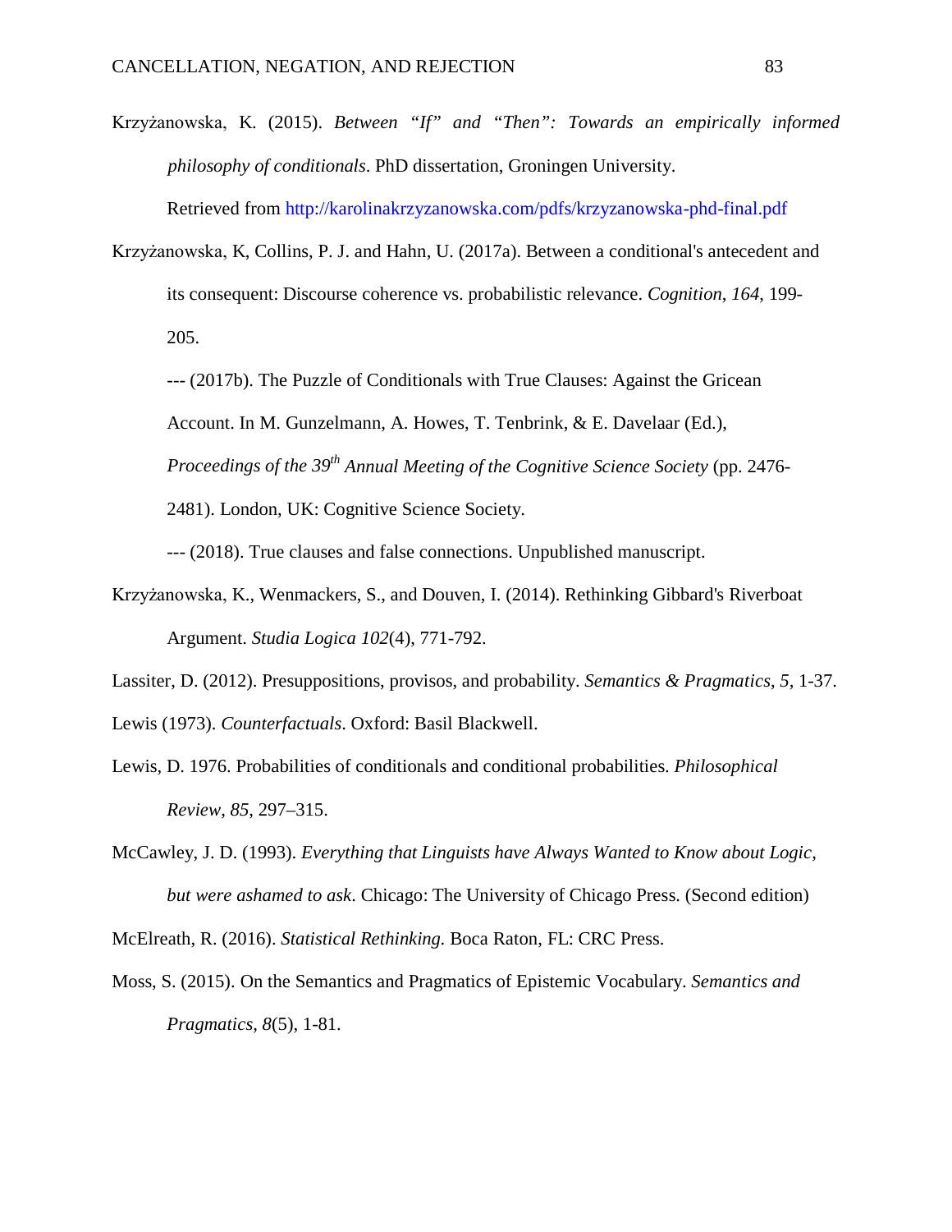Krzyżanowska, K. (2015). *Between "If" and "Then": Towards an empirically informed philosophy of conditionals*. PhD dissertation, Groningen University. Retrieved from http://karolinakrzyzanowska.com/pdfs/krzyzanowska-phd-final.pdf

Krzyżanowska, K, Collins, P. J. and Hahn, U. (2017a). Between a conditional's antecedent and its consequent: Discourse coherence vs. probabilistic relevance. *Cognition*, *164*, 199-205.

--- (2017b). The Puzzle of Conditionals with True Clauses: Against the Gricean Account. In M. Gunzelmann, A. Howes, T. Tenbrink, & E. Davelaar (Ed.), *Proceedings of the 39th Annual Meeting of the Cognitive Science Society* (pp. 2476-2481). London, UK: Cognitive Science Society.

--- (2018). True clauses and false connections. Unpublished manuscript.

Krzyżanowska, K., Wenmackers, S., and Douven, I. (2014). Rethinking Gibbard's Riverboat Argument. *Studia Logica 102*(4), 771-792.

Lassiter, D. (2012). Presuppositions, provisos, and probability. *Semantics & Pragmatics*, *5*, 1-37.

Lewis (1973). *Counterfactuals*. Oxford: Basil Blackwell.

Lewis, D. 1976. Probabilities of conditionals and conditional probabilities. *Philosophical Review*, *85*, 297–315.

McCawley, J. D. (1993). *Everything that Linguists have Always Wanted to Know about Logic, but were ashamed to ask*. Chicago: The University of Chicago Press. (Second edition)

McElreath, R. (2016). *Statistical Rethinking.* Boca Raton, FL: CRC Press.

Moss, S. (2015). On the Semantics and Pragmatics of Epistemic Vocabulary. *Semantics and Pragmatics*, *8*(5), 1-81.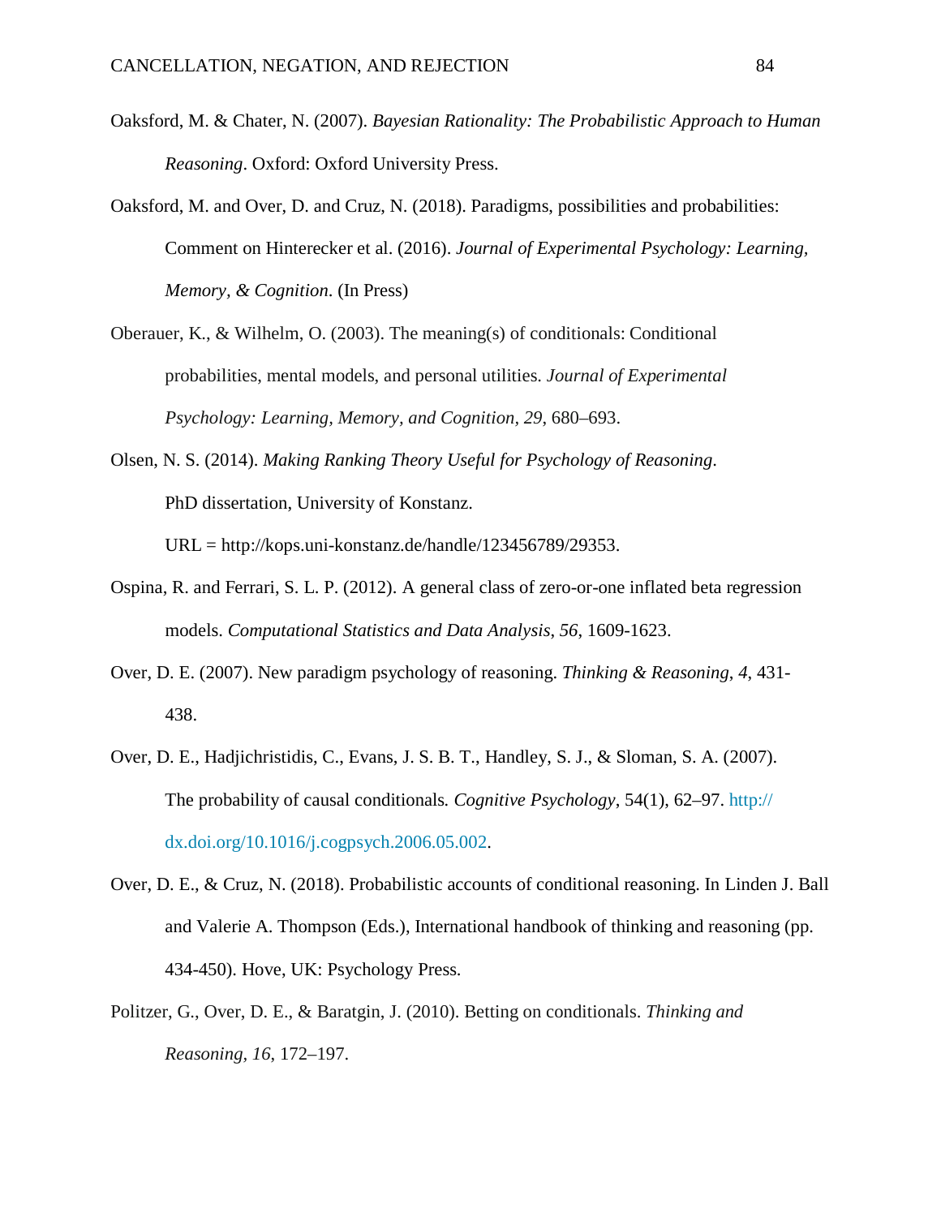Oaksford, M. & Chater, N. (2007). *Bayesian Rationality: The Probabilistic Approach to Human Reasoning*. Oxford: Oxford University Press.

Oaksford, M. and Over, D. and Cruz, N. (2018). Paradigms, possibilities and probabilities: Comment on Hinterecker et al. (2016). *Journal of Experimental Psychology: Learning, Memory, & Cognition*. (In Press)

Oberauer, K., & Wilhelm, O. (2003). The meaning(s) of conditionals: Conditional probabilities, mental models, and personal utilities. *Journal of Experimental Psychology: Learning, Memory, and Cognition, 29*, 680–693.

Olsen, N. S. (2014). *Making Ranking Theory Useful for Psychology of Reasoning*. PhD dissertation, University of Konstanz. URL = http://kops.uni-konstanz.de/handle/123456789/29353.

Ospina, R. and Ferrari, S. L. P. (2012). A general class of zero-or-one inflated beta regression models. *Computational Statistics and Data Analysis, 56*, 1609-1623.

Over, D. E. (2007). New paradigm psychology of reasoning. *Thinking & Reasoning*, *4,* 431-438.

Over, D. E., Hadjichristidis, C., Evans, J. S. B. T., Handley, S. J., & Sloman, S. A. (2007). The probability of causal conditionals*. Cognitive Psychology*, 54(1), 62–97. http://dx.doi.org/10.1016/j.cogpsych.2006.05.002.

Over, D. E., & Cruz, N. (2018). Probabilistic accounts of conditional reasoning. In Linden J. Ball and Valerie A. Thompson (Eds.), International handbook of thinking and reasoning (pp. 434-450). Hove, UK: Psychology Press.

Politzer, G., Over, D. E., & Baratgin, J. (2010). Betting on conditionals. *Thinking and Reasoning, 16,* 172–197.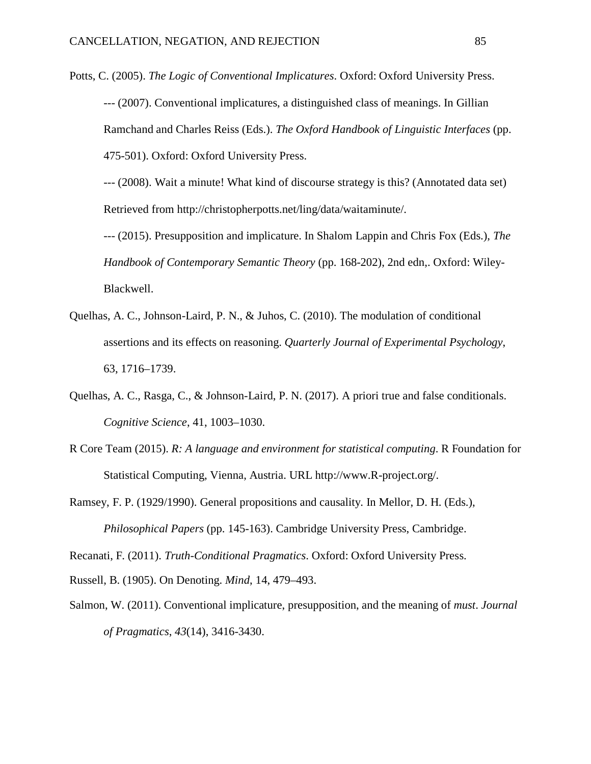Potts, C. (2005). *The Logic of Conventional Implicatures*. Oxford: Oxford University Press.

--- (2007). Conventional implicatures, a distinguished class of meanings. In Gillian Ramchand and Charles Reiss (Eds.). *The Oxford Handbook of Linguistic Interfaces* (pp. 475-501). Oxford: Oxford University Press.

--- (2008). Wait a minute! What kind of discourse strategy is this? (Annotated data set) Retrieved from http://christopherpotts.net/ling/data/waitaminute/.

--- (2015). Presupposition and implicature. In Shalom Lappin and Chris Fox (Eds.), *The Handbook of Contemporary Semantic Theory* (pp. 168-202), 2nd edn,. Oxford: Wiley-Blackwell.

Quelhas, A. C., Johnson-Laird, P. N., & Juhos, C. (2010). The modulation of conditional assertions and its effects on reasoning. *Quarterly Journal of Experimental Psychology*, 63, 1716–1739.

Quelhas, A. C., Rasga, C., & Johnson-Laird, P. N. (2017). A priori true and false conditionals. *Cognitive Science*, 41, 1003–1030.

R Core Team (2015). *R: A language and environment for statistical computing*. R Foundation for Statistical Computing, Vienna, Austria. URL http://www.R-project.org/.

Ramsey, F. P. (1929/1990). General propositions and causality. In Mellor, D. H. (Eds.), *Philosophical Papers* (pp. 145-163). Cambridge University Press, Cambridge.

Recanati, F. (2011). *Truth-Conditional Pragmatics*. Oxford: Oxford University Press.

Russell, B. (1905). On Denoting. *Mind*, 14, 479–493.

Salmon, W. (2011). Conventional implicature, presupposition, and the meaning of *must*. *Journal of Pragmatics*, *43*(14), 3416-3430.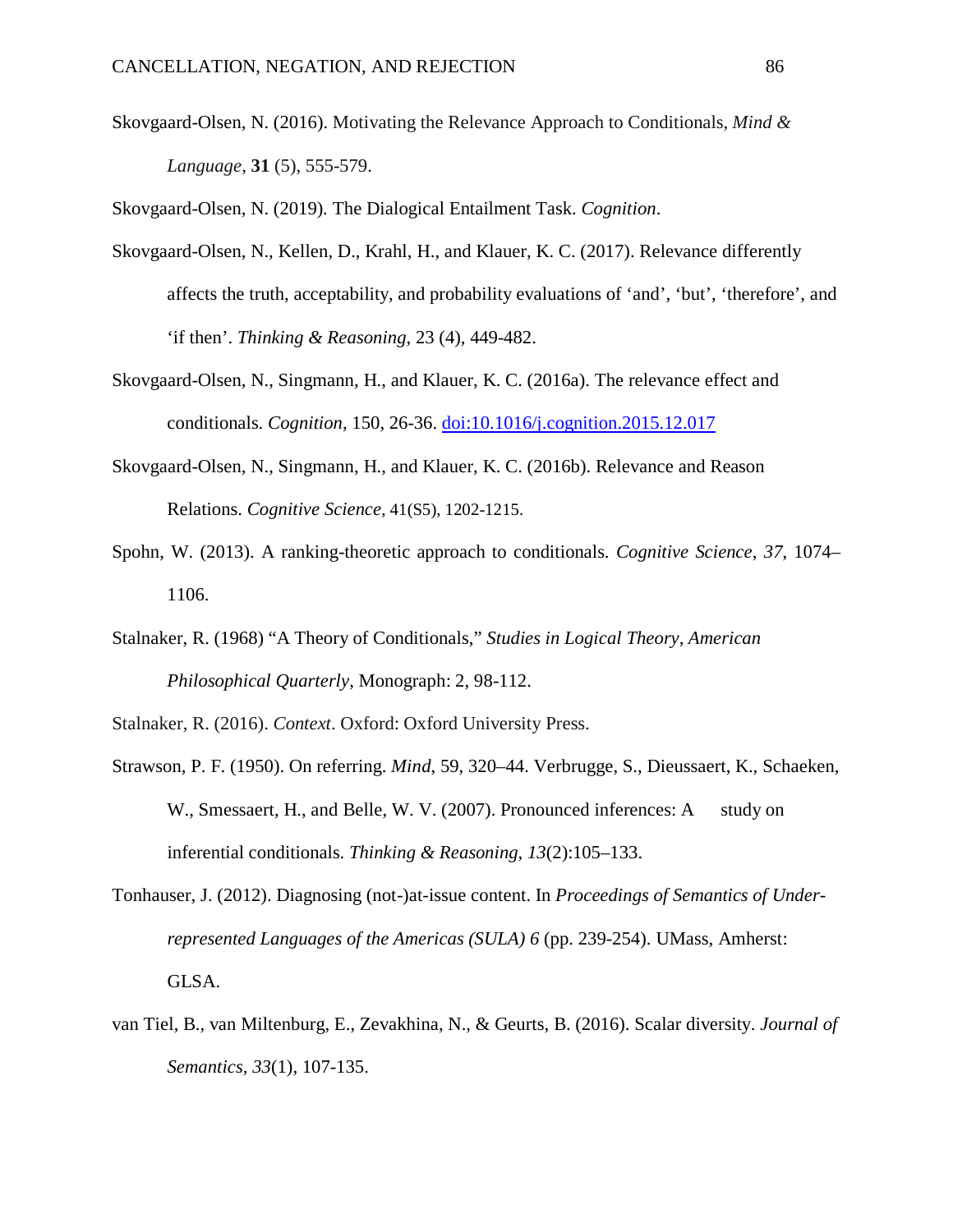Skovgaard-Olsen, N. (2016). Motivating the Relevance Approach to Conditionals, *Mind & Language*, **31** (5), 555-579.

Skovgaard-Olsen, N. (2019). The Dialogical Entailment Task. *Cognition*.

Skovgaard-Olsen, N., Kellen, D., Krahl, H., and Klauer, K. C. (2017). Relevance differently affects the truth, acceptability, and probability evaluations of 'and', 'but', 'therefore', and 'if then'. *Thinking & Reasoning*, 23 (4), 449-482.

Skovgaard-Olsen, N., Singmann, H., and Klauer, K. C. (2016a). The relevance effect and conditionals. *Cognition*, 150, 26-36. doi:10.1016/j.cognition.2015.12.017

Skovgaard-Olsen, N., Singmann, H., and Klauer, K. C. (2016b). Relevance and Reason Relations. *Cognitive Science*, 41(S5), 1202-1215.

Spohn, W. (2013). A ranking-theoretic approach to conditionals. *Cognitive Science*, *37*, 1074–1106.

Stalnaker, R. (1968) "A Theory of Conditionals," *Studies in Logical Theory, American Philosophical Quarterly*, Monograph: 2, 98-112.

Stalnaker, R. (2016). *Context*. Oxford: Oxford University Press.

Strawson, P. F. (1950). On referring. *Mind*, 59, 320–44. Verbrugge, S., Dieussaert, K., Schaeken, W., Smessaert, H., and Belle, W. V. (2007). Pronounced inferences: A study on inferential conditionals. *Thinking & Reasoning*, *13*(2):105–133.

Tonhauser, J. (2012). Diagnosing (not-)at-issue content. In *Proceedings of Semantics of Under-represented Languages of the Americas (SULA) 6* (pp. 239-254). UMass, Amherst: GLSA.

van Tiel, B., van Miltenburg, E., Zevakhina, N., & Geurts, B. (2016). Scalar diversity. *Journal of Semantics*, *33*(1), 107-135.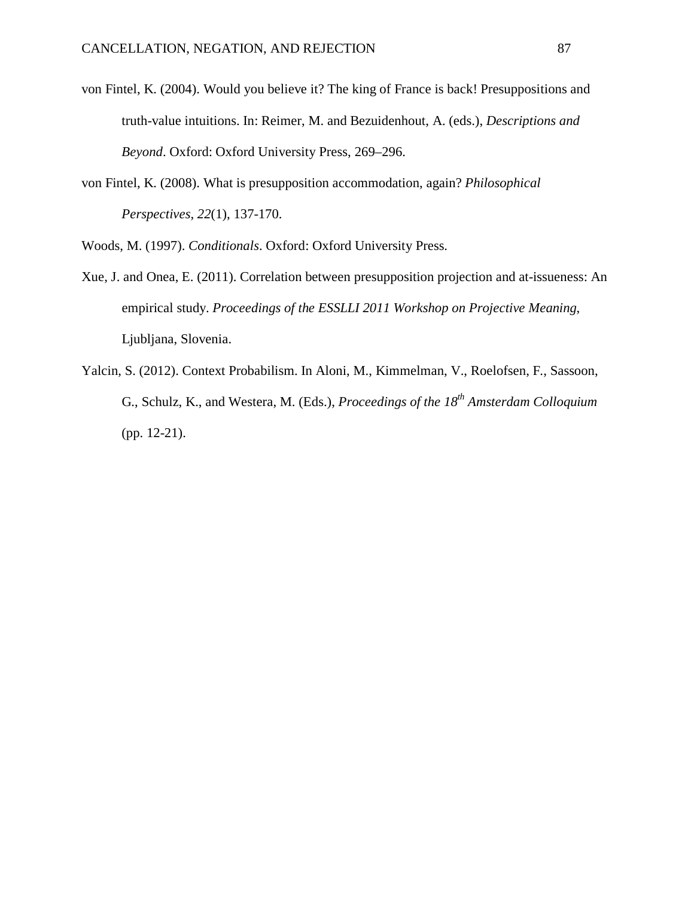von Fintel, K. (2004). Would you believe it? The king of France is back! Presuppositions and truth-value intuitions. In: Reimer, M. and Bezuidenhout, A. (eds.), *Descriptions and Beyond*. Oxford: Oxford University Press, 269–296.

von Fintel, K. (2008). What is presupposition accommodation, again? *Philosophical Perspectives, 22*(1), 137-170.

Woods, M. (1997). *Conditionals*. Oxford: Oxford University Press.

Xue, J. and Onea, E. (2011). Correlation between presupposition projection and at-issueness: An empirical study. *Proceedings of the ESSLLI 2011 Workshop on Projective Meaning*, Ljubljana, Slovenia.

Yalcin, S. (2012). Context Probabilism. In Aloni, M., Kimmelman, V., Roelofsen, F., Sassoon, G., Schulz, K., and Westera, M. (Eds.), *Proceedings of the 18th Amsterdam Colloquium* (pp. 12-21).